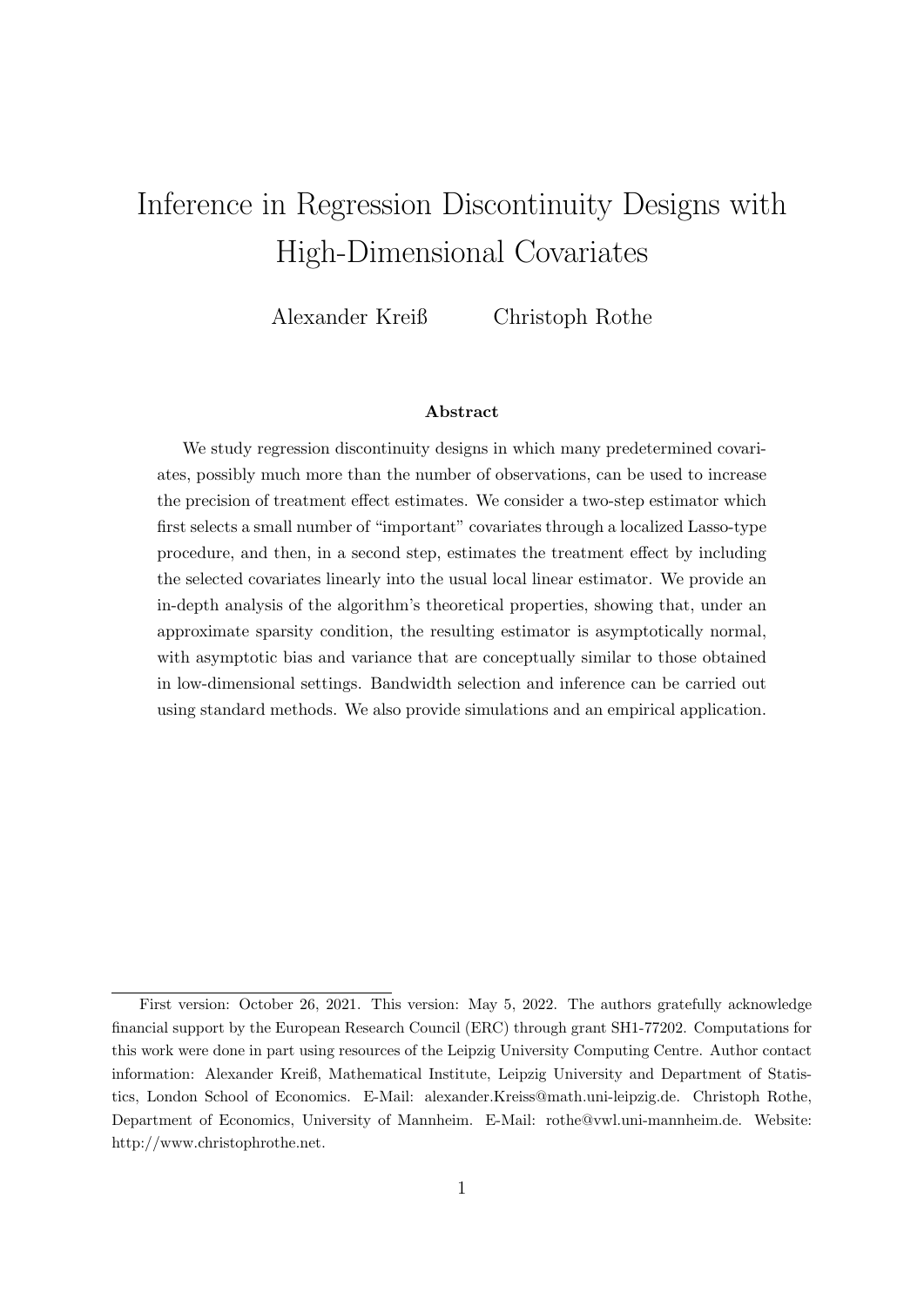# Inference in Regression Discontinuity Designs with High-Dimensional Covariates

Alexander Kreiß Christoph Rothe

## Abstract

We study regression discontinuity designs in which many predetermined covariates, possibly much more than the number of observations, can be used to increase the precision of treatment effect estimates. We consider a two-step estimator which first selects a small number of "important" covariates through a localized Lasso-type procedure, and then, in a second step, estimates the treatment effect by including the selected covariates linearly into the usual local linear estimator. We provide an in-depth analysis of the algorithm's theoretical properties, showing that, under an approximate sparsity condition, the resulting estimator is asymptotically normal, with asymptotic bias and variance that are conceptually similar to those obtained in low-dimensional settings. Bandwidth selection and inference can be carried out using standard methods. We also provide simulations and an empirical application.

---

First version: October 26, 2021. This version: May 5, 2022. The authors gratefully acknowledge financial support by the European Research Council (ERC) through grant SH1-77202. Computations for this work were done in part using resources of the Leipzig University Computing Centre. Author contact information: Alexander Kreiß, Mathematical Institute, Leipzig University and Department of Statistics, London School of Economics. E-Mail: alexander.Kreiss@math.uni-leipzig.de. Christoph Rothe, Department of Economics, University of Mannheim. E-Mail: rothe@vwl.uni-mannheim.de. Website: http://www.christophrothe.net.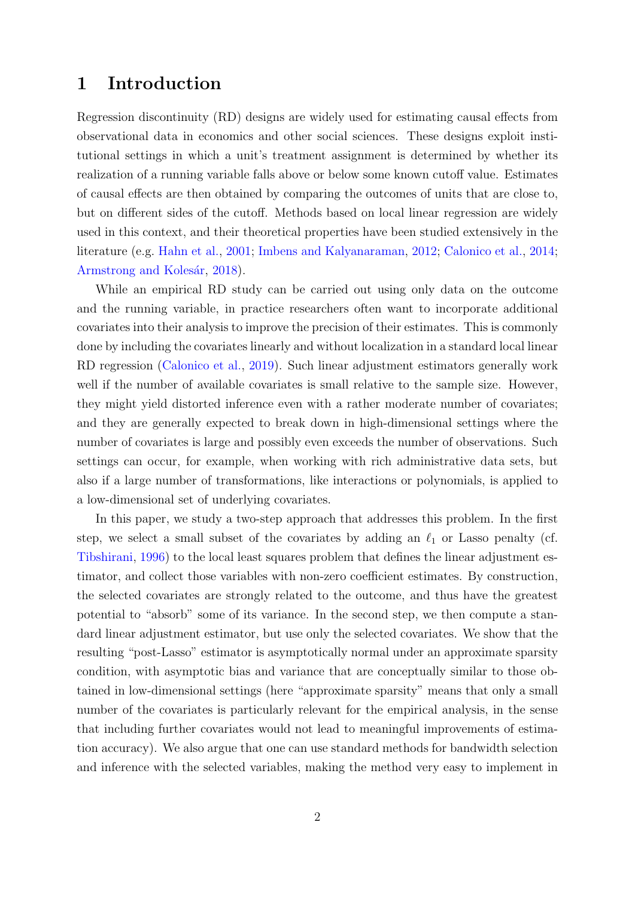# 1 Introduction

Regression discontinuity (RD) designs are widely used for estimating causal effects from observational data in economics and other social sciences. These designs exploit institutional settings in which a unit's treatment assignment is determined by whether its realization of a running variable falls above or below some known cutoff value. Estimates of causal effects are then obtained by comparing the outcomes of units that are close to, but on different sides of the cutoff. Methods based on local linear regression are widely used in this context, and their theoretical properties have been studied extensively in the literature (e.g. Hahn et al., 2001; Imbens and Kalyanaraman, 2012; Calonico et al., 2014; Armstrong and Kolesár, 2018).

While an empirical RD study can be carried out using only data on the outcome and the running variable, in practice researchers often want to incorporate additional covariates into their analysis to improve the precision of their estimates. This is commonly done by including the covariates linearly and without localization in a standard local linear RD regression (Calonico et al., 2019). Such linear adjustment estimators generally work well if the number of available covariates is small relative to the sample size. However, they might yield distorted inference even with a rather moderate number of covariates; and they are generally expected to break down in high-dimensional settings where the number of covariates is large and possibly even exceeds the number of observations. Such settings can occur, for example, when working with rich administrative data sets, but also if a large number of transformations, like interactions or polynomials, is applied to a low-dimensional set of underlying covariates.

In this paper, we study a two-step approach that addresses this problem. In the first step, we select a small subset of the covariates by adding an $\ell_1$ or Lasso penalty (cf. Tibshirani, 1996) to the local least squares problem that defines the linear adjustment estimator, and collect those variables with non-zero coefficient estimates. By construction, the selected covariates are strongly related to the outcome, and thus have the greatest potential to "absorb" some of its variance. In the second step, we then compute a standard linear adjustment estimator, but use only the selected covariates. We show that the resulting "post-Lasso" estimator is asymptotically normal under an approximate sparsity condition, with asymptotic bias and variance that are conceptually similar to those obtained in low-dimensional settings (here "approximate sparsity" means that only a small number of the covariates is particularly relevant for the empirical analysis, in the sense that including further covariates would not lead to meaningful improvements of estimation accuracy). We also argue that one can use standard methods for bandwidth selection and inference with the selected variables, making the method very easy to implement in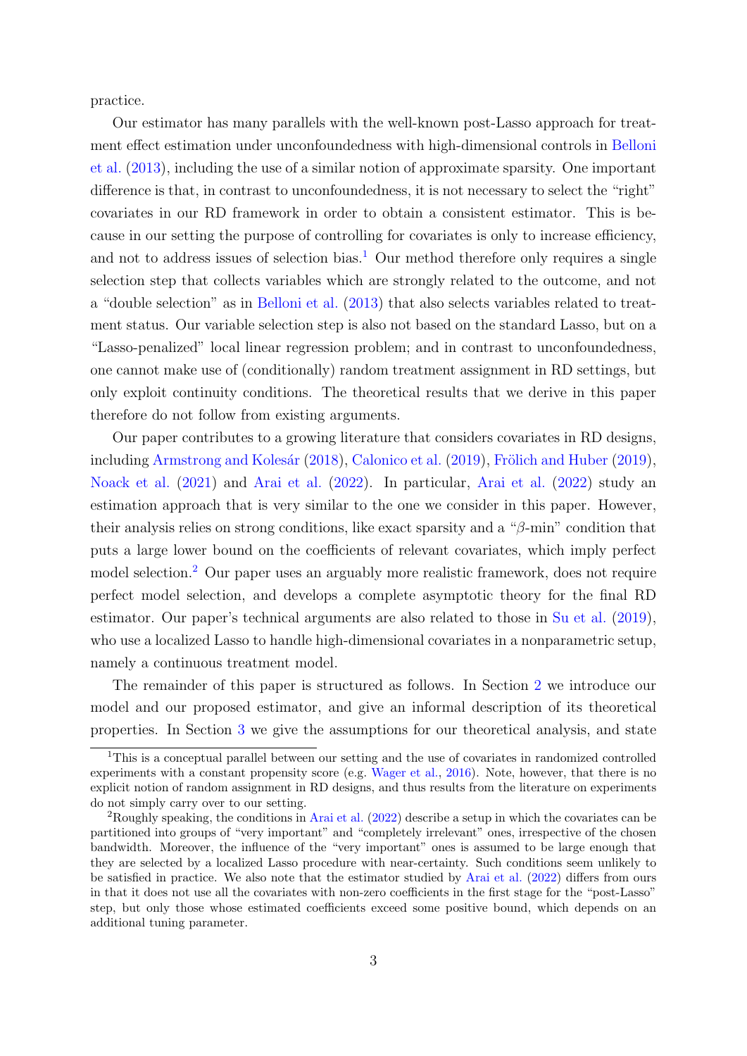practice.

Our estimator has many parallels with the well-known post-Lasso approach for treatment effect estimation under unconfoundedness with high-dimensional controls in Belloni et al. (2013), including the use of a similar notion of approximate sparsity. One important difference is that, in contrast to unconfoundedness, it is not necessary to select the "right" covariates in our RD framework in order to obtain a consistent estimator. This is because in our setting the purpose of controlling for covariates is only to increase efficiency, and not to address issues of selection bias.[1] Our method therefore only requires a single selection step that collects variables which are strongly related to the outcome, and not a "double selection" as in Belloni et al. (2013) that also selects variables related to treatment status. Our variable selection step is also not based on the standard Lasso, but on a "Lasso-penalized" local linear regression problem; and in contrast to unconfoundedness, one cannot make use of (conditionally) random treatment assignment in RD settings, but only exploit continuity conditions. The theoretical results that we derive in this paper therefore do not follow from existing arguments.

Our paper contributes to a growing literature that considers covariates in RD designs, including Armstrong and Kolesár (2018), Calonico et al. (2019), Frölich and Huber (2019), Noack et al. (2021) and Arai et al. (2022). In particular, Arai et al. (2022) study an estimation approach that is very similar to the one we consider in this paper. However, their analysis relies on strong conditions, like exact sparsity and a "$\beta$-min" condition that puts a large lower bound on the coefficients of relevant covariates, which imply perfect model selection.[2] Our paper uses an arguably more realistic framework, does not require perfect model selection, and develops a complete asymptotic theory for the final RD estimator. Our paper's technical arguments are also related to those in Su et al. (2019), who use a localized Lasso to handle high-dimensional covariates in a nonparametric setup, namely a continuous treatment model.

The remainder of this paper is structured as follows. In Section 2 we introduce our model and our proposed estimator, and give an informal description of its theoretical properties. In Section 3 we give the assumptions for our theoretical analysis, and state

---

[1] This is a conceptual parallel between our setting and the use of covariates in randomized controlled experiments with a constant propensity score (e.g. Wager et al., 2016). Note, however, that there is no explicit notion of random assignment in RD designs, and thus results from the literature on experiments do not simply carry over to our setting.

[2] Roughly speaking, the conditions in Arai et al. (2022) describe a setup in which the covariates can be partitioned into groups of "very important" and "completely irrelevant" ones, irrespective of the chosen bandwidth. Moreover, the influence of the "very important" ones is assumed to be large enough that they are selected by a localized Lasso procedure with near-certainty. Such conditions seem unlikely to be satisfied in practice. We also note that the estimator studied by Arai et al. (2022) differs from ours in that it does not use all the covariates with non-zero coefficients in the first stage for the "post-Lasso" step, but only those whose estimated coefficients exceed some positive bound, which depends on an additional tuning parameter.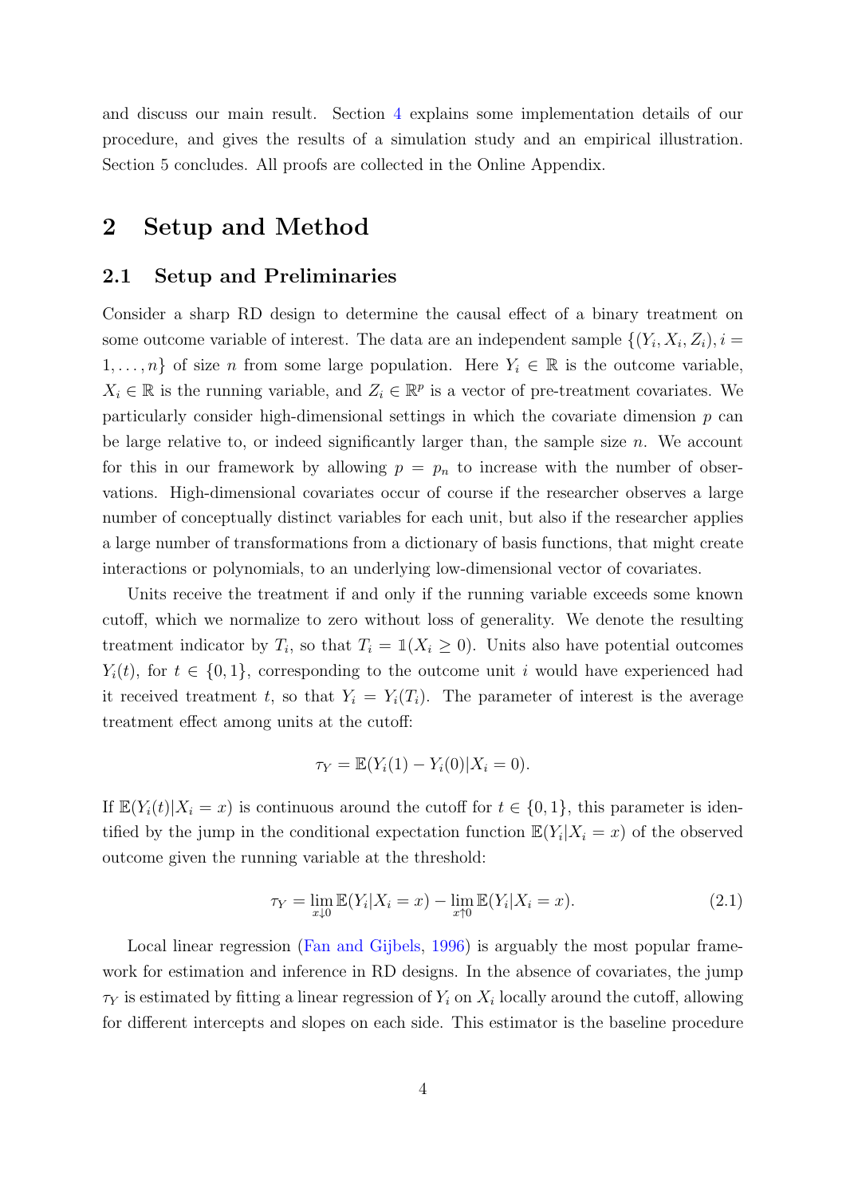and discuss our main result. Section 4 explains some implementation details of our procedure, and gives the results of a simulation study and an empirical illustration. Section 5 concludes. All proofs are collected in the Online Appendix.

## 2 Setup and Method

### 2.1 Setup and Preliminaries

Consider a sharp RD design to determine the causal effect of a binary treatment on some outcome variable of interest. The data are an independent sample $\{(Y_i, X_i, Z_i), i = 1, \ldots, n\}$ of size $n$ from some large population. Here $Y_i \in \mathbb{R}$ is the outcome variable, $X_i \in \mathbb{R}$ is the running variable, and $Z_i \in \mathbb{R}^p$ is a vector of pre-treatment covariates. We particularly consider high-dimensional settings in which the covariate dimension $p$ can be large relative to, or indeed significantly larger than, the sample size $n$. We account for this in our framework by allowing $p = p_n$ to increase with the number of observations. High-dimensional covariates occur of course if the researcher observes a large number of conceptually distinct variables for each unit, but also if the researcher applies a large number of transformations from a dictionary of basis functions, that might create interactions or polynomials, to an underlying low-dimensional vector of covariates.

Units receive the treatment if and only if the running variable exceeds some known cutoff, which we normalize to zero without loss of generality. We denote the resulting treatment indicator by $T_i$, so that $T_i = \mathbb{1}(X_i \geq 0)$. Units also have potential outcomes $Y_i(t)$, for $t \in \{0, 1\}$, corresponding to the outcome unit $i$ would have experienced had it received treatment $t$, so that $Y_i = Y_i(T_i)$. The parameter of interest is the average treatment effect among units at the cutoff:

$$\tau_Y = \mathbb{E}(Y_i(1) - Y_i(0)|X_i = 0).$$

If $\mathbb{E}(Y_i(t)|X_i = x)$ is continuous around the cutoff for $t \in \{0, 1\}$, this parameter is identified by the jump in the conditional expectation function $\mathbb{E}(Y_i|X_i = x)$ of the observed outcome given the running variable at the threshold:

$$\tau_Y = \lim_{x \downarrow 0} \mathbb{E}(Y_i|X_i = x) - \lim_{x \uparrow 0} \mathbb{E}(Y_i|X_i = x). \tag{2.1}$$

Local linear regression (Fan and Gijbels, 1996) is arguably the most popular framework for estimation and inference in RD designs. In the absence of covariates, the jump $\tau_Y$ is estimated by fitting a linear regression of $Y_i$ on $X_i$ locally around the cutoff, allowing for different intercepts and slopes on each side. This estimator is the baseline procedure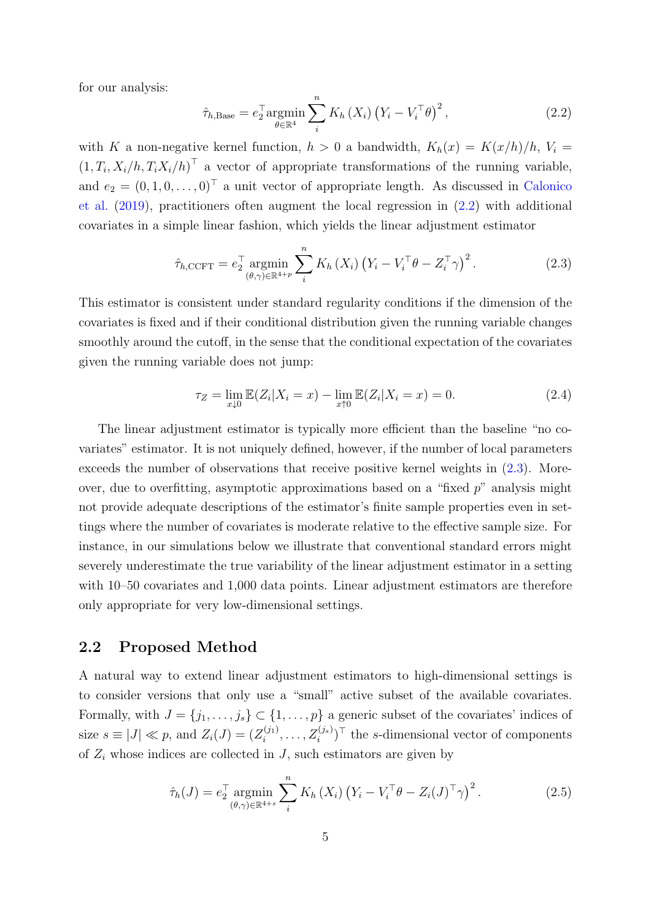for our analysis:

$$\hat{\tau}_{h,\text{Base}} = e_2^\top \underset{\theta \in \mathbb{R}^4}{\operatorname{argmin}} \sum_i^n K_h(X_i) \left(Y_i - V_i^\top \theta\right)^2, \tag{2.2}$$

with $K$ a non-negative kernel function, $h > 0$ a bandwidth, $K_h(x) = K(x/h)/h$, $V_i = (1, T_i, X_i/h, T_i X_i/h)^\top$ a vector of appropriate transformations of the running variable, and $e_2 = (0, 1, 0, \ldots, 0)^\top$ a unit vector of appropriate length. As discussed in Calonico et al. (2019), practitioners often augment the local regression in (2.2) with additional covariates in a simple linear fashion, which yields the linear adjustment estimator

$$\hat{\tau}_{h,\text{CCFT}} = e_2^\top \underset{(\theta,\gamma) \in \mathbb{R}^{4+p}}{\operatorname{argmin}} \sum_i^n K_h(X_i) \left(Y_i - V_i^\top \theta - Z_i^\top \gamma\right)^2. \tag{2.3}$$

This estimator is consistent under standard regularity conditions if the dimension of the covariates is fixed and if their conditional distribution given the running variable changes smoothly around the cutoff, in the sense that the conditional expectation of the covariates given the running variable does not jump:

$$\tau_Z = \lim_{x \downarrow 0} \mathbb{E}(Z_i | X_i = x) - \lim_{x \uparrow 0} \mathbb{E}(Z_i | X_i = x) = 0. \tag{2.4}$$

The linear adjustment estimator is typically more efficient than the baseline "no covariates" estimator. It is not uniquely defined, however, if the number of local parameters exceeds the number of observations that receive positive kernel weights in (2.3). Moreover, due to overfitting, asymptotic approximations based on a "fixed $p$" analysis might not provide adequate descriptions of the estimator's finite sample properties even in settings where the number of covariates is moderate relative to the effective sample size. For instance, in our simulations below we illustrate that conventional standard errors might severely underestimate the true variability of the linear adjustment estimator in a setting with 10–50 covariates and 1,000 data points. Linear adjustment estimators are therefore only appropriate for very low-dimensional settings.

## 2.2 Proposed Method

A natural way to extend linear adjustment estimators to high-dimensional settings is to consider versions that only use a "small" active subset of the available covariates. Formally, with $J = \{j_1, \ldots, j_s\} \subset \{1, \ldots, p\}$ a generic subset of the covariates' indices of size $s \equiv |J| \ll p$, and $Z_i(J) = (Z_i^{(j_1)}, \ldots, Z_i^{(j_s)})^\top$ the $s$-dimensional vector of components of $Z_i$ whose indices are collected in $J$, such estimators are given by

$$\hat{\tau}_h(J) = e_2^\top \underset{(\theta,\gamma) \in \mathbb{R}^{4+s}}{\operatorname{argmin}} \sum_i^n K_h(X_i) \left(Y_i - V_i^\top \theta - Z_i(J)^\top \gamma\right)^2. \tag{2.5}$$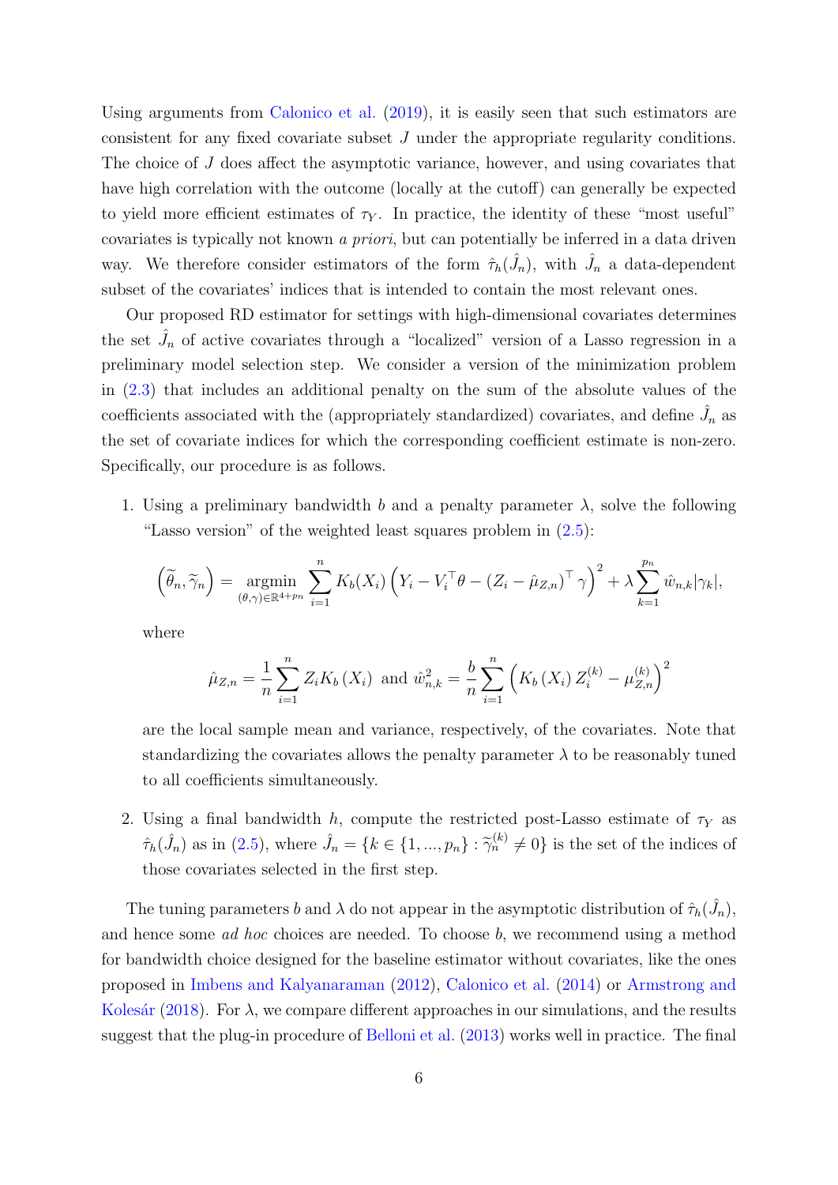Using arguments from Calonico et al. (2019), it is easily seen that such estimators are consistent for any fixed covariate subset $J$ under the appropriate regularity conditions. The choice of $J$ does affect the asymptotic variance, however, and using covariates that have high correlation with the outcome (locally at the cutoff) can generally be expected to yield more efficient estimates of $\tau_Y$. In practice, the identity of these "most useful" covariates is typically not known *a priori*, but can potentially be inferred in a data driven way. We therefore consider estimators of the form $\hat{\tau}_h(\hat{J}_n)$, with $\hat{J}_n$ a data-dependent subset of the covariates' indices that is intended to contain the most relevant ones.

Our proposed RD estimator for settings with high-dimensional covariates determines the set $\hat{J}_n$ of active covariates through a "localized" version of a Lasso regression in a preliminary model selection step. We consider a version of the minimization problem in (2.3) that includes an additional penalty on the sum of the absolute values of the coefficients associated with the (appropriately standardized) covariates, and define $\hat{J}_n$ as the set of covariate indices for which the corresponding coefficient estimate is non-zero. Specifically, our procedure is as follows.

1. Using a preliminary bandwidth $b$ and a penalty parameter $\lambda$, solve the following "Lasso version" of the weighted least squares problem in (2.5):

$$\left(\widetilde{\theta}_n, \widetilde{\gamma}_n\right) = \underset{(\theta,\gamma)\in\mathbb{R}^{4+p_n}}{\operatorname{argmin}} \sum_{i=1}^{n} K_b(X_i)\left(Y_i - V_i^\top \theta - \left(Z_i - \hat{\mu}_{Z,n}\right)^\top \gamma\right)^2 + \lambda \sum_{k=1}^{p_n} \hat{w}_{n,k}|\gamma_k|,$$

   where

$$\hat{\mu}_{Z,n} = \frac{1}{n}\sum_{i=1}^{n} Z_i K_b\left(X_i\right) \text{ and } \hat{w}_{n,k}^2 = \frac{b}{n}\sum_{i=1}^{n}\left(K_b\left(X_i\right) Z_i^{(k)} - \mu_{Z,n}^{(k)}\right)^2$$

   are the local sample mean and variance, respectively, of the covariates. Note that standardizing the covariates allows the penalty parameter $\lambda$ to be reasonably tuned to all coefficients simultaneously.

2. Using a final bandwidth $h$, compute the restricted post-Lasso estimate of $\tau_Y$ as $\hat{\tau}_h(\hat{J}_n)$ as in (2.5), where $\hat{J}_n = \{k \in \{1, ..., p_n\} : \widetilde{\gamma}_n^{(k)} \neq 0\}$ is the set of the indices of those covariates selected in the first step.

The tuning parameters $b$ and $\lambda$ do not appear in the asymptotic distribution of $\hat{\tau}_h(\hat{J}_n)$, and hence some *ad hoc* choices are needed. To choose $b$, we recommend using a method for bandwidth choice designed for the baseline estimator without covariates, like the ones proposed in Imbens and Kalyanaraman (2012), Calonico et al. (2014) or Armstrong and Kolesár (2018). For $\lambda$, we compare different approaches in our simulations, and the results suggest that the plug-in procedure of Belloni et al. (2013) works well in practice. The final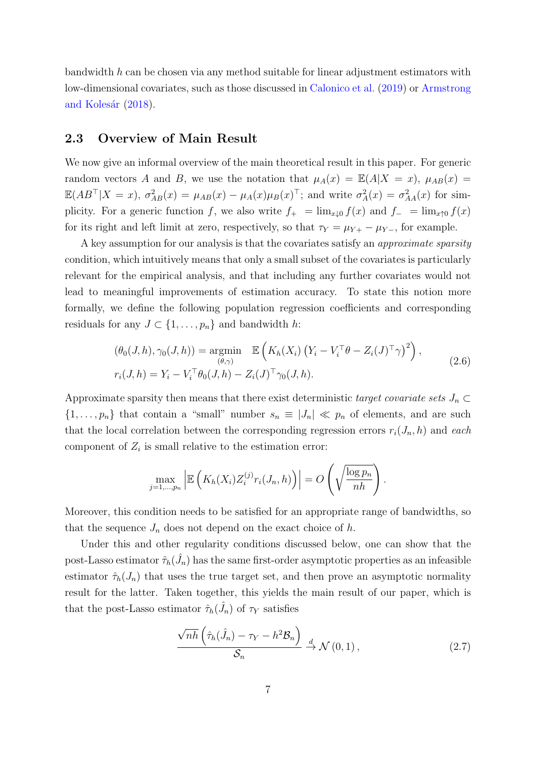bandwidth $h$ can be chosen via any method suitable for linear adjustment estimators with low-dimensional covariates, such as those discussed in Calonico et al. (2019) or Armstrong and Kolesár (2018).

## 2.3 Overview of Main Result

We now give an informal overview of the main theoretical result in this paper. For generic random vectors $A$ and $B$, we use the notation that $\mu_A(x) = \mathbb{E}(A|X = x)$, $\mu_{AB}(x) = \mathbb{E}(AB^\top|X = x)$, $\sigma^2_{AB}(x) = \mu_{AB}(x) - \mu_A(x)\mu_B(x)^\top$; and write $\sigma^2_A(x) = \sigma^2_{AA}(x)$ for simplicity. For a generic function $f$, we also write $f_+ = \lim_{x\downarrow 0} f(x)$ and $f_- = \lim_{x\uparrow 0} f(x)$ for its right and left limit at zero, respectively, so that $\tau_Y = \mu_{Y+} - \mu_{Y-}$, for example.

A key assumption for our analysis is that the covariates satisfy an *approximate sparsity* condition, which intuitively means that only a small subset of the covariates is particularly relevant for the empirical analysis, and that including any further covariates would not lead to meaningful improvements of estimation accuracy. To state this notion more formally, we define the following population regression coefficients and corresponding residuals for any $J \subset \{1, \ldots, p_n\}$ and bandwidth $h$:

$$
\begin{aligned}
(\theta_0(J,h), \gamma_0(J,h)) &= \underset{(\theta,\gamma)}{\operatorname{argmin}} \quad \mathbb{E}\left(K_h(X_i)\left(Y_i - V_i^\top\theta - Z_i(J)^\top\gamma\right)^2\right), \\
r_i(J,h) &= Y_i - V_i^\top\theta_0(J,h) - Z_i(J)^\top\gamma_0(J,h).
\end{aligned}
\tag{2.6}
$$

Approximate sparsity then means that there exist deterministic *target covariate sets* $J_n \subset \{1, \ldots, p_n\}$ that contain a "small" number $s_n \equiv |J_n| \ll p_n$ of elements, and are such that the local correlation between the corresponding regression errors $r_i(J_n, h)$ and *each* component of $Z_i$ is small relative to the estimation error:

$$
\max_{j=1,\ldots,p_n} \left|\mathbb{E}\left(K_h(X_i)Z_i^{(j)}r_i(J_n,h)\right)\right| = O\left(\sqrt{\frac{\log p_n}{nh}}\right).
$$

Moreover, this condition needs to be satisfied for an appropriate range of bandwidths, so that the sequence $J_n$ does not depend on the exact choice of $h$.

Under this and other regularity conditions discussed below, one can show that the post-Lasso estimator $\hat\tau_h(\hat J_n)$ has the same first-order asymptotic properties as an infeasible estimator $\hat\tau_h(J_n)$ that uses the true target set, and then prove an asymptotic normality result for the latter. Taken together, this yields the main result of our paper, which is that the post-Lasso estimator $\hat\tau_h(\hat J_n)$ of $\tau_Y$ satisfies

$$
\frac{\sqrt{nh}\left(\hat\tau_h(\hat J_n) - \tau_Y - h^2\mathcal{B}_n\right)}{\mathcal{S}_n} \xrightarrow{d} \mathcal{N}(0,1),
\tag{2.7}
$$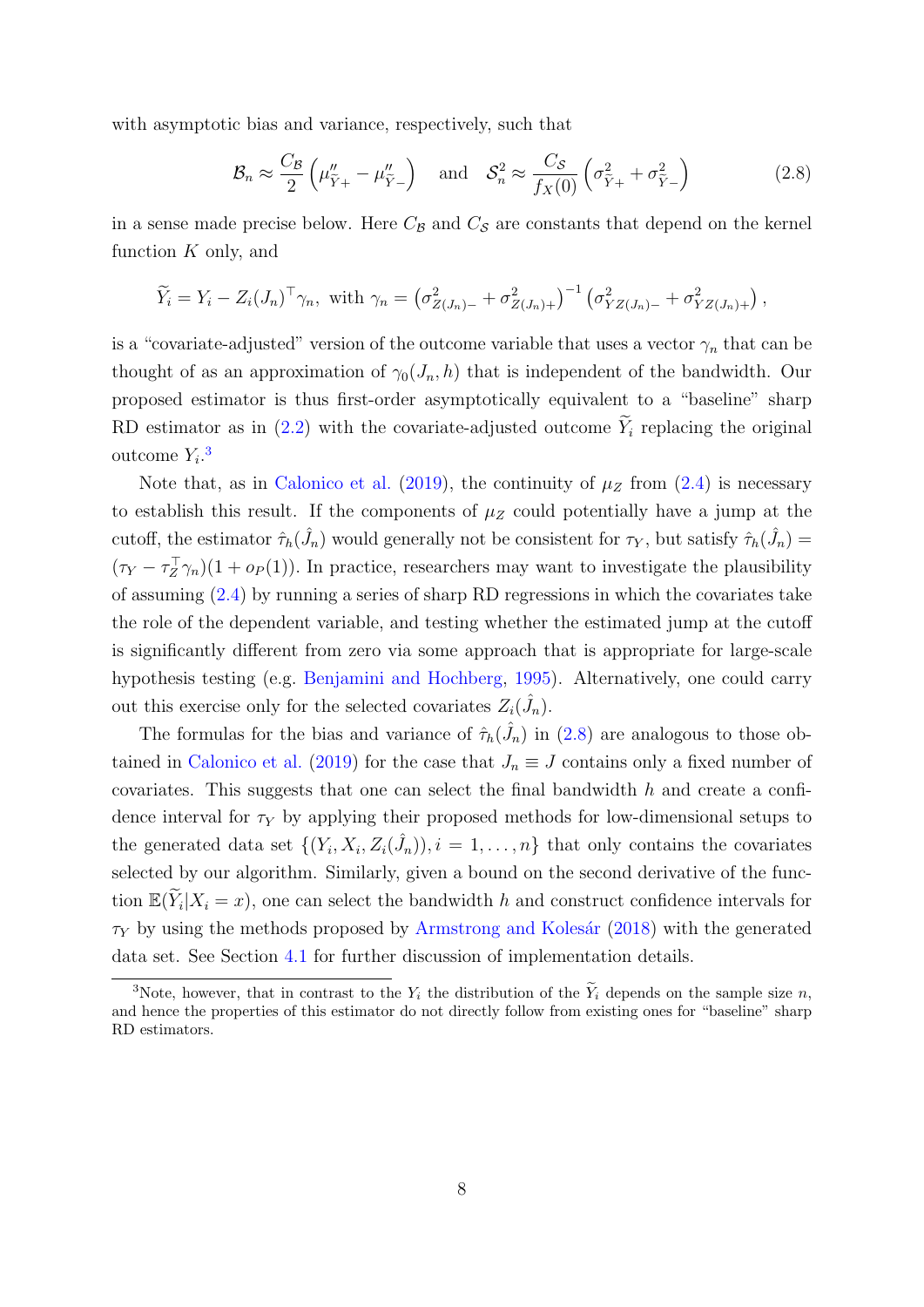with asymptotic bias and variance, respectively, such that

$$\mathcal{B}_n \approx \frac{C_{\mathcal{B}}}{2}\left(\mu''_{\widetilde{Y}+} - \mu''_{\widetilde{Y}-}\right) \quad \text{and} \quad \mathcal{S}_n^2 \approx \frac{C_{\mathcal{S}}}{f_X(0)}\left(\sigma^2_{\widetilde{Y}+} + \sigma^2_{\widetilde{Y}-}\right) \tag{2.8}$$

in a sense made precise below. Here $C_{\mathcal{B}}$ and $C_{\mathcal{S}}$ are constants that depend on the kernel function $K$ only, and

$$\widetilde{Y}_i = Y_i - Z_i(J_n)^\top \gamma_n, \text{ with } \gamma_n = \left(\sigma^2_{Z(J_n)-} + \sigma^2_{Z(J_n)+}\right)^{-1}\left(\sigma^2_{YZ(J_n)-} + \sigma^2_{YZ(J_n)+}\right),$$

is a "covariate-adjusted" version of the outcome variable that uses a vector $\gamma_n$ that can be thought of as an approximation of $\gamma_0(J_n, h)$ that is independent of the bandwidth. Our proposed estimator is thus first-order asymptotically equivalent to a "baseline" sharp RD estimator as in (2.2) with the covariate-adjusted outcome $\widetilde{Y}_i$ replacing the original outcome $Y_i$.[3]

Note that, as in Calonico et al. (2019), the continuity of $\mu_Z$ from (2.4) is necessary to establish this result. If the components of $\mu_Z$ could potentially have a jump at the cutoff, the estimator $\hat{\tau}_h(\hat{J}_n)$ would generally not be consistent for $\tau_Y$, but satisfy $\hat{\tau}_h(\hat{J}_n) = (\tau_Y - \tau_Z^\top \gamma_n)(1 + o_P(1))$. In practice, researchers may want to investigate the plausibility of assuming (2.4) by running a series of sharp RD regressions in which the covariates take the role of the dependent variable, and testing whether the estimated jump at the cutoff is significantly different from zero via some approach that is appropriate for large-scale hypothesis testing (e.g. Benjamini and Hochberg, 1995). Alternatively, one could carry out this exercise only for the selected covariates $Z_i(\hat{J}_n)$.

The formulas for the bias and variance of $\hat{\tau}_h(\hat{J}_n)$ in (2.8) are analogous to those obtained in Calonico et al. (2019) for the case that $J_n \equiv J$ contains only a fixed number of covariates. This suggests that one can select the final bandwidth $h$ and create a confidence interval for $\tau_Y$ by applying their proposed methods for low-dimensional setups to the generated data set $\{(Y_i, X_i, Z_i(\hat{J}_n)), i = 1, \ldots, n\}$ that only contains the covariates selected by our algorithm. Similarly, given a bound on the second derivative of the function $\mathbb{E}(\widetilde{Y}_i | X_i = x)$, one can select the bandwidth $h$ and construct confidence intervals for $\tau_Y$ by using the methods proposed by Armstrong and Kolesár (2018) with the generated data set. See Section 4.1 for further discussion of implementation details.

[3] Note, however, that in contrast to the $Y_i$ the distribution of the $\widetilde{Y}_i$ depends on the sample size $n$, and hence the properties of this estimator do not directly follow from existing ones for "baseline" sharp RD estimators.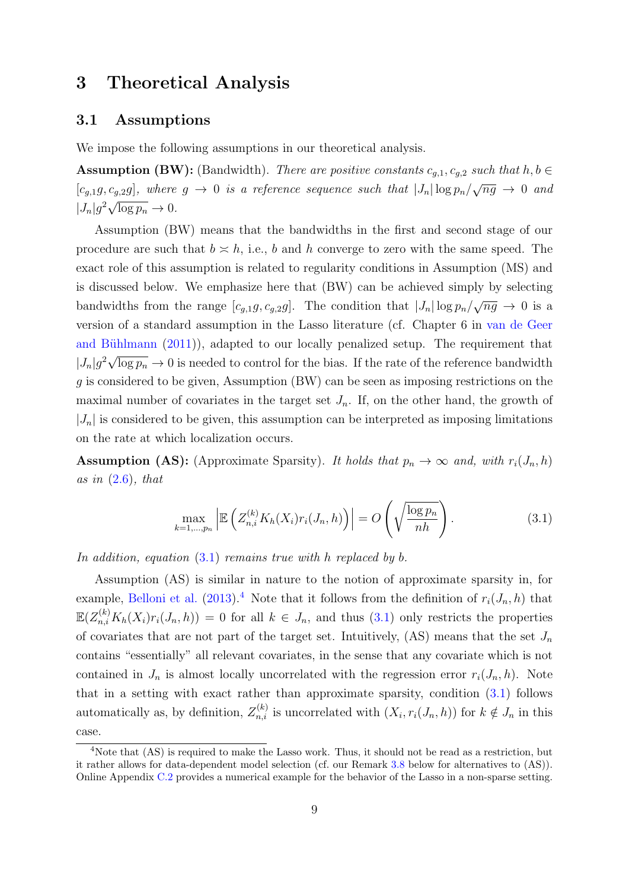# 3 Theoretical Analysis

## 3.1 Assumptions

We impose the following assumptions in our theoretical analysis.

**Assumption (BW):** (Bandwidth). *There are positive constants $c_{g,1}, c_{g,2}$ such that $h, b \in [c_{g,1}g, c_{g,2}g]$, where $g \to 0$ is a reference sequence such that $|J_n| \log p_n / \sqrt{ng} \to 0$ and $|J_n| g^2 \sqrt{\log p_n} \to 0$.*

Assumption (BW) means that the bandwidths in the first and second stage of our procedure are such that $b \asymp h$, i.e., $b$ and $h$ converge to zero with the same speed. The exact role of this assumption is related to regularity conditions in Assumption (MS) and is discussed below. We emphasize here that (BW) can be achieved simply by selecting bandwidths from the range $[c_{g,1}g, c_{g,2}g]$. The condition that $|J_n| \log p_n / \sqrt{ng} \to 0$ is a version of a standard assumption in the Lasso literature (cf. Chapter 6 in van de Geer and Bühlmann (2011)), adapted to our locally penalized setup. The requirement that $|J_n| g^2 \sqrt{\log p_n} \to 0$ is needed to control for the bias. If the rate of the reference bandwidth $g$ is considered to be given, Assumption (BW) can be seen as imposing restrictions on the maximal number of covariates in the target set $J_n$. If, on the other hand, the growth of $|J_n|$ is considered to be given, this assumption can be interpreted as imposing limitations on the rate at which localization occurs.

**Assumption (AS):** (Approximate Sparsity). *It holds that $p_n \to \infty$ and, with $r_i(J_n, h)$ as in (2.6), that*

$$\max_{k=1,\dots,p_n} \left| \mathbb{E}\left( Z_{n,i}^{(k)} K_h(X_i) r_i(J_n, h) \right) \right| = O\left( \sqrt{\frac{\log p_n}{nh}} \right). \tag{3.1}$$

*In addition, equation (3.1) remains true with $h$ replaced by $b$.*

Assumption (AS) is similar in nature to the notion of approximate sparsity in, for example, Belloni et al. (2013).[4] Note that it follows from the definition of $r_i(J_n, h)$ that $\mathbb{E}(Z_{n,i}^{(k)} K_h(X_i) r_i(J_n, h)) = 0$ for all $k \in J_n$, and thus (3.1) only restricts the properties of covariates that are not part of the target set. Intuitively, (AS) means that the set $J_n$ contains "essentially" all relevant covariates, in the sense that any covariate which is not contained in $J_n$ is almost locally uncorrelated with the regression error $r_i(J_n, h)$. Note that in a setting with exact rather than approximate sparsity, condition (3.1) follows automatically as, by definition, $Z_{n,i}^{(k)}$ is uncorrelated with $(X_i, r_i(J_n, h))$ for $k \notin J_n$ in this case.

[4] Note that (AS) is required to make the Lasso work. Thus, it should not be read as a restriction, but it rather allows for data-dependent model selection (cf. our Remark 3.8 below for alternatives to (AS)). Online Appendix C.2 provides a numerical example for the behavior of the Lasso in a non-sparse setting.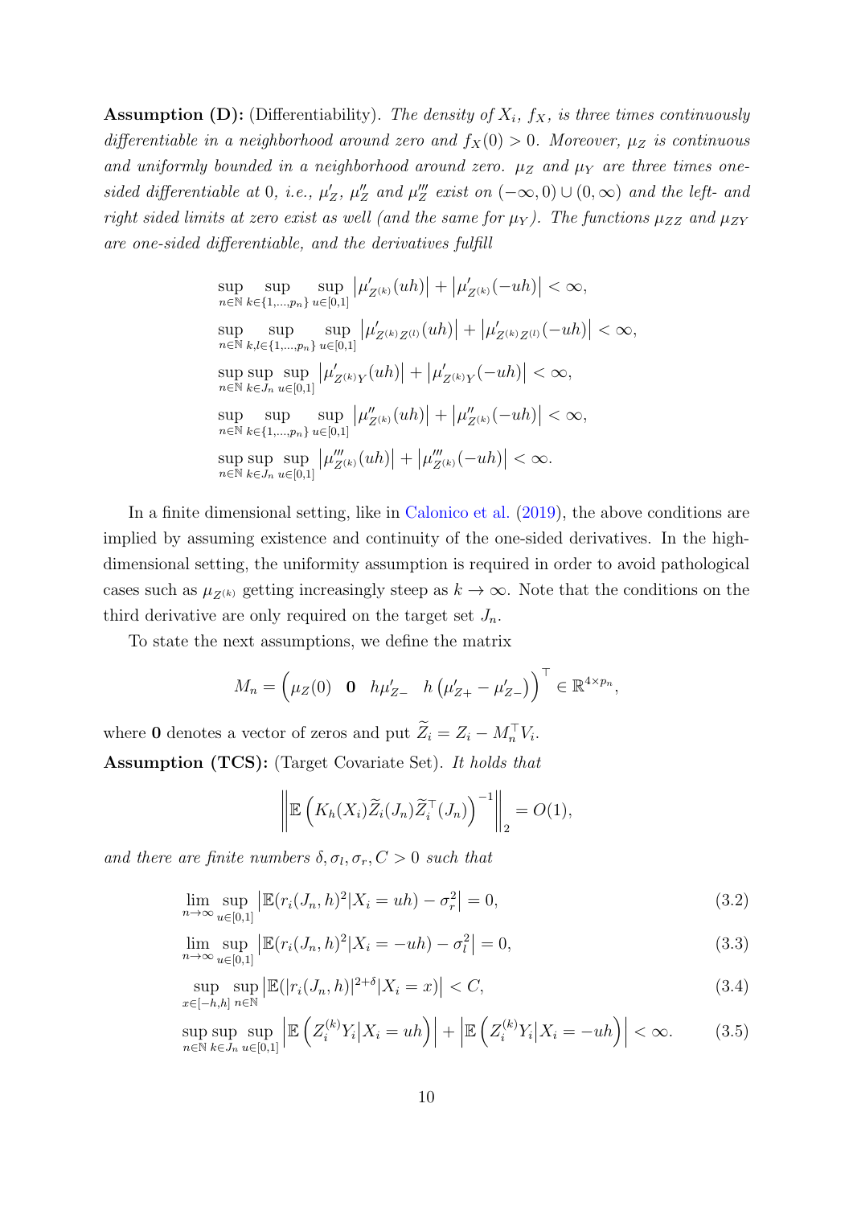**Assumption (D):** (Differentiability). *The density of $X_i$, $f_X$, is three times continuously differentiable in a neighborhood around zero and $f_X(0) > 0$. Moreover, $\mu_Z$ is continuous and uniformly bounded in a neighborhood around zero. $\mu_Z$ and $\mu_Y$ are three times one-sided differentiable at 0, i.e., $\mu'_Z$, $\mu''_Z$ and $\mu'''_Z$ exist on $(-\infty, 0) \cup (0, \infty)$ and the left- and right sided limits at zero exist as well (and the same for $\mu_Y$). The functions $\mu_{ZZ}$ and $\mu_{ZY}$ are one-sided differentiable, and the derivatives fulfill*

$$
\begin{aligned}
&\sup_{n\in\mathbb{N}} \sup_{k\in\{1,\ldots,p_n\}} \sup_{u\in[0,1]} \left|\mu'_{Z^{(k)}}(uh)\right| + \left|\mu'_{Z^{(k)}}(-uh)\right| < \infty,\\
&\sup_{n\in\mathbb{N}} \sup_{k,l\in\{1,\ldots,p_n\}} \sup_{u\in[0,1]} \left|\mu'_{Z^{(k)}Z^{(l)}}(uh)\right| + \left|\mu'_{Z^{(k)}Z^{(l)}}(-uh)\right| < \infty,\\
&\sup_{n\in\mathbb{N}} \sup_{k\in J_n} \sup_{u\in[0,1]} \left|\mu'_{Z^{(k)}Y}(uh)\right| + \left|\mu'_{Z^{(k)}Y}(-uh)\right| < \infty,\\
&\sup_{n\in\mathbb{N}} \sup_{k\in\{1,\ldots,p_n\}} \sup_{u\in[0,1]} \left|\mu''_{Z^{(k)}}(uh)\right| + \left|\mu''_{Z^{(k)}}(-uh)\right| < \infty,\\
&\sup_{n\in\mathbb{N}} \sup_{k\in J_n} \sup_{u\in[0,1]} \left|\mu'''_{Z^{(k)}}(uh)\right| + \left|\mu'''_{Z^{(k)}}(-uh)\right| < \infty.
\end{aligned}
$$

In a finite dimensional setting, like in Calonico et al. (2019), the above conditions are implied by assuming existence and continuity of the one-sided derivatives. In the high-dimensional setting, the uniformity assumption is required in order to avoid pathological cases such as $\mu_{Z^{(k)}}$ getting increasingly steep as $k \to \infty$. Note that the conditions on the third derivative are only required on the target set $J_n$.

To state the next assumptions, we define the matrix

$$
M_n = \begin{pmatrix} \mu_Z(0) & \mathbf{0} & h\mu'_{Z-} & h\left(\mu'_{Z+} - \mu'_{Z-}\right) \end{pmatrix}^\top \in \mathbb{R}^{4\times p_n},
$$

where $\mathbf{0}$ denotes a vector of zeros and put $\widetilde{Z}_i = Z_i - M_n^\top V_i$.

**Assumption (TCS):** (Target Covariate Set). *It holds that*

$$
\left\| \mathbb{E}\left(K_h(X_i)\widetilde{Z}_i(J_n)\widetilde{Z}_i^\top(J_n)\right)^{-1} \right\|_2 = O(1),
$$

*and there are finite numbers $\delta, \sigma_l, \sigma_r, C > 0$ such that*

$$
\lim_{n\to\infty} \sup_{u\in[0,1]} \left|\mathbb{E}(r_i(J_n, h)^2 | X_i = uh) - \sigma_r^2\right| = 0, \tag{3.2}
$$

$$
\lim_{n\to\infty} \sup_{u\in[0,1]} \left|\mathbb{E}(r_i(J_n, h)^2 | X_i = -uh) - \sigma_l^2\right| = 0, \tag{3.3}
$$

$$
\sup_{x\in[-h,h]} \sup_{n\in\mathbb{N}} \left|\mathbb{E}(|r_i(J_n, h)|^{2+\delta} | X_i = x)\right| < C, \tag{3.4}
$$

$$
\sup_{n\in\mathbb{N}} \sup_{k\in J_n} \sup_{u\in[0,1]} \left|\mathbb{E}\left(Z_i^{(k)} Y_i \middle| X_i = uh\right)\right| + \left|\mathbb{E}\left(Z_i^{(k)} Y_i \middle| X_i = -uh\right)\right| < \infty. \tag{3.5}
$$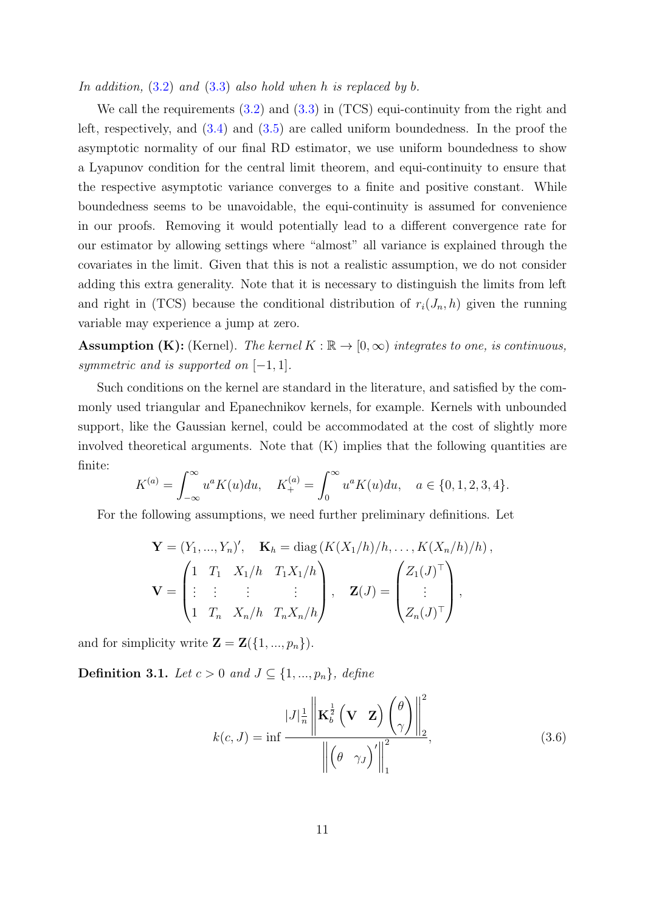*In addition,* (3.2) *and* (3.3) *also hold when $h$ is replaced by $b$.*

We call the requirements (3.2) and (3.3) in (TCS) equi-continuity from the right and left, respectively, and (3.4) and (3.5) are called uniform boundedness. In the proof the asymptotic normality of our final RD estimator, we use uniform boundedness to show a Lyapunov condition for the central limit theorem, and equi-continuity to ensure that the respective asymptotic variance converges to a finite and positive constant. While boundedness seems to be unavoidable, the equi-continuity is assumed for convenience in our proofs. Removing it would potentially lead to a different convergence rate for our estimator by allowing settings where "almost" all variance is explained through the covariates in the limit. Given that this is not a realistic assumption, we do not consider adding this extra generality. Note that it is necessary to distinguish the limits from left and right in (TCS) because the conditional distribution of $r_i(J_n, h)$ given the running variable may experience a jump at zero.

**Assumption (K):** (Kernel). *The kernel $K : \mathbb{R} \to [0, \infty)$ integrates to one, is continuous, symmetric and is supported on $[-1, 1]$.*

Such conditions on the kernel are standard in the literature, and satisfied by the commonly used triangular and Epanechnikov kernels, for example. Kernels with unbounded support, like the Gaussian kernel, could be accommodated at the cost of slightly more involved theoretical arguments. Note that (K) implies that the following quantities are finite:

$$K^{(a)} = \int_{-\infty}^{\infty} u^a K(u) du, \quad K_+^{(a)} = \int_0^{\infty} u^a K(u) du, \quad a \in \{0, 1, 2, 3, 4\}.$$

For the following assumptions, we need further preliminary definitions. Let

$$\mathbf{Y} = (Y_1, ..., Y_n)', \quad \mathbf{K}_h = \operatorname{diag}\left(K(X_1/h)/h, \ldots, K(X_n/h)/h\right),$$

$$\mathbf{V} = \begin{pmatrix} 1 & T_1 & X_1/h & T_1 X_1/h \\ \vdots & \vdots & \vdots & \vdots \\ 1 & T_n & X_n/h & T_n X_n/h \end{pmatrix}, \quad \mathbf{Z}(J) = \begin{pmatrix} Z_1(J)^\top \\ \vdots \\ Z_n(J)^\top \end{pmatrix},$$

and for simplicity write $\mathbf{Z} = \mathbf{Z}(\{1, ..., p_n\})$.

**Definition 3.1.** *Let $c > 0$ and $J \subseteq \{1, ..., p_n\}$, define*

$$k(c, J) = \inf \frac{|J| \frac{1}{n} \left\| \mathbf{K}_b^{\frac{1}{2}} \begin{pmatrix} \mathbf{V} & \mathbf{Z} \end{pmatrix} \begin{pmatrix} \theta \\ \gamma \end{pmatrix} \right\|_2^2}{\left\| \begin{pmatrix} \theta & \gamma_J \end{pmatrix}' \right\|_1^2}, \tag{3.6}$$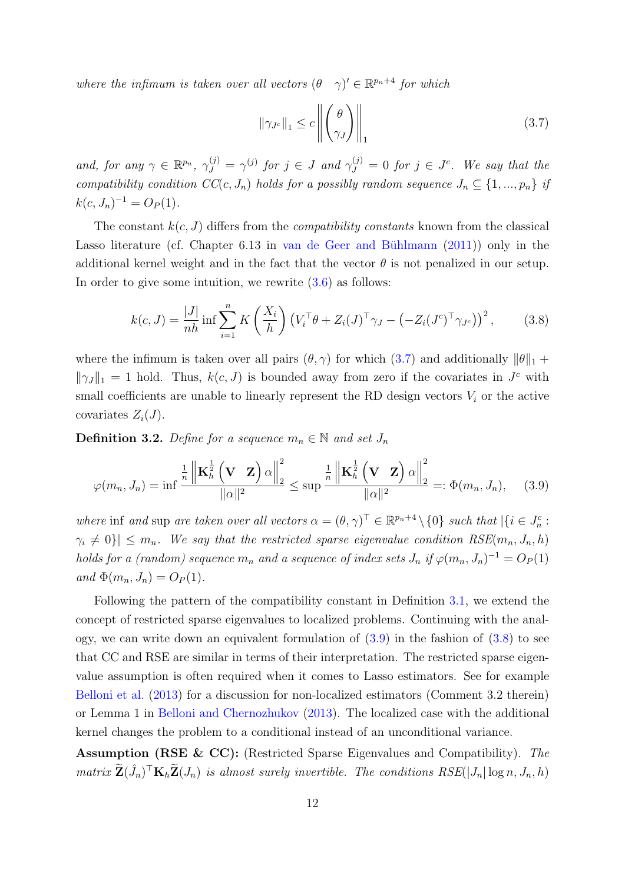*where the infimum is taken over all vectors* $(\theta \quad \gamma)' \in \mathbb{R}^{p_n+4}$ *for which*

$$\|\gamma_{J^c}\|_1 \leq c \left\| \begin{pmatrix} \theta \\ \gamma_J \end{pmatrix} \right\|_1 \tag{3.7}$$

*and, for any* $\gamma \in \mathbb{R}^{p_n}$, $\gamma_J^{(j)} = \gamma^{(j)}$ *for* $j \in J$ *and* $\gamma_J^{(j)} = 0$ *for* $j \in J^c$. *We say that the compatibility condition* $CC(c, J_n)$ *holds for a possibly random sequence* $J_n \subseteq \{1, ..., p_n\}$ *if* $k(c, J_n)^{-1} = O_P(1)$.

The constant $k(c, J)$ differs from the *compatibility constants* known from the classical Lasso literature (cf. Chapter 6.13 in van de Geer and Bühlmann (2011)) only in the additional kernel weight and in the fact that the vector $\theta$ is not penalized in our setup. In order to give some intuition, we rewrite (3.6) as follows:

$$k(c, J) = \frac{|J|}{nh} \inf \sum_{i=1}^{n} K\left(\frac{X_i}{h}\right) \left(V_i^\top \theta + Z_i(J)^\top \gamma_J - \left(-Z_i(J^c)^\top \gamma_{J^c}\right)\right)^2, \tag{3.8}$$

where the infimum is taken over all pairs $(\theta, \gamma)$ for which (3.7) and additionally $\|\theta\|_1 + \|\gamma_J\|_1 = 1$ hold. Thus, $k(c, J)$ is bounded away from zero if the covariates in $J^c$ with small coefficients are unable to linearly represent the RD design vectors $V_i$ or the active covariates $Z_i(J)$.

**Definition 3.2.** *Define for a sequence* $m_n \in \mathbb{N}$ *and set* $J_n$

$$\varphi(m_n, J_n) = \inf \frac{\frac{1}{n}\left\|\mathbf{K}_h^{\frac{1}{2}}\begin{pmatrix}\mathbf{V} & \mathbf{Z}\end{pmatrix}\alpha\right\|_2^2}{\|\alpha\|^2} \leq \sup \frac{\frac{1}{n}\left\|\mathbf{K}_h^{\frac{1}{2}}\begin{pmatrix}\mathbf{V} & \mathbf{Z}\end{pmatrix}\alpha\right\|_2^2}{\|\alpha\|^2} =: \Phi(m_n, J_n), \tag{3.9}$$

*where* inf *and* sup *are taken over all vectors* $\alpha = (\theta, \gamma)^\top \in \mathbb{R}^{p_n+4} \setminus \{0\}$ *such that* $|\{i \in J_n^c : \gamma_i \neq 0\}| \leq m_n$. *We say that the restricted sparse eigenvalue condition* $RSE(m_n, J_n, h)$ *holds for a (random) sequence* $m_n$ *and a sequence of index sets* $J_n$ *if* $\varphi(m_n, J_n)^{-1} = O_P(1)$ *and* $\Phi(m_n, J_n) = O_P(1)$.

Following the pattern of the compatibility constant in Definition 3.1, we extend the concept of restricted sparse eigenvalues to localized problems. Continuing with the analogy, we can write down an equivalent formulation of (3.9) in the fashion of (3.8) to see that CC and RSE are similar in terms of their interpretation. The restricted sparse eigenvalue assumption is often required when it comes to Lasso estimators. See for example Belloni et al. (2013) for a discussion for non-localized estimators (Comment 3.2 therein) or Lemma 1 in Belloni and Chernozhukov (2013). The localized case with the additional kernel changes the problem to a conditional instead of an unconditional variance.

**Assumption (RSE & CC):** (Restricted Sparse Eigenvalues and Compatibility). *The matrix* $\widetilde{\mathbf{Z}}(\hat{J}_n)^\top \mathbf{K}_h \widetilde{\mathbf{Z}}(J_n)$ *is almost surely invertible. The conditions* $RSE(|J_n| \log n, J_n, h)$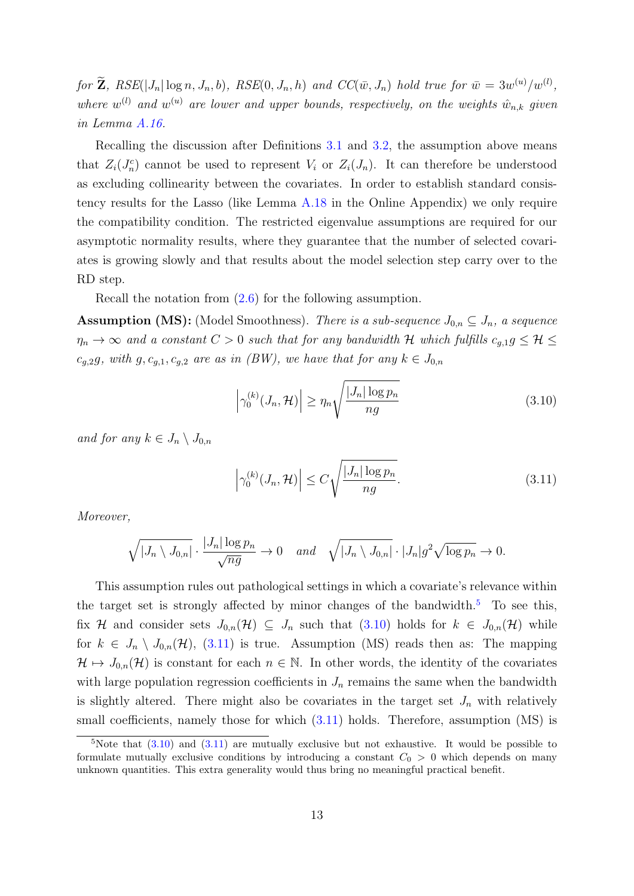*for $\widetilde{\mathbf{Z}}$, $RSE(|J_n|\log n, J_n, b)$, $RSE(0, J_n, h)$ and $CC(\bar{w}, J_n)$ hold true for $\bar{w} = 3w^{(u)}/w^{(l)}$, where $w^{(l)}$ and $w^{(u)}$ are lower and upper bounds, respectively, on the weights $\hat{w}_{n,k}$ given in Lemma A.16.*

Recalling the discussion after Definitions 3.1 and 3.2, the assumption above means that $Z_i(J_n^c)$ cannot be used to represent $V_i$ or $Z_i(J_n)$. It can therefore be understood as excluding collinearity between the covariates. In order to establish standard consistency results for the Lasso (like Lemma A.18 in the Online Appendix) we only require the compatibility condition. The restricted eigenvalue assumptions are required for our asymptotic normality results, where they guarantee that the number of selected covariates is growing slowly and that results about the model selection step carry over to the RD step.

Recall the notation from (2.6) for the following assumption.

**Assumption (MS):** (Model Smoothness). *There is a sub-sequence $J_{0,n} \subseteq J_n$, a sequence $\eta_n \to \infty$ and a constant $C > 0$ such that for any bandwidth $\mathcal{H}$ which fulfills $c_{g,1}g \leq \mathcal{H} \leq c_{g,2}g$, with $g, c_{g,1}, c_{g,2}$ are as in (BW), we have that for any $k \in J_{0,n}$*

$$\left|\gamma_0^{(k)}(J_n, \mathcal{H})\right| \geq \eta_n \sqrt{\frac{|J_n|\log p_n}{ng}} \tag{3.10}$$

*and for any $k \in J_n \setminus J_{0,n}$*

$$\left|\gamma_0^{(k)}(J_n, \mathcal{H})\right| \leq C \sqrt{\frac{|J_n|\log p_n}{ng}}. \tag{3.11}$$

*Moreover,*

$$\sqrt{|J_n \setminus J_{0,n}|} \cdot \frac{|J_n|\log p_n}{\sqrt{ng}} \to 0 \quad \textit{and} \quad \sqrt{|J_n \setminus J_{0,n}|} \cdot |J_n| g^2 \sqrt{\log p_n} \to 0.$$

This assumption rules out pathological settings in which a covariate's relevance within the target set is strongly affected by minor changes of the bandwidth.[5] To see this, fix $\mathcal{H}$ and consider sets $J_{0,n}(\mathcal{H}) \subseteq J_n$ such that (3.10) holds for $k \in J_{0,n}(\mathcal{H})$ while for $k \in J_n \setminus J_{0,n}(\mathcal{H})$, (3.11) is true. Assumption (MS) reads then as: The mapping $\mathcal{H} \mapsto J_{0,n}(\mathcal{H})$ is constant for each $n \in \mathbb{N}$. In other words, the identity of the covariates with large population regression coefficients in $J_n$ remains the same when the bandwidth is slightly altered. There might also be covariates in the target set $J_n$ with relatively small coefficients, namely those for which (3.11) holds. Therefore, assumption (MS) is

[5] Note that (3.10) and (3.11) are mutually exclusive but not exhaustive. It would be possible to formulate mutually exclusive conditions by introducing a constant $C_0 > 0$ which depends on many unknown quantities. This extra generality would thus bring no meaningful practical benefit.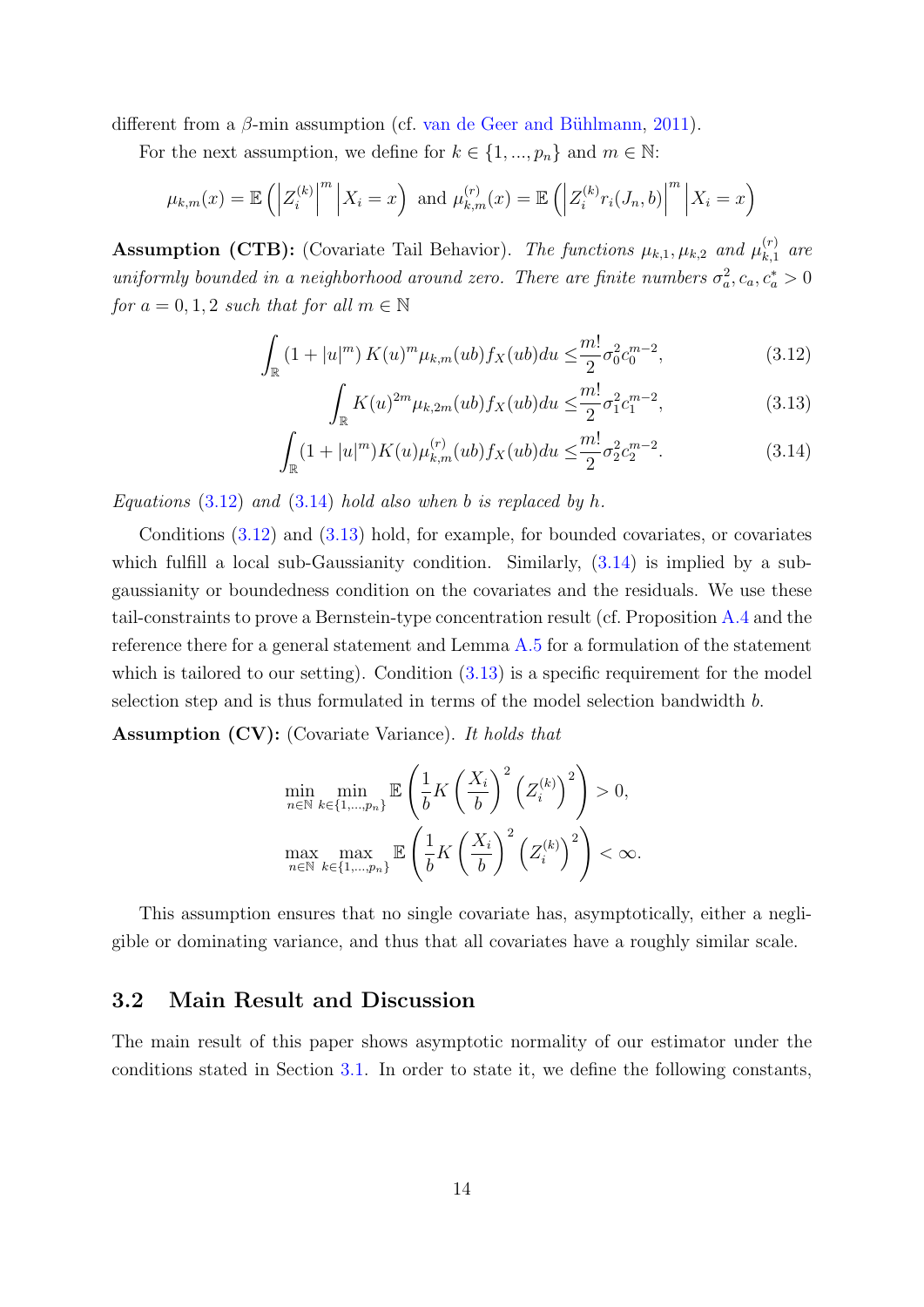different from a $\beta$-min assumption (cf. van de Geer and Bühlmann, 2011).

For the next assumption, we define for $k \in \{1, ..., p_n\}$ and $m \in \mathbb{N}$:

$$\mu_{k,m}(x) = \mathbb{E}\left(\left|Z_i^{(k)}\right|^m \middle| X_i = x\right) \text{ and } \mu_{k,m}^{(r)}(x) = \mathbb{E}\left(\left|Z_i^{(k)} r_i(J_n, b)\right|^m \middle| X_i = x\right)$$

**Assumption (CTB):** (Covariate Tail Behavior). *The functions $\mu_{k,1}, \mu_{k,2}$ and $\mu_{k,1}^{(r)}$ are uniformly bounded in a neighborhood around zero. There are finite numbers $\sigma_a^2, c_a, c_a^* > 0$ for $a = 0, 1, 2$ such that for all $m \in \mathbb{N}$*

$$\int_{\mathbb{R}} (1 + |u|^m) K(u)^m \mu_{k,m}(ub) f_X(ub) du \leq \frac{m!}{2} \sigma_0^2 c_0^{m-2}, \tag{3.12}$$

$$\int_{\mathbb{R}} K(u)^{2m} \mu_{k,2m}(ub) f_X(ub) du \leq \frac{m!}{2} \sigma_1^2 c_1^{m-2}, \tag{3.13}$$

$$\int_{\mathbb{R}} (1 + |u|^m) K(u) \mu_{k,m}^{(r)}(ub) f_X(ub) du \leq \frac{m!}{2} \sigma_2^2 c_2^{m-2}. \tag{3.14}$$

*Equations (3.12) and (3.14) hold also when $b$ is replaced by $h$.*

Conditions (3.12) and (3.13) hold, for example, for bounded covariates, or covariates which fulfill a local sub-Gaussianity condition. Similarly, (3.14) is implied by a sub-gaussianity or boundedness condition on the covariates and the residuals. We use these tail-constraints to prove a Bernstein-type concentration result (cf. Proposition A.4 and the reference there for a general statement and Lemma A.5 for a formulation of the statement which is tailored to our setting). Condition (3.13) is a specific requirement for the model selection step and is thus formulated in terms of the model selection bandwidth $b$.

**Assumption (CV):** (Covariate Variance). *It holds that*

$$\min_{n \in \mathbb{N}} \min_{k \in \{1, ..., p_n\}} \mathbb{E}\left(\frac{1}{b} K\left(\frac{X_i}{b}\right)^2 \left(Z_i^{(k)}\right)^2\right) > 0,$$

$$\max_{n \in \mathbb{N}} \max_{k \in \{1, ..., p_n\}} \mathbb{E}\left(\frac{1}{b} K\left(\frac{X_i}{b}\right)^2 \left(Z_i^{(k)}\right)^2\right) < \infty.$$

This assumption ensures that no single covariate has, asymptotically, either a negligible or dominating variance, and thus that all covariates have a roughly similar scale.

## 3.2 Main Result and Discussion

The main result of this paper shows asymptotic normality of our estimator under the conditions stated in Section 3.1. In order to state it, we define the following constants,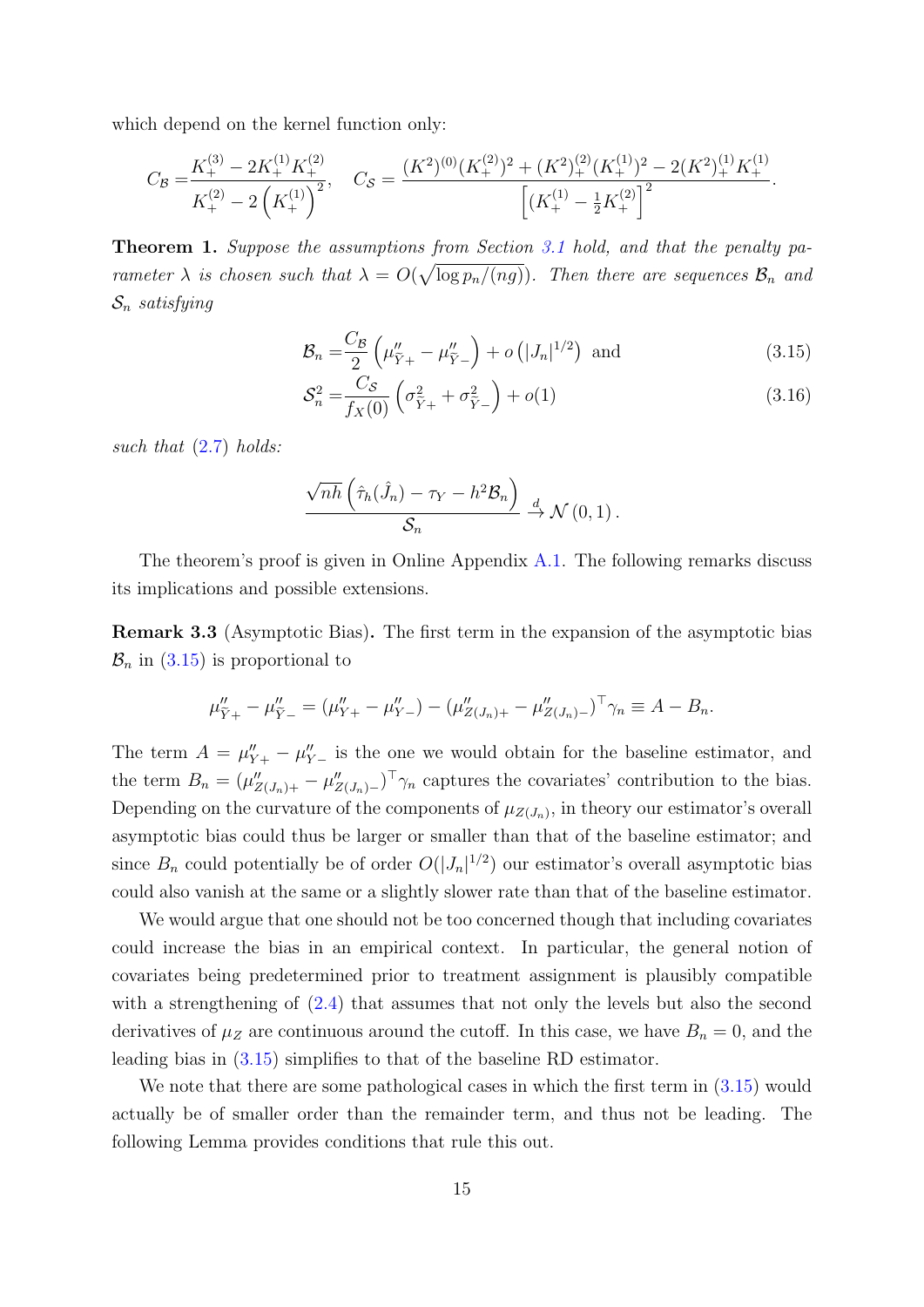which depend on the kernel function only:

$$C_{\mathcal{B}} = \frac{K_+^{(3)} - 2K_+^{(1)}K_+^{(2)}}{K_+^{(2)} - 2\left(K_+^{(1)}\right)^2}, \quad C_{\mathcal{S}} = \frac{(K^2)^{(0)}(K_+^{(2)})^2 + (K^2)_+^{(2)}(K_+^{(1)})^2 - 2(K^2)_+^{(1)}K_+^{(1)}}{\left[(K_+^{(1)} - \frac{1}{2}K_+^{(2)}\right]^2}.$$

**Theorem 1.** *Suppose the assumptions from Section 3.1 hold, and that the penalty parameter $\lambda$ is chosen such that $\lambda = O(\sqrt{\log p_n/(ng)})$. Then there are sequences $\mathcal{B}_n$ and $\mathcal{S}_n$ satisfying*

$$\mathcal{B}_n = \frac{C_{\mathcal{B}}}{2}\left(\mu''_{\tilde{Y}+} - \mu''_{\tilde{Y}-}\right) + o\left(|J_n|^{1/2}\right) \text{ and} \tag{3.15}$$

$$\mathcal{S}_n^2 = \frac{C_{\mathcal{S}}}{f_X(0)}\left(\sigma^2_{\tilde{Y}+} + \sigma^2_{\tilde{Y}-}\right) + o(1) \tag{3.16}$$

*such that (2.7) holds:*

$$\frac{\sqrt{nh}\left(\hat{\tau}_h(\hat{J}_n) - \tau_Y - h^2\mathcal{B}_n\right)}{\mathcal{S}_n} \xrightarrow{d} \mathcal{N}(0,1).$$

The theorem's proof is given in Online Appendix A.1. The following remarks discuss its implications and possible extensions.

**Remark 3.3** (Asymptotic Bias)**.** The first term in the expansion of the asymptotic bias $\mathcal{B}_n$ in (3.15) is proportional to

$$\mu''_{\tilde{Y}+} - \mu''_{\tilde{Y}-} = (\mu''_{Y+} - \mu''_{Y-}) - (\mu''_{Z(J_n)+} - \mu''_{Z(J_n)-})^\top\gamma_n \equiv A - B_n.$$

The term $A = \mu''_{Y+} - \mu''_{Y-}$ is the one we would obtain for the baseline estimator, and the term $B_n = (\mu''_{Z(J_n)+} - \mu''_{Z(J_n)-})^\top\gamma_n$ captures the covariates' contribution to the bias. Depending on the curvature of the components of $\mu_{Z(J_n)}$, in theory our estimator's overall asymptotic bias could thus be larger or smaller than that of the baseline estimator; and since $B_n$ could potentially be of order $O(|J_n|^{1/2})$ our estimator's overall asymptotic bias could also vanish at the same or a slightly slower rate than that of the baseline estimator.

We would argue that one should not be too concerned though that including covariates could increase the bias in an empirical context. In particular, the general notion of covariates being predetermined prior to treatment assignment is plausibly compatible with a strengthening of (2.4) that assumes that not only the levels but also the second derivatives of $\mu_Z$ are continuous around the cutoff. In this case, we have $B_n = 0$, and the leading bias in (3.15) simplifies to that of the baseline RD estimator.

We note that there are some pathological cases in which the first term in (3.15) would actually be of smaller order than the remainder term, and thus not be leading. The following Lemma provides conditions that rule this out.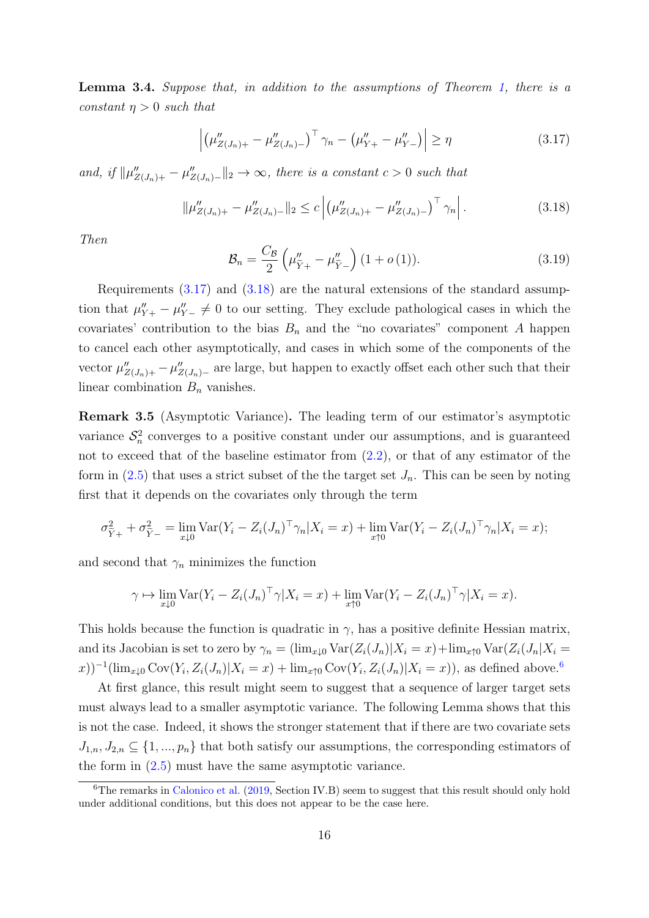**Lemma 3.4.** *Suppose that, in addition to the assumptions of Theorem 1, there is a constant $\eta > 0$ such that*

$$\left| \left(\mu''_{Z(J_n)+} - \mu''_{Z(J_n)-}\right)^\top \gamma_n - \left(\mu''_{Y+} - \mu''_{Y-}\right) \right| \geq \eta \tag{3.17}$$

*and, if $\|\mu''_{Z(J_n)+} - \mu''_{Z(J_n)-}\|_2 \to \infty$, there is a constant $c > 0$ such that*

$$\|\mu''_{Z(J_n)+} - \mu''_{Z(J_n)-}\|_2 \leq c \left| \left(\mu''_{Z(J_n)+} - \mu''_{Z(J_n)-}\right)^\top \gamma_n \right|. \tag{3.18}$$

*Then*

$$\mathcal{B}_n = \frac{C_{\mathcal{B}}}{2} \left(\mu''_{\tilde{Y}+} - \mu''_{\tilde{Y}-}\right)(1 + o(1)). \tag{3.19}$$

Requirements (3.17) and (3.18) are the natural extensions of the standard assumption that $\mu''_{Y+} - \mu''_{Y-} \neq 0$ to our setting. They exclude pathological cases in which the covariates' contribution to the bias $B_n$ and the "no covariates" component $A$ happen to cancel each other asymptotically, and cases in which some of the components of the vector $\mu''_{Z(J_n)+} - \mu''_{Z(J_n)-}$ are large, but happen to exactly offset each other such that their linear combination $B_n$ vanishes.

**Remark 3.5** (Asymptotic Variance)**.** The leading term of our estimator's asymptotic variance $\mathcal{S}_n^2$ converges to a positive constant under our assumptions, and is guaranteed not to exceed that of the baseline estimator from (2.2), or that of any estimator of the form in (2.5) that uses a strict subset of the the target set $J_n$. This can be seen by noting first that it depends on the covariates only through the term

$$\sigma^2_{\tilde{Y}+} + \sigma^2_{\tilde{Y}-} = \lim_{x \downarrow 0} \operatorname{Var}(Y_i - Z_i(J_n)^\top \gamma_n | X_i = x) + \lim_{x \uparrow 0} \operatorname{Var}(Y_i - Z_i(J_n)^\top \gamma_n | X_i = x);$$

and second that $\gamma_n$ minimizes the function

$$\gamma \mapsto \lim_{x \downarrow 0} \operatorname{Var}(Y_i - Z_i(J_n)^\top \gamma | X_i = x) + \lim_{x \uparrow 0} \operatorname{Var}(Y_i - Z_i(J_n)^\top \gamma | X_i = x).$$

This holds because the function is quadratic in $\gamma$, has a positive definite Hessian matrix, and its Jacobian is set to zero by $\gamma_n = (\lim_{x \downarrow 0} \operatorname{Var}(Z_i(J_n)|X_i = x) + \lim_{x \uparrow 0} \operatorname{Var}(Z_i(J_n|X_i = x))^{-1}(\lim_{x \downarrow 0} \operatorname{Cov}(Y_i, Z_i(J_n)|X_i = x) + \lim_{x \uparrow 0} \operatorname{Cov}(Y_i, Z_i(J_n)|X_i = x))$, as defined above.[6]

At first glance, this result might seem to suggest that a sequence of larger target sets must always lead to a smaller asymptotic variance. The following Lemma shows that this is not the case. Indeed, it shows the stronger statement that if there are two covariate sets $J_{1,n}, J_{2,n} \subseteq \{1, ..., p_n\}$ that both satisfy our assumptions, the corresponding estimators of the form in (2.5) must have the same asymptotic variance.

[6] The remarks in Calonico et al. (2019, Section IV.B) seem to suggest that this result should only hold under additional conditions, but this does not appear to be the case here.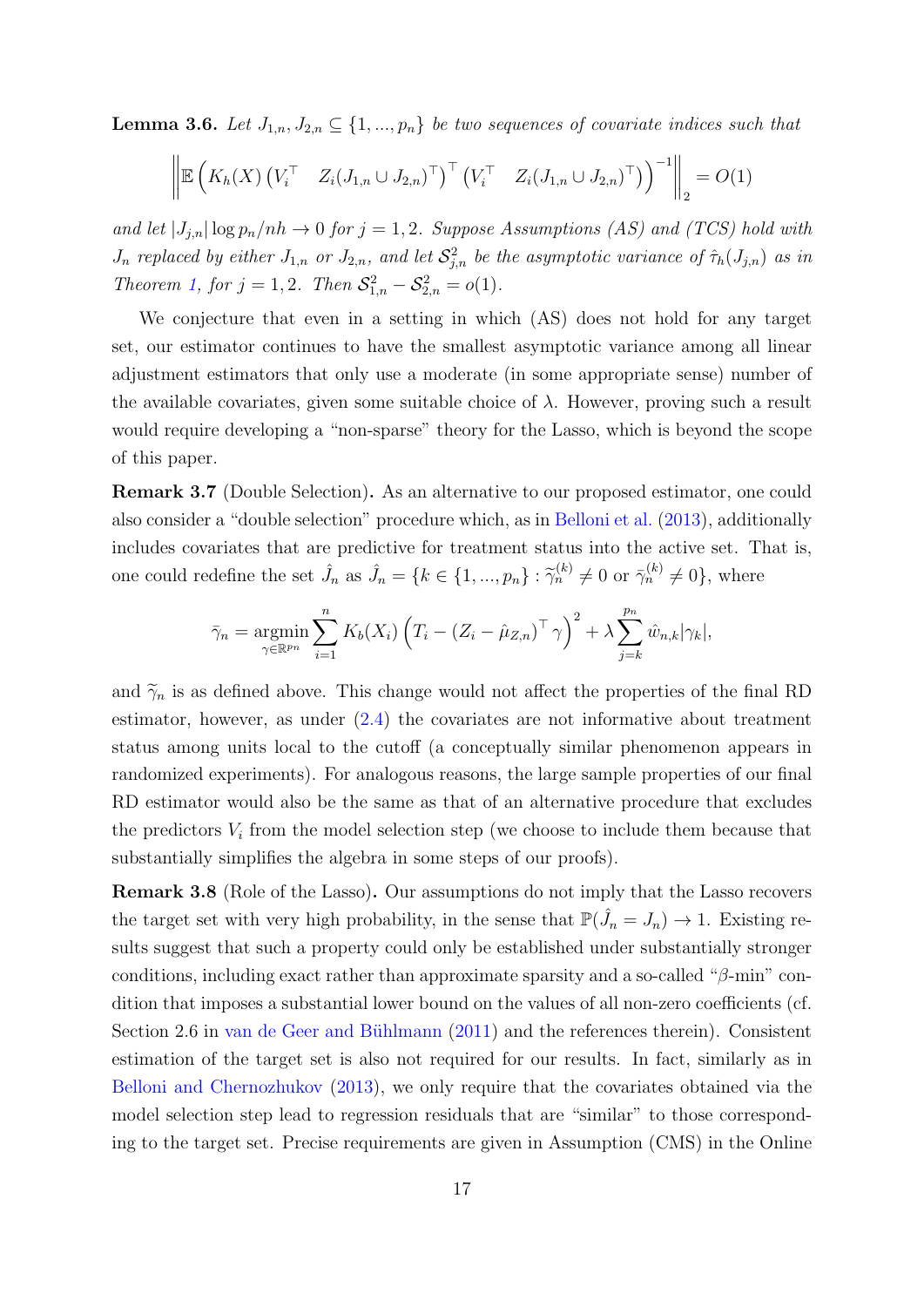**Lemma 3.6.** *Let $J_{1,n}, J_{2,n} \subseteq \{1,...,p_n\}$ be two sequences of covariate indices such that*

$$\left\| \mathbb{E}\left( K_h(X) \begin{pmatrix} V_i^\top & Z_i(J_{1,n} \cup J_{2,n})^\top \end{pmatrix}^\top \begin{pmatrix} V_i^\top & Z_i(J_{1,n} \cup J_{2,n})^\top \end{pmatrix} \right)^{-1} \right\|_2 = O(1)$$

*and let $|J_{j,n}| \log p_n / nh \to 0$ for $j = 1, 2$. Suppose Assumptions (AS) and (TCS) hold with $J_n$ replaced by either $J_{1,n}$ or $J_{2,n}$, and let $\mathcal{S}^2_{j,n}$ be the asymptotic variance of $\hat{\tau}_h(J_{j,n})$ as in Theorem 1, for $j = 1, 2$. Then $\mathcal{S}^2_{1,n} - \mathcal{S}^2_{2,n} = o(1)$.*

We conjecture that even in a setting in which (AS) does not hold for any target set, our estimator continues to have the smallest asymptotic variance among all linear adjustment estimators that only use a moderate (in some appropriate sense) number of the available covariates, given some suitable choice of $\lambda$. However, proving such a result would require developing a "non-sparse" theory for the Lasso, which is beyond the scope of this paper.

**Remark 3.7** (Double Selection)**.** As an alternative to our proposed estimator, one could also consider a "double selection" procedure which, as in Belloni et al. (2013), additionally includes covariates that are predictive for treatment status into the active set. That is, one could redefine the set $\hat{J}_n$ as $\hat{J}_n = \{k \in \{1,...,p_n\} : \widetilde{\gamma}_n^{(k)} \neq 0 \text{ or } \bar{\gamma}_n^{(k)} \neq 0\}$, where

$$\bar{\gamma}_n = \underset{\gamma \in \mathbb{R}^{p_n}}{\operatorname{argmin}} \sum_{i=1}^n K_b(X_i) \left( T_i - (Z_i - \hat{\mu}_{Z,n})^\top \gamma \right)^2 + \lambda \sum_{j=k}^{p_n} \hat{w}_{n,k} |\gamma_k|,$$

and $\widetilde{\gamma}_n$ is as defined above. This change would not affect the properties of the final RD estimator, however, as under (2.4) the covariates are not informative about treatment status among units local to the cutoff (a conceptually similar phenomenon appears in randomized experiments). For analogous reasons, the large sample properties of our final RD estimator would also be the same as that of an alternative procedure that excludes the predictors $V_i$ from the model selection step (we choose to include them because that substantially simplifies the algebra in some steps of our proofs).

**Remark 3.8** (Role of the Lasso)**.** Our assumptions do not imply that the Lasso recovers the target set with very high probability, in the sense that $\mathbb{P}(\hat{J}_n = J_n) \to 1$. Existing results suggest that such a property could only be established under substantially stronger conditions, including exact rather than approximate sparsity and a so-called "$\beta$-min" condition that imposes a substantial lower bound on the values of all non-zero coefficients (cf. Section 2.6 in van de Geer and Bühlmann (2011) and the references therein). Consistent estimation of the target set is also not required for our results. In fact, similarly as in Belloni and Chernozhukov (2013), we only require that the covariates obtained via the model selection step lead to regression residuals that are "similar" to those corresponding to the target set. Precise requirements are given in Assumption (CMS) in the Online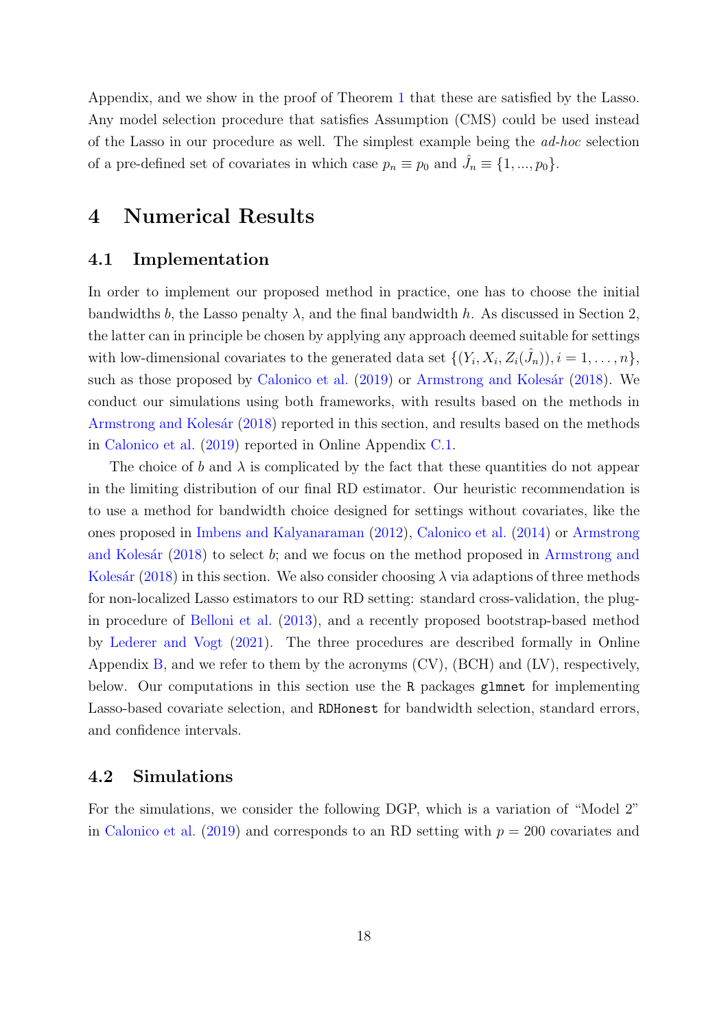Appendix, and we show in the proof of Theorem 1 that these are satisfied by the Lasso. Any model selection procedure that satisfies Assumption (CMS) could be used instead of the Lasso in our procedure as well. The simplest example being the *ad-hoc* selection of a pre-defined set of covariates in which case $p_n \equiv p_0$ and $\hat{J}_n \equiv \{1, ..., p_0\}$.

# 4 Numerical Results

## 4.1 Implementation

In order to implement our proposed method in practice, one has to choose the initial bandwidths $b$, the Lasso penalty $\lambda$, and the final bandwidth $h$. As discussed in Section 2, the latter can in principle be chosen by applying any approach deemed suitable for settings with low-dimensional covariates to the generated data set $\{(Y_i, X_i, Z_i(\hat{J}_n)), i = 1, \ldots, n\}$, such as those proposed by Calonico et al. (2019) or Armstrong and Kolesár (2018). We conduct our simulations using both frameworks, with results based on the methods in Armstrong and Kolesár (2018) reported in this section, and results based on the methods in Calonico et al. (2019) reported in Online Appendix C.1.

The choice of $b$ and $\lambda$ is complicated by the fact that these quantities do not appear in the limiting distribution of our final RD estimator. Our heuristic recommendation is to use a method for bandwidth choice designed for settings without covariates, like the ones proposed in Imbens and Kalyanaraman (2012), Calonico et al. (2014) or Armstrong and Kolesár (2018) to select $b$; and we focus on the method proposed in Armstrong and Kolesár (2018) in this section. We also consider choosing $\lambda$ via adaptions of three methods for non-localized Lasso estimators to our RD setting: standard cross-validation, the plug-in procedure of Belloni et al. (2013), and a recently proposed bootstrap-based method by Lederer and Vogt (2021). The three procedures are described formally in Online Appendix B, and we refer to them by the acronyms (CV), (BCH) and (LV), respectively, below. Our computations in this section use the `R` packages `glmnet` for implementing Lasso-based covariate selection, and `RDHonest` for bandwidth selection, standard errors, and confidence intervals.

## 4.2 Simulations

For the simulations, we consider the following DGP, which is a variation of "Model 2" in Calonico et al. (2019) and corresponds to an RD setting with $p = 200$ covariates and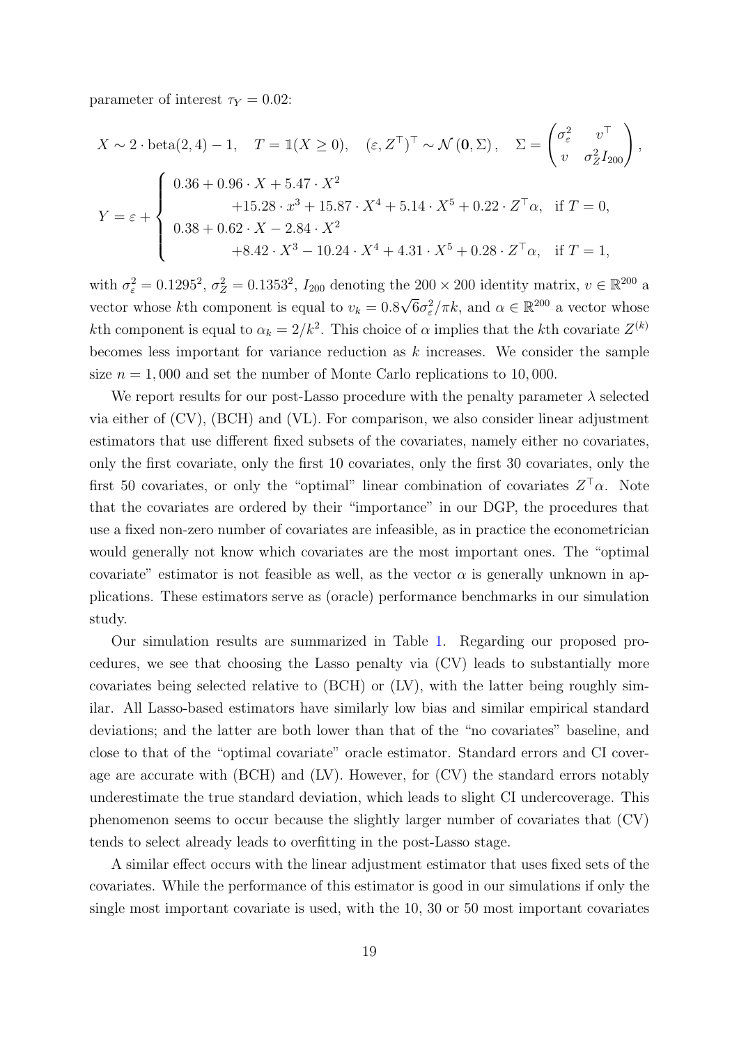parameter of interest $\tau_Y = 0.02$:

$$
X \sim 2 \cdot \text{beta}(2,4) - 1, \quad T = \mathbb{1}(X \geq 0), \quad (\varepsilon, Z^\top)^\top \sim \mathcal{N}(\mathbf{0}, \Sigma), \quad \Sigma = \begin{pmatrix} \sigma_\varepsilon^2 & v^\top \\ v & \sigma_Z^2 I_{200} \end{pmatrix},
$$

$$
Y = \varepsilon + \begin{cases} 0.36 + 0.96 \cdot X + 5.47 \cdot X^2 \\ \qquad +15.28 \cdot x^3 + 15.87 \cdot X^4 + 5.14 \cdot X^5 + 0.22 \cdot Z^\top \alpha, & \text{if } T = 0, \\ 0.38 + 0.62 \cdot X - 2.84 \cdot X^2 \\ \qquad +8.42 \cdot X^3 - 10.24 \cdot X^4 + 4.31 \cdot X^5 + 0.28 \cdot Z^\top \alpha, & \text{if } T = 1, \end{cases}
$$

with $\sigma_\varepsilon^2 = 0.1295^2$, $\sigma_Z^2 = 0.1353^2$, $I_{200}$ denoting the $200 \times 200$ identity matrix, $v \in \mathbb{R}^{200}$ a vector whose $k$th component is equal to $v_k = 0.8\sqrt{6}\sigma_\varepsilon^2/\pi k$, and $\alpha \in \mathbb{R}^{200}$ a vector whose $k$th component is equal to $\alpha_k = 2/k^2$. This choice of $\alpha$ implies that the $k$th covariate $Z^{(k)}$ becomes less important for variance reduction as $k$ increases. We consider the sample size $n = 1,000$ and set the number of Monte Carlo replications to $10,000$.

We report results for our post-Lasso procedure with the penalty parameter $\lambda$ selected via either of (CV), (BCH) and (VL). For comparison, we also consider linear adjustment estimators that use different fixed subsets of the covariates, namely either no covariates, only the first covariate, only the first 10 covariates, only the first 30 covariates, only the first 50 covariates, or only the "optimal" linear combination of covariates $Z^\top\alpha$. Note that the covariates are ordered by their "importance" in our DGP, the procedures that use a fixed non-zero number of covariates are infeasible, as in practice the econometrician would generally not know which covariates are the most important ones. The "optimal covariate" estimator is not feasible as well, as the vector $\alpha$ is generally unknown in applications. These estimators serve as (oracle) performance benchmarks in our simulation study.

Our simulation results are summarized in Table 1. Regarding our proposed procedures, we see that choosing the Lasso penalty via (CV) leads to substantially more covariates being selected relative to (BCH) or (LV), with the latter being roughly similar. All Lasso-based estimators have similarly low bias and similar empirical standard deviations; and the latter are both lower than that of the "no covariates" baseline, and close to that of the "optimal covariate" oracle estimator. Standard errors and CI coverage are accurate with (BCH) and (LV). However, for (CV) the standard errors notably underestimate the true standard deviation, which leads to slight CI undercoverage. This phenomenon seems to occur because the slightly larger number of covariates that (CV) tends to select already leads to overfitting in the post-Lasso stage.

A similar effect occurs with the linear adjustment estimator that uses fixed sets of the covariates. While the performance of this estimator is good in our simulations if only the single most important covariate is used, with the 10, 30 or 50 most important covariates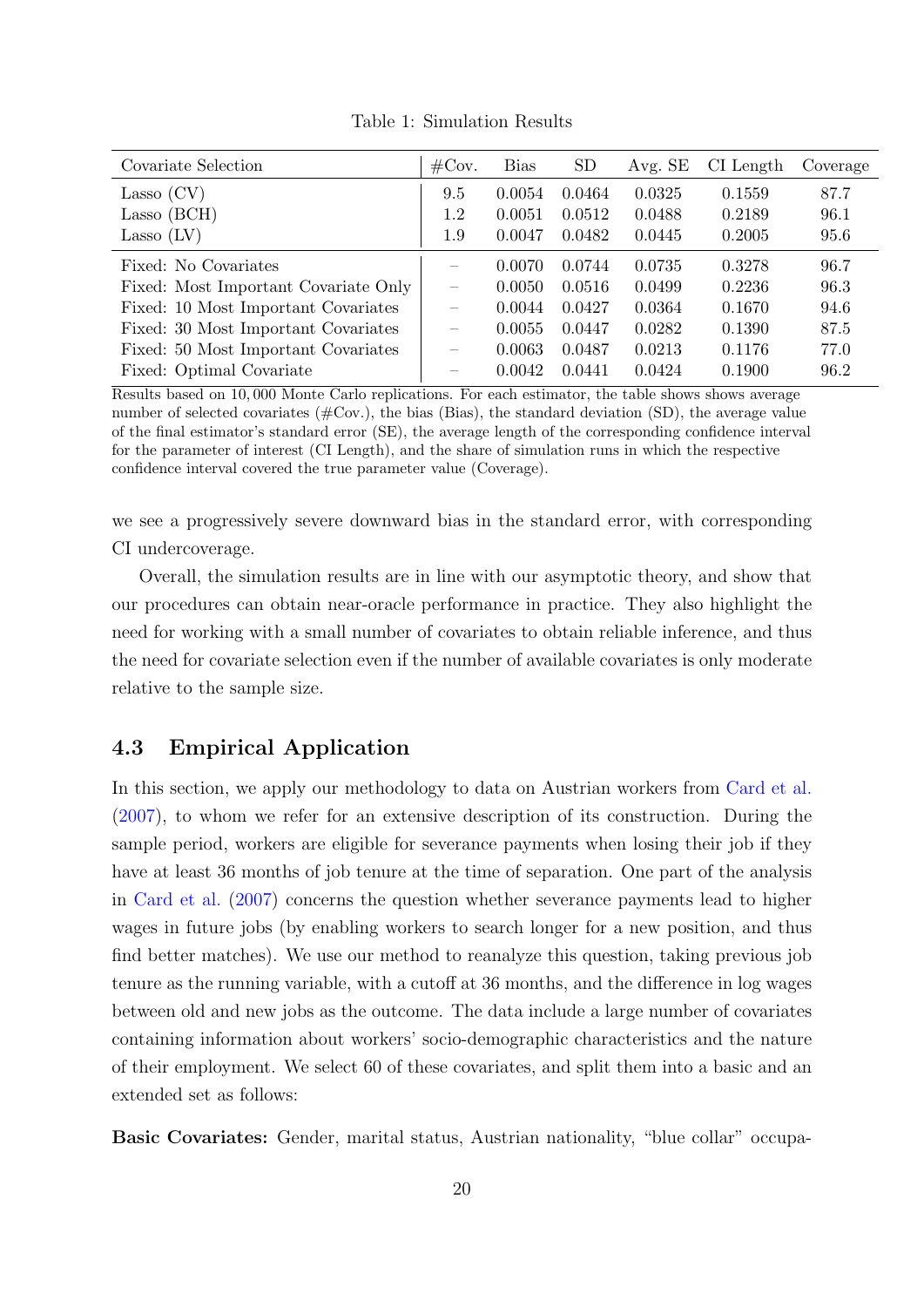Table 1: Simulation Results

| Covariate Selection | #Cov. | Bias | SD | Avg. SE | CI Length | Coverage |
|---|---|---|---|---|---|---|
| Lasso (CV) | 9.5 | 0.0054 | 0.0464 | 0.0325 | 0.1559 | 87.7 |
| Lasso (BCH) | 1.2 | 0.0051 | 0.0512 | 0.0488 | 0.2189 | 96.1 |
| Lasso (LV) | 1.9 | 0.0047 | 0.0482 | 0.0445 | 0.2005 | 95.6 |
| Fixed: No Covariates | – | 0.0070 | 0.0744 | 0.0735 | 0.3278 | 96.7 |
| Fixed: Most Important Covariate Only | – | 0.0050 | 0.0516 | 0.0499 | 0.2236 | 96.3 |
| Fixed: 10 Most Important Covariates | – | 0.0044 | 0.0427 | 0.0364 | 0.1670 | 94.6 |
| Fixed: 30 Most Important Covariates | – | 0.0055 | 0.0447 | 0.0282 | 0.1390 | 87.5 |
| Fixed: 50 Most Important Covariates | – | 0.0063 | 0.0487 | 0.0213 | 0.1176 | 77.0 |
| Fixed: Optimal Covariate | – | 0.0042 | 0.0441 | 0.0424 | 0.1900 | 96.2 |

Results based on $10,000$ Monte Carlo replications. For each estimator, the table shows shows average number of selected covariates (#Cov.), the bias (Bias), the standard deviation (SD), the average value of the final estimator's standard error (SE), the average length of the corresponding confidence interval for the parameter of interest (CI Length), and the share of simulation runs in which the respective confidence interval covered the true parameter value (Coverage).

we see a progressively severe downward bias in the standard error, with corresponding CI undercoverage.

Overall, the simulation results are in line with our asymptotic theory, and show that our procedures can obtain near-oracle performance in practice. They also highlight the need for working with a small number of covariates to obtain reliable inference, and thus the need for covariate selection even if the number of available covariates is only moderate relative to the sample size.

### 4.3 Empirical Application

In this section, we apply our methodology to data on Austrian workers from Card et al. (2007), to whom we refer for an extensive description of its construction. During the sample period, workers are eligible for severance payments when losing their job if they have at least 36 months of job tenure at the time of separation. One part of the analysis in Card et al. (2007) concerns the question whether severance payments lead to higher wages in future jobs (by enabling workers to search longer for a new position, and thus find better matches). We use our method to reanalyze this question, taking previous job tenure as the running variable, with a cutoff at 36 months, and the difference in log wages between old and new jobs as the outcome. The data include a large number of covariates containing information about workers' socio-demographic characteristics and the nature of their employment. We select 60 of these covariates, and split them into a basic and an extended set as follows:

**Basic Covariates:** Gender, marital status, Austrian nationality, "blue collar" occupa-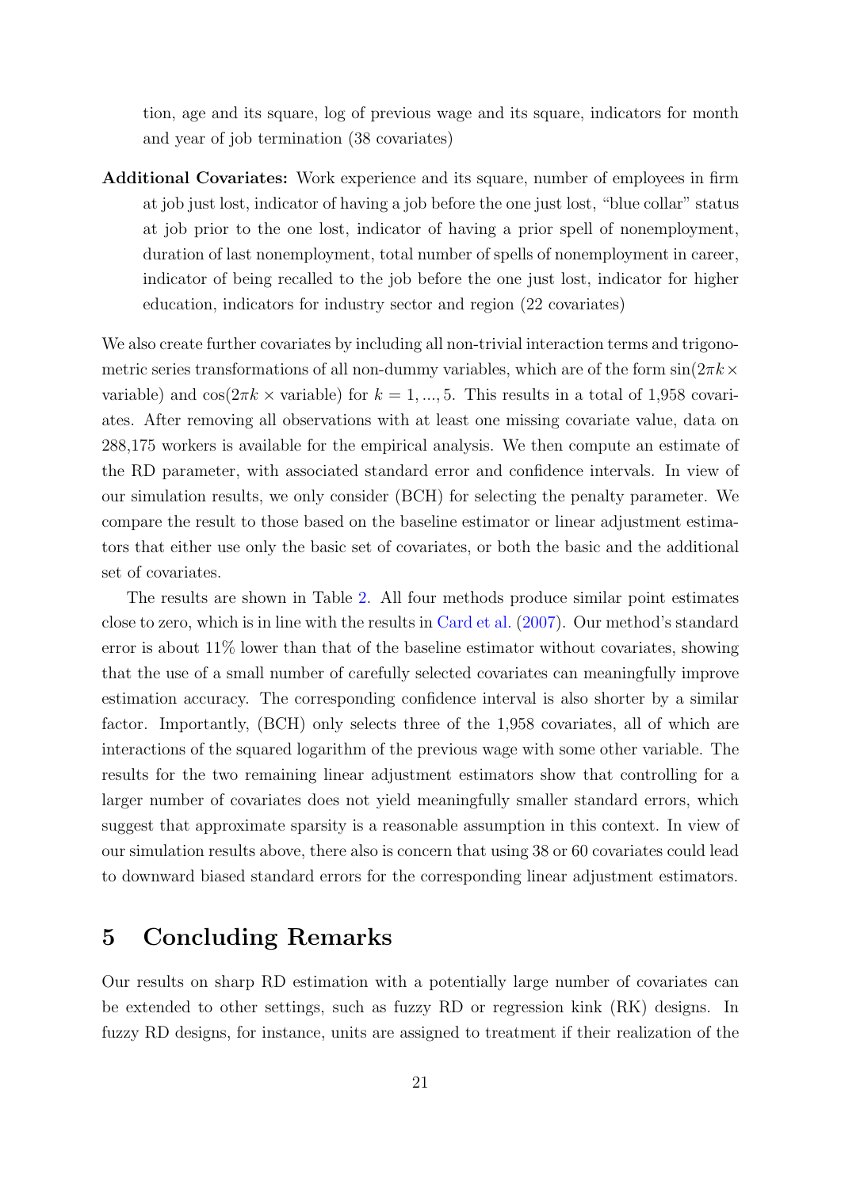tion, age and its square, log of previous wage and its square, indicators for month and year of job termination (38 covariates)

**Additional Covariates:** Work experience and its square, number of employees in firm at job just lost, indicator of having a job before the one just lost, "blue collar" status at job prior to the one lost, indicator of having a prior spell of nonemployment, duration of last nonemployment, total number of spells of nonemployment in career, indicator of being recalled to the job before the one just lost, indicator for higher education, indicators for industry sector and region (22 covariates)

We also create further covariates by including all non-trivial interaction terms and trigonometric series transformations of all non-dummy variables, which are of the form $\sin(2\pi k \times \text{variable})$ and $\cos(2\pi k \times \text{variable})$ for $k = 1, ..., 5$. This results in a total of 1,958 covariates. After removing all observations with at least one missing covariate value, data on 288,175 workers is available for the empirical analysis. We then compute an estimate of the RD parameter, with associated standard error and confidence intervals. In view of our simulation results, we only consider (BCH) for selecting the penalty parameter. We compare the result to those based on the baseline estimator or linear adjustment estimators that either use only the basic set of covariates, or both the basic and the additional set of covariates.

The results are shown in Table 2. All four methods produce similar point estimates close to zero, which is in line with the results in Card et al. (2007). Our method's standard error is about 11% lower than that of the baseline estimator without covariates, showing that the use of a small number of carefully selected covariates can meaningfully improve estimation accuracy. The corresponding confidence interval is also shorter by a similar factor. Importantly, (BCH) only selects three of the 1,958 covariates, all of which are interactions of the squared logarithm of the previous wage with some other variable. The results for the two remaining linear adjustment estimators show that controlling for a larger number of covariates does not yield meaningfully smaller standard errors, which suggest that approximate sparsity is a reasonable assumption in this context. In view of our simulation results above, there also is concern that using 38 or 60 covariates could lead to downward biased standard errors for the corresponding linear adjustment estimators.

# 5 Concluding Remarks

Our results on sharp RD estimation with a potentially large number of covariates can be extended to other settings, such as fuzzy RD or regression kink (RK) designs. In fuzzy RD designs, for instance, units are assigned to treatment if their realization of the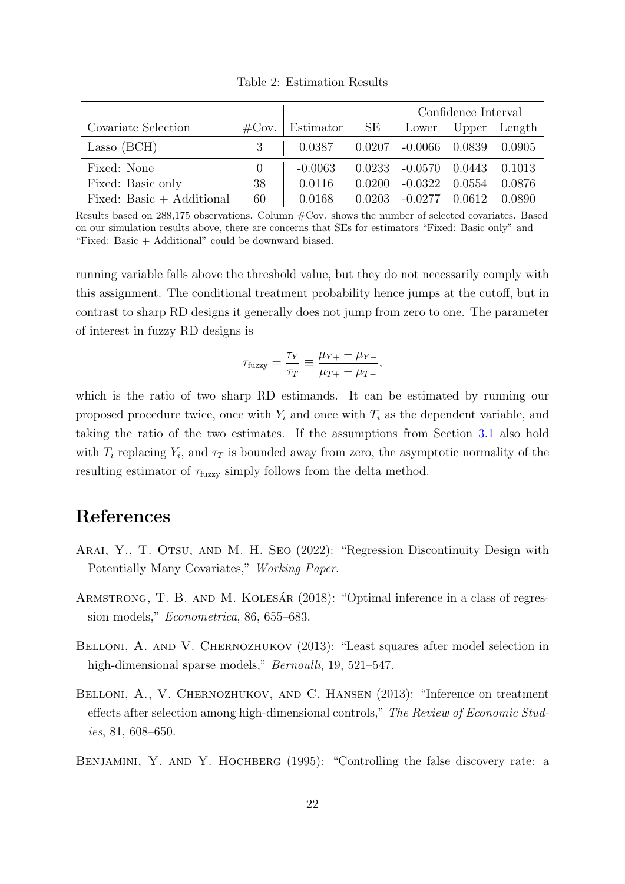Table 2: Estimation Results

| Covariate Selection | #Cov. | Estimator | SE | Confidence Interval Lower | Upper | Length |
|---|---|---|---|---|---|---|
| Lasso (BCH) | 3 | 0.0387 | 0.0207 | -0.0066 | 0.0839 | 0.0905 |
| Fixed: None | 0 | -0.0063 | 0.0233 | -0.0570 | 0.0443 | 0.1013 |
| Fixed: Basic only | 38 | 0.0116 | 0.0200 | -0.0322 | 0.0554 | 0.0876 |
| Fixed: Basic + Additional | 60 | 0.0168 | 0.0203 | -0.0277 | 0.0612 | 0.0890 |

Results based on 288,175 observations. Column #Cov. shows the number of selected covariates. Based on our simulation results above, there are concerns that SEs for estimators "Fixed: Basic only" and "Fixed: Basic + Additional" could be downward biased.

running variable falls above the threshold value, but they do not necessarily comply with this assignment. The conditional treatment probability hence jumps at the cutoff, but in contrast to sharp RD designs it generally does not jump from zero to one. The parameter of interest in fuzzy RD designs is

$$\tau_{\text{fuzzy}} = \frac{\tau_Y}{\tau_T} \equiv \frac{\mu_{Y+} - \mu_{Y-}}{\mu_{T+} - \mu_{T-}},$$

which is the ratio of two sharp RD estimands. It can be estimated by running our proposed procedure twice, once with $Y_i$ and once with $T_i$ as the dependent variable, and taking the ratio of the two estimates. If the assumptions from Section 3.1 also hold with $T_i$ replacing $Y_i$, and $\tau_T$ is bounded away from zero, the asymptotic normality of the resulting estimator of $\tau_{\text{fuzzy}}$ simply follows from the delta method.

# References

Arai, Y., T. Otsu, and M. H. Seo (2022): "Regression Discontinuity Design with Potentially Many Covariates," *Working Paper*.

Armstrong, T. B. and M. Kolesár (2018): "Optimal inference in a class of regression models," *Econometrica*, 86, 655–683.

Belloni, A. and V. Chernozhukov (2013): "Least squares after model selection in high-dimensional sparse models," *Bernoulli*, 19, 521–547.

Belloni, A., V. Chernozhukov, and C. Hansen (2013): "Inference on treatment effects after selection among high-dimensional controls," *The Review of Economic Studies*, 81, 608–650.

Benjamini, Y. and Y. Hochberg (1995): "Controlling the false discovery rate: a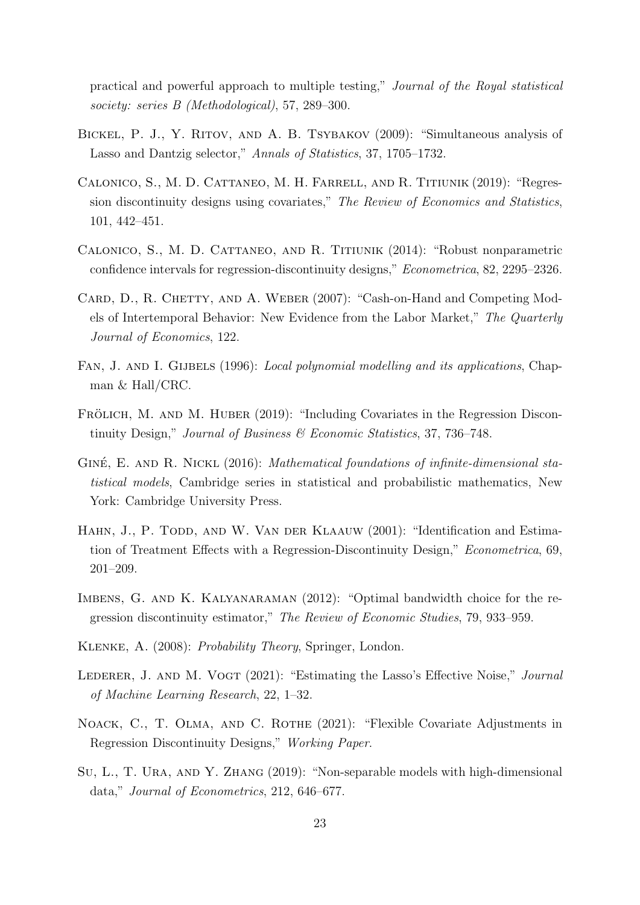practical and powerful approach to multiple testing," *Journal of the Royal statistical society: series B (Methodological)*, 57, 289–300.

Bickel, P. J., Y. Ritov, and A. B. Tsybakov (2009): "Simultaneous analysis of Lasso and Dantzig selector," *Annals of Statistics*, 37, 1705–1732.

Calonico, S., M. D. Cattaneo, M. H. Farrell, and R. Titiunik (2019): "Regression discontinuity designs using covariates," *The Review of Economics and Statistics*, 101, 442–451.

Calonico, S., M. D. Cattaneo, and R. Titiunik (2014): "Robust nonparametric confidence intervals for regression-discontinuity designs," *Econometrica*, 82, 2295–2326.

Card, D., R. Chetty, and A. Weber (2007): "Cash-on-Hand and Competing Models of Intertemporal Behavior: New Evidence from the Labor Market," *The Quarterly Journal of Economics*, 122.

Fan, J. and I. Gijbels (1996): *Local polynomial modelling and its applications*, Chapman & Hall/CRC.

Frölich, M. and M. Huber (2019): "Including Covariates in the Regression Discontinuity Design," *Journal of Business & Economic Statistics*, 37, 736–748.

Giné, E. and R. Nickl (2016): *Mathematical foundations of infinite-dimensional statistical models*, Cambridge series in statistical and probabilistic mathematics, New York: Cambridge University Press.

Hahn, J., P. Todd, and W. Van der Klaauw (2001): "Identification and Estimation of Treatment Effects with a Regression-Discontinuity Design," *Econometrica*, 69, 201–209.

Imbens, G. and K. Kalyanaraman (2012): "Optimal bandwidth choice for the regression discontinuity estimator," *The Review of Economic Studies*, 79, 933–959.

Klenke, A. (2008): *Probability Theory*, Springer, London.

Lederer, J. and M. Vogt (2021): "Estimating the Lasso's Effective Noise," *Journal of Machine Learning Research*, 22, 1–32.

Noack, C., T. Olma, and C. Rothe (2021): "Flexible Covariate Adjustments in Regression Discontinuity Designs," *Working Paper*.

Su, L., T. Ura, and Y. Zhang (2019): "Non-separable models with high-dimensional data," *Journal of Econometrics*, 212, 646–677.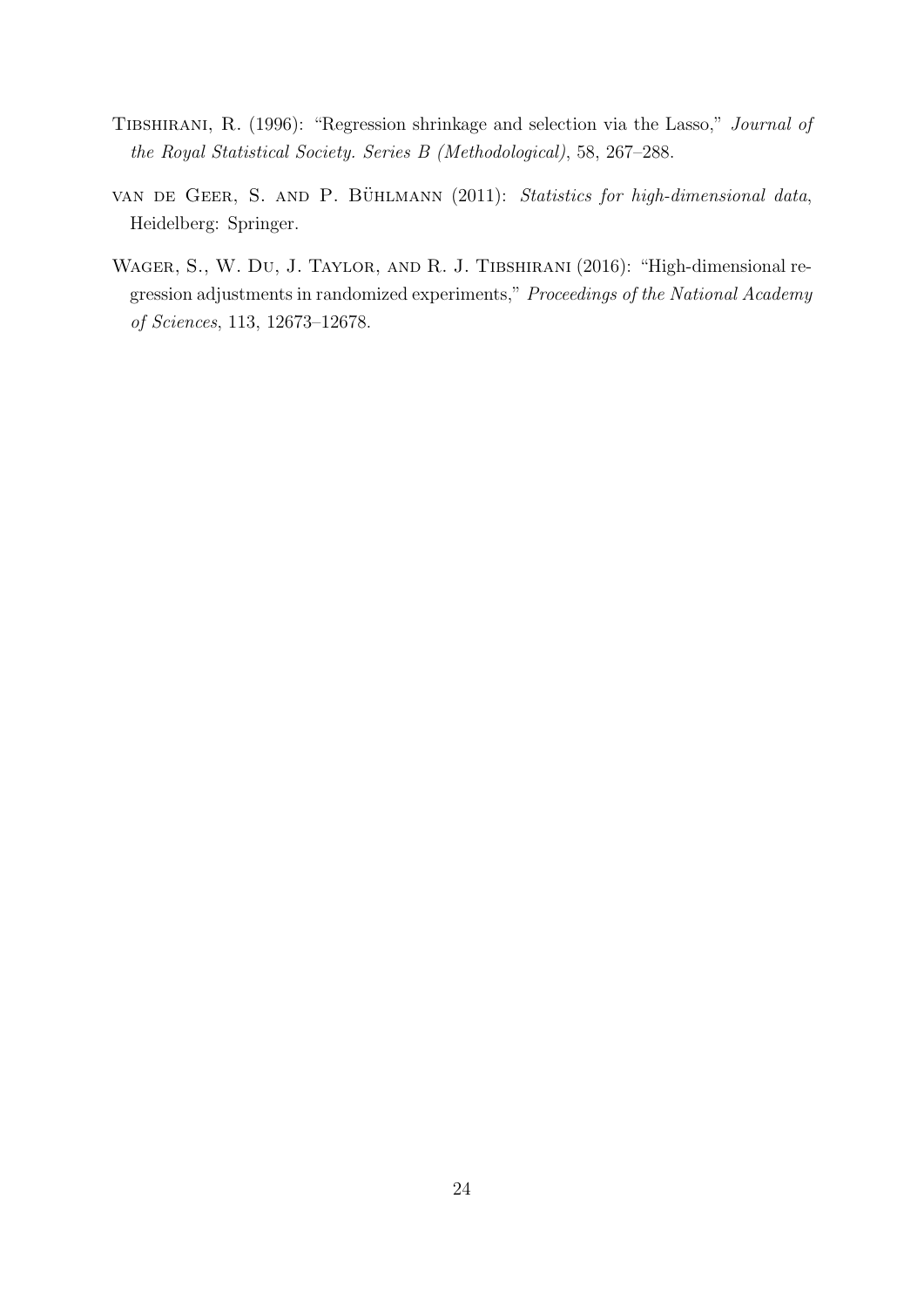Tibshirani, R. (1996): "Regression shrinkage and selection via the Lasso," *Journal of the Royal Statistical Society. Series B (Methodological)*, 58, 267–288.

van de Geer, S. and P. Bühlmann (2011): *Statistics for high-dimensional data*, Heidelberg: Springer.

Wager, S., W. Du, J. Taylor, and R. J. Tibshirani (2016): "High-dimensional regression adjustments in randomized experiments," *Proceedings of the National Academy of Sciences*, 113, 12673–12678.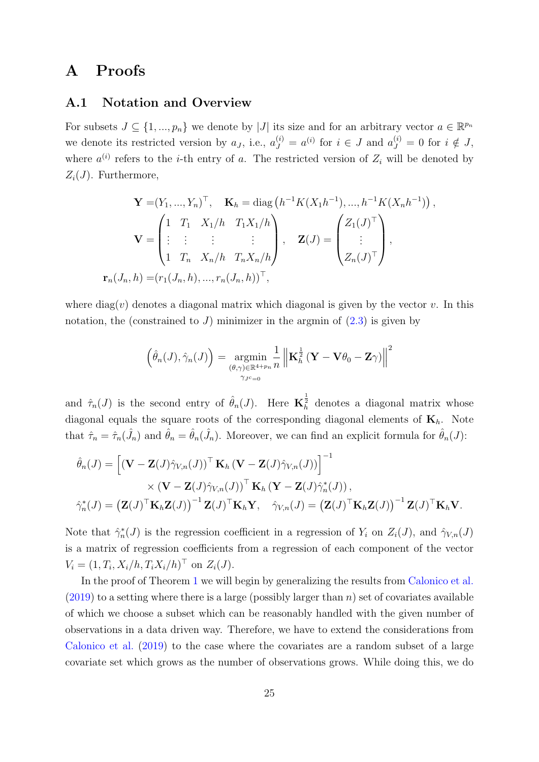# A Proofs

## A.1 Notation and Overview

For subsets $J \subseteq \{1, ..., p_n\}$ we denote by $|J|$ its size and for an arbitrary vector $a \in \mathbb{R}^{p_n}$ we denote its restricted version by $a_J$, i.e., $a_J^{(i)} = a^{(i)}$ for $i \in J$ and $a_J^{(i)} = 0$ for $i \notin J$, where $a^{(i)}$ refers to the $i$-th entry of $a$. The restricted version of $Z_i$ will be denoted by $Z_i(J)$. Furthermore,

$$
\begin{aligned}
\mathbf{Y} =& (Y_1, ..., Y_n)^\top, \quad \mathbf{K}_h = \operatorname{diag}\left(h^{-1}K(X_1 h^{-1}), ..., h^{-1}K(X_n h^{-1})\right), \\
\mathbf{V} =& \begin{pmatrix} 1 & T_1 & X_1/h & T_1 X_1/h \\ \vdots & \vdots & \vdots & \vdots \\ 1 & T_n & X_n/h & T_n X_n/h \end{pmatrix}, \quad \mathbf{Z}(J) = \begin{pmatrix} Z_1(J)^\top \\ \vdots \\ Z_n(J)^\top \end{pmatrix}, \\
\mathbf{r}_n(J_n, h) =& (r_1(J_n, h), ..., r_n(J_n, h))^\top,
\end{aligned}
$$

where $\operatorname{diag}(v)$ denotes a diagonal matrix which diagonal is given by the vector $v$. In this notation, the (constrained to $J$) minimizer in the argmin of (2.3) is given by

$$
\left(\hat{\theta}_n(J), \hat{\gamma}_n(J)\right) = \underset{\substack{(\theta,\gamma)\in\mathbb{R}^{4+p_n} \\ \gamma_{J^c}=0}}{\operatorname{argmin}} \frac{1}{n} \left\| \mathbf{K}_h^{\frac{1}{2}} \left(\mathbf{Y} - \mathbf{V}\theta_0 - \mathbf{Z}\gamma\right) \right\|^2
$$

and $\hat{\tau}_n(J)$ is the second entry of $\hat{\theta}_n(J)$. Here $\mathbf{K}_h^{\frac{1}{2}}$ denotes a diagonal matrix whose diagonal equals the square roots of the corresponding diagonal elements of $\mathbf{K}_h$. Note that $\hat{\tau}_n = \hat{\tau}_n(\hat{J}_n)$ and $\hat{\theta}_n = \hat{\theta}_n(\hat{J}_n)$. Moreover, we can find an explicit formula for $\hat{\theta}_n(J)$:

$$
\begin{aligned}
\hat{\theta}_n(J) =& \left[ \left(\mathbf{V} - \mathbf{Z}(J)\hat{\gamma}_{V,n}(J)\right)^\top \mathbf{K}_h \left(\mathbf{V} - \mathbf{Z}(J)\hat{\gamma}_{V,n}(J)\right) \right]^{-1} \\
& \times \left(\mathbf{V} - \mathbf{Z}(J)\hat{\gamma}_{V,n}(J)\right)^\top \mathbf{K}_h \left(\mathbf{Y} - \mathbf{Z}(J)\hat{\gamma}_n^*(J)\right), \\
\hat{\gamma}_n^*(J) =& \left(\mathbf{Z}(J)^\top \mathbf{K}_h \mathbf{Z}(J)\right)^{-1} \mathbf{Z}(J)^\top \mathbf{K}_h \mathbf{Y}, \quad \hat{\gamma}_{V,n}(J) = \left(\mathbf{Z}(J)^\top \mathbf{K}_h \mathbf{Z}(J)\right)^{-1} \mathbf{Z}(J)^\top \mathbf{K}_h \mathbf{V}.
\end{aligned}
$$

Note that $\hat{\gamma}_n^*(J)$ is the regression coefficient in a regression of $Y_i$ on $Z_i(J)$, and $\hat{\gamma}_{V,n}(J)$ is a matrix of regression coefficients from a regression of each component of the vector $V_i = (1, T_i, X_i/h, T_i X_i/h)^\top$ on $Z_i(J)$.

In the proof of Theorem 1 we will begin by generalizing the results from Calonico et al. (2019) to a setting where there is a large (possibly larger than $n$) set of covariates available of which we choose a subset which can be reasonably handled with the given number of observations in a data driven way. Therefore, we have to extend the considerations from Calonico et al. (2019) to the case where the covariates are a random subset of a large covariate set which grows as the number of observations grows. While doing this, we do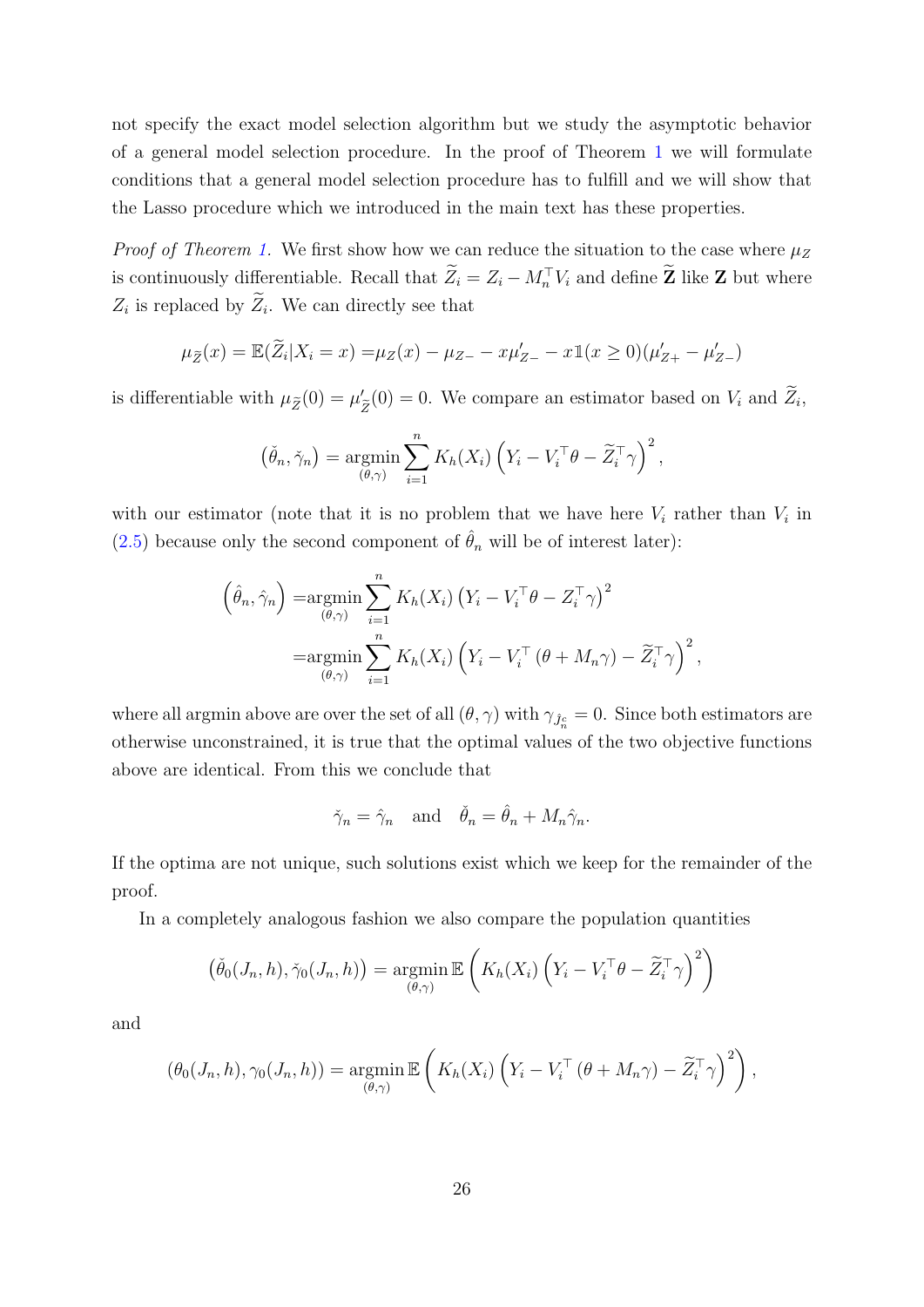not specify the exact model selection algorithm but we study the asymptotic behavior of a general model selection procedure. In the proof of Theorem 1 we will formulate conditions that a general model selection procedure has to fulfill and we will show that the Lasso procedure which we introduced in the main text has these properties.

*Proof of Theorem 1.* We first show how we can reduce the situation to the case where $\mu_Z$ is continuously differentiable. Recall that $\widetilde{Z}_i = Z_i - M_n^\top V_i$ and define $\widetilde{\mathbf{Z}}$ like $\mathbf{Z}$ but where $Z_i$ is replaced by $\widetilde{Z}_i$. We can directly see that

$$\mu_{\widetilde{Z}}(x) = \mathbb{E}(\widetilde{Z}_i | X_i = x) = \mu_Z(x) - \mu_{Z-} - x\mu'_{Z-} - x\mathbb{1}(x \geq 0)(\mu'_{Z+} - \mu'_{Z-})$$

is differentiable with $\mu_{\widetilde{Z}}(0) = \mu'_{\widetilde{Z}}(0) = 0$. We compare an estimator based on $V_i$ and $\widetilde{Z}_i$,

$$\left(\check{\theta}_n, \check{\gamma}_n\right) = \underset{(\theta,\gamma)}{\operatorname{argmin}} \sum_{i=1}^n K_h(X_i) \left(Y_i - V_i^\top \theta - \widetilde{Z}_i^\top \gamma\right)^2,$$

with our estimator (note that it is no problem that we have here $V_i$ rather than $V_i$ in (2.5) because only the second component of $\hat{\theta}_n$ will be of interest later):

$$\begin{aligned}
\left(\hat{\theta}_n, \hat{\gamma}_n\right) =& \underset{(\theta,\gamma)}{\operatorname{argmin}} \sum_{i=1}^n K_h(X_i) \left(Y_i - V_i^\top \theta - Z_i^\top \gamma\right)^2 \\
=& \underset{(\theta,\gamma)}{\operatorname{argmin}} \sum_{i=1}^n K_h(X_i) \left(Y_i - V_i^\top (\theta + M_n \gamma) - \widetilde{Z}_i^\top \gamma\right)^2,
\end{aligned}$$

where all argmin above are over the set of all $(\theta, \gamma)$ with $\gamma_{\hat{J}_n^c} = 0$. Since both estimators are otherwise unconstrained, it is true that the optimal values of the two objective functions above are identical. From this we conclude that

$$\check{\gamma}_n = \hat{\gamma}_n \quad \text{and} \quad \check{\theta}_n = \hat{\theta}_n + M_n \hat{\gamma}_n.$$

If the optima are not unique, such solutions exist which we keep for the remainder of the proof.

In a completely analogous fashion we also compare the population quantities

$$\left(\check{\theta}_0(J_n, h), \check{\gamma}_0(J_n, h)\right) = \underset{(\theta,\gamma)}{\operatorname{argmin}} \mathbb{E}\left(K_h(X_i) \left(Y_i - V_i^\top \theta - \widetilde{Z}_i^\top \gamma\right)^2\right)$$

and

$$\left(\theta_0(J_n, h), \gamma_0(J_n, h)\right) = \underset{(\theta,\gamma)}{\operatorname{argmin}} \mathbb{E}\left(K_h(X_i) \left(Y_i - V_i^\top (\theta + M_n \gamma) - \widetilde{Z}_i^\top \gamma\right)^2\right),$$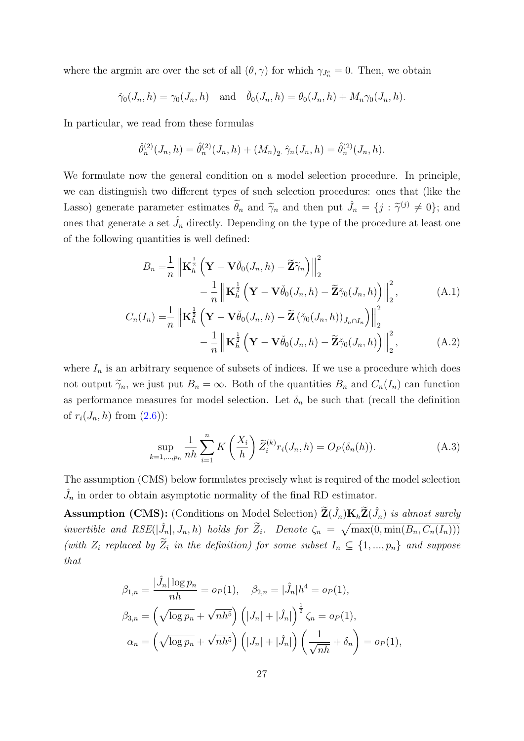where the argmin are over the set of all $(\theta, \gamma)$ for which $\gamma_{J_n^c} = 0$. Then, we obtain

$$\check{\gamma}_0(J_n, h) = \gamma_0(J_n, h) \quad \text{and} \quad \check{\theta}_0(J_n, h) = \theta_0(J_n, h) + M_n \gamma_0(J_n, h).$$

In particular, we read from these formulas

$$\check{\theta}_n^{(2)}(J_n, h) = \hat{\theta}_n^{(2)}(J_n, h) + (M_n)_{2\cdot} \hat{\gamma}_n(J_n, h) = \hat{\theta}_n^{(2)}(J_n, h).$$

We formulate now the general condition on a model selection procedure. In principle, we can distinguish two different types of such selection procedures: ones that (like the Lasso) generate parameter estimates $\widetilde{\theta}_n$ and $\widetilde{\gamma}_n$ and then put $\hat{J}_n = \{j : \widetilde{\gamma}^{(j)} \neq 0\}$; and ones that generate a set $\hat{J}_n$ directly. Depending on the type of the procedure at least one of the following quantities is well defined:

$$\begin{aligned}
B_n =& \frac{1}{n} \left\| \mathbf{K}_h^{\frac{1}{2}} \left( \mathbf{Y} - \mathbf{V} \check{\theta}_0(J_n, h) - \widetilde{\mathbf{Z}} \widetilde{\gamma}_n \right) \right\|_2^2 \\
& - \frac{1}{n} \left\| \mathbf{K}_h^{\frac{1}{2}} \left( \mathbf{Y} - \mathbf{V} \check{\theta}_0(J_n, h) - \widetilde{\mathbf{Z}} \check{\gamma}_0(J_n, h) \right) \right\|_2^2, \qquad \text{(A.1)} \\
C_n(I_n) =& \frac{1}{n} \left\| \mathbf{K}_h^{\frac{1}{2}} \left( \mathbf{Y} - \mathbf{V} \check{\theta}_0(J_n, h) - \widetilde{\mathbf{Z}} \left( \check{\gamma}_0(J_n, h) \right)_{\hat{J}_n \cap I_n} \right) \right\|_2^2 \\
& - \frac{1}{n} \left\| \mathbf{K}_h^{\frac{1}{2}} \left( \mathbf{Y} - \mathbf{V} \check{\theta}_0(J_n, h) - \widetilde{\mathbf{Z}} \check{\gamma}_0(J_n, h) \right) \right\|_2^2, \qquad \text{(A.2)}
\end{aligned}$$

where $I_n$ is an arbitrary sequence of subsets of indices. If we use a procedure which does not output $\widetilde{\gamma}_n$, we just put $B_n = \infty$. Both of the quantities $B_n$ and $C_n(I_n)$ can function as performance measures for model selection. Let $\delta_n$ be such that (recall the definition of $r_i(J_n, h)$ from (2.6)):

$$\sup_{k=1,\dots,p_n} \frac{1}{nh} \sum_{i=1}^{n} K\left(\frac{X_i}{h}\right) \widetilde{Z}_i^{(k)} r_i(J_n, h) = O_P(\delta_n(h)). \qquad \text{(A.3)}$$

The assumption (CMS) below formulates precisely what is required of the model selection $\hat{J}_n$ in order to obtain asymptotic normality of the final RD estimator.

**Assumption (CMS):** (Conditions on Model Selection) *$\widetilde{\mathbf{Z}}(\hat{J}_n) \mathbf{K}_h \widetilde{\mathbf{Z}}(\hat{J}_n)$ is almost surely invertible and $RSE(|\hat{J}_n|, J_n, h)$ holds for $\widetilde{Z}_i$. Denote $\zeta_n = \sqrt{\max(0, \min(B_n, C_n(I_n)))}$ (with $Z_i$ replaced by $\widetilde{Z}_i$ in the definition) for some subset $I_n \subseteq \{1, ..., p_n\}$ and suppose that*

$$\begin{aligned}
\beta_{1,n} &= \frac{|\hat{J}_n| \log p_n}{nh} = o_P(1), \quad \beta_{2,n} = |\hat{J}_n| h^4 = o_P(1), \\
\beta_{3,n} &= \left( \sqrt{\log p_n} + \sqrt{nh^5} \right) \left( |J_n| + |\hat{J}_n| \right)^{\frac{1}{2}} \zeta_n = o_P(1), \\
\alpha_n &= \left( \sqrt{\log p_n} + \sqrt{nh^5} \right) \left( |J_n| + |\hat{J}_n| \right) \left( \frac{1}{\sqrt{nh}} + \delta_n \right) = o_P(1),
\end{aligned}$$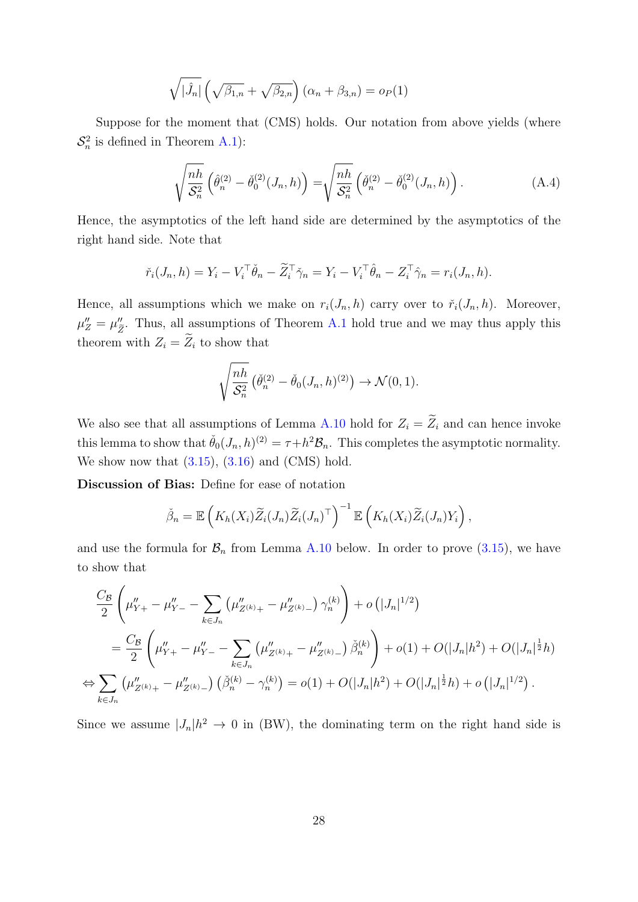$$\sqrt{|\hat{J}_n|}\left(\sqrt{\beta_{1,n}}+\sqrt{\beta_{2,n}}\right)(\alpha_n+\beta_{3,n})=o_P(1)$$

Suppose for the moment that (CMS) holds. Our notation from above yields (where $\mathcal{S}_n^2$ is defined in Theorem A.1):

$$\sqrt{\frac{nh}{\mathcal{S}_n^2}}\left(\hat{\theta}_n^{(2)}-\check{\theta}_0^{(2)}(J_n,h)\right)=\sqrt{\frac{nh}{\mathcal{S}_n^2}}\left(\check{\theta}_n^{(2)}-\check{\theta}_0^{(2)}(J_n,h)\right). \tag{A.4}$$

Hence, the asymptotics of the left hand side are determined by the asymptotics of the right hand side. Note that

$$\check{r}_i(J_n,h)=Y_i-V_i^\top\check{\theta}_n-\widetilde{Z}_i^\top\check{\gamma}_n=Y_i-V_i^\top\hat{\theta}_n-Z_i^\top\hat{\gamma}_n=r_i(J_n,h).$$

Hence, all assumptions which we make on $r_i(J_n,h)$ carry over to $\check{r}_i(J_n,h)$. Moreover, $\mu''_Z=\mu''_{\widetilde{Z}}$. Thus, all assumptions of Theorem A.1 hold true and we may thus apply this theorem with $Z_i=\widetilde{Z}_i$ to show that

$$\sqrt{\frac{nh}{\mathcal{S}_n^2}}\left(\check{\theta}_n^{(2)}-\check{\theta}_0(J_n,h)^{(2)}\right)\to\mathcal{N}(0,1).$$

We also see that all assumptions of Lemma A.10 hold for $Z_i=\widetilde{Z}_i$ and can hence invoke this lemma to show that $\check{\theta}_0(J_n,h)^{(2)}=\tau+h^2\mathcal{B}_n$. This completes the asymptotic normality. We show now that (3.15), (3.16) and (CMS) hold.

**Discussion of Bias:** Define for ease of notation

$$\check{\beta}_n=\mathbb{E}\left(K_h(X_i)\widetilde{Z}_i(J_n)\widetilde{Z}_i(J_n)^\top\right)^{-1}\mathbb{E}\left(K_h(X_i)\widetilde{Z}_i(J_n)Y_i\right),$$

and use the formula for $\mathcal{B}_n$ from Lemma A.10 below. In order to prove (3.15), we have to show that

$$\begin{aligned}
&\frac{C_{\mathcal{B}}}{2}\left(\mu''_{Y+}-\mu''_{Y-}-\sum_{k\in J_n}\left(\mu''_{Z^{(k)}+}-\mu''_{Z^{(k)}-}\right)\gamma_n^{(k)}\right)+o\left(|J_n|^{1/2}\right)\\
&\quad=\frac{C_{\mathcal{B}}}{2}\left(\mu''_{Y+}-\mu''_{Y-}-\sum_{k\in J_n}\left(\mu''_{Z^{(k)}+}-\mu''_{Z^{(k)}-}\right)\check{\beta}_n^{(k)}\right)+o(1)+O(|J_n|h^2)+O(|J_n|^{\frac{1}{2}}h)\\
\Leftrightarrow&\sum_{k\in J_n}\left(\mu''_{Z^{(k)}+}-\mu''_{Z^{(k)}-}\right)\left(\check{\beta}_n^{(k)}-\gamma_n^{(k)}\right)=o(1)+O(|J_n|h^2)+O(|J_n|^{\frac{1}{2}}h)+o\left(|J_n|^{1/2}\right).
\end{aligned}$$

Since we assume $|J_n|h^2\to 0$ in (BW), the dominating term on the right hand side is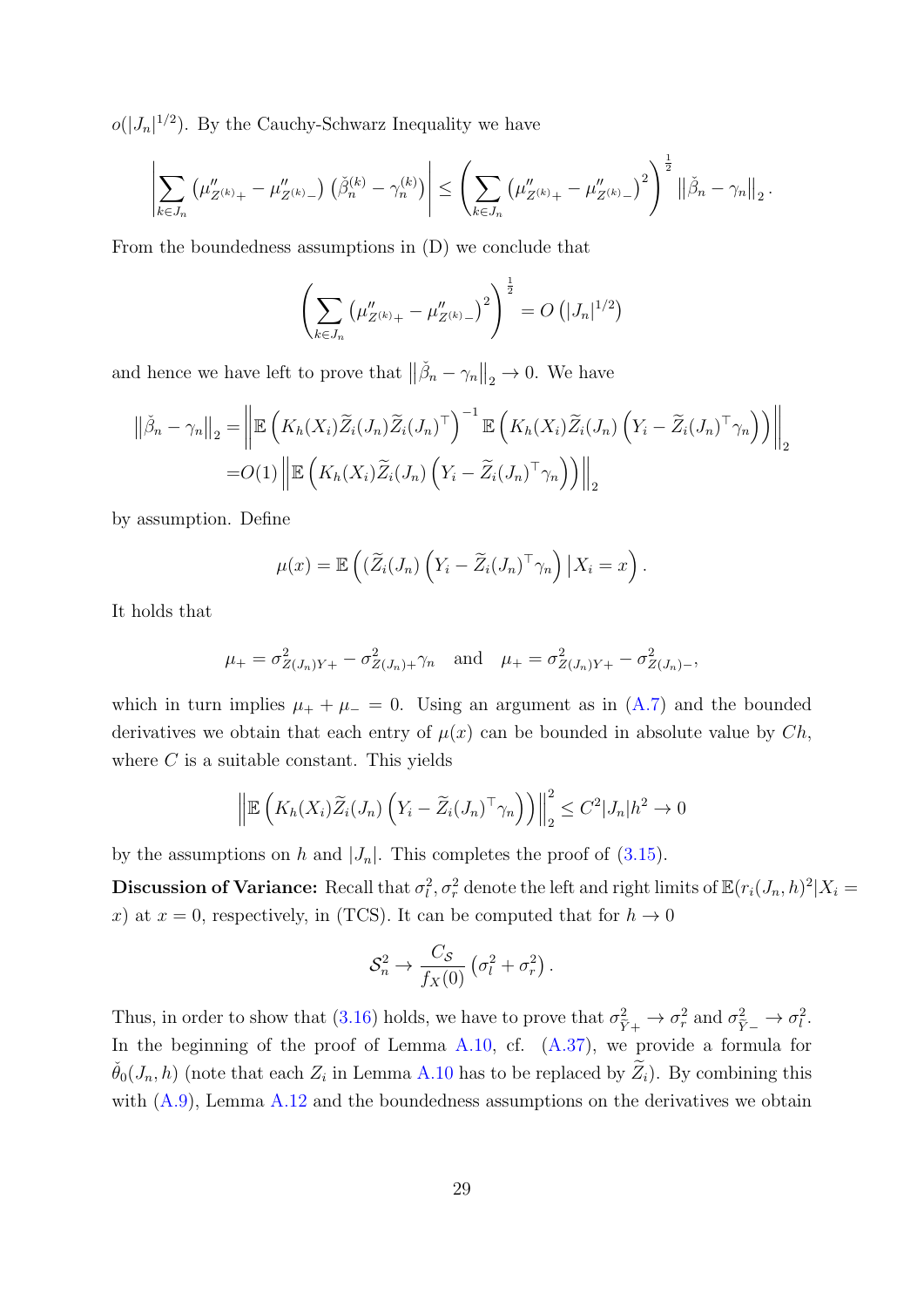$o(|J_n|^{1/2})$. By the Cauchy-Schwarz Inequality we have

$$\left| \sum_{k \in J_n} \left( \mu''_{Z^{(k)}+} - \mu''_{Z^{(k)}-} \right) \left( \check{\beta}_n^{(k)} - \gamma_n^{(k)} \right) \right| \leq \left( \sum_{k \in J_n} \left( \mu''_{Z^{(k)}+} - \mu''_{Z^{(k)}-} \right)^2 \right)^{\frac{1}{2}} \left\| \check{\beta}_n - \gamma_n \right\|_2 .$$

From the boundedness assumptions in (D) we conclude that

$$\left( \sum_{k \in J_n} \left( \mu''_{Z^{(k)}+} - \mu''_{Z^{(k)}-} \right)^2 \right)^{\frac{1}{2}} = O\left( |J_n|^{1/2} \right)$$

and hence we have left to prove that $\left\| \check{\beta}_n - \gamma_n \right\|_2 \to 0$. We have

$$\begin{aligned} \left\| \check{\beta}_n - \gamma_n \right\|_2 =& \left\| \mathbb{E}\left( K_h(X_i) \widetilde{Z}_i(J_n) \widetilde{Z}_i(J_n)^\top \right)^{-1} \mathbb{E}\left( K_h(X_i) \widetilde{Z}_i(J_n) \left( Y_i - \widetilde{Z}_i(J_n)^\top \gamma_n \right) \right) \right\|_2 \\ =& O(1) \left\| \mathbb{E}\left( K_h(X_i) \widetilde{Z}_i(J_n) \left( Y_i - \widetilde{Z}_i(J_n)^\top \gamma_n \right) \right) \right\|_2 \end{aligned}$$

by assumption. Define

$$\mu(x) = \mathbb{E}\left( (\widetilde{Z}_i(J_n) \left( Y_i - \widetilde{Z}_i(J_n)^\top \gamma_n \right) \middle| X_i = x \right).$$

It holds that

$$\mu_+ = \sigma^2_{Z(J_n)Y+} - \sigma^2_{Z(J_n)+} \gamma_n \quad \text{and} \quad \mu_+ = \sigma^2_{Z(J_n)Y+} - \sigma^2_{Z(J_n)-},$$

which in turn implies $\mu_+ + \mu_- = 0$. Using an argument as in (A.7) and the bounded derivatives we obtain that each entry of $\mu(x)$ can be bounded in absolute value by $Ch$, where $C$ is a suitable constant. This yields

$$\left\| \mathbb{E}\left( K_h(X_i) \widetilde{Z}_i(J_n) \left( Y_i - \widetilde{Z}_i(J_n)^\top \gamma_n \right) \right) \right\|_2^2 \leq C^2 |J_n| h^2 \to 0$$

by the assumptions on $h$ and $|J_n|$. This completes the proof of (3.15).

**Discussion of Variance:** Recall that $\sigma_l^2, \sigma_r^2$ denote the left and right limits of $\mathbb{E}(r_i(J_n, h)^2 | X_i = x)$ at $x = 0$, respectively, in (TCS). It can be computed that for $h \to 0$

$$\mathcal{S}_n^2 \to \frac{C_{\mathcal{S}}}{f_X(0)} \left( \sigma_l^2 + \sigma_r^2 \right).$$

Thus, in order to show that (3.16) holds, we have to prove that $\sigma^2_{\check{Y}+} \to \sigma_r^2$ and $\sigma^2_{\check{Y}-} \to \sigma_l^2$. In the beginning of the proof of Lemma A.10, cf. (A.37), we provide a formula for $\check{\theta}_0(J_n, h)$ (note that each $Z_i$ in Lemma A.10 has to be replaced by $\widetilde{Z}_i$). By combining this with (A.9), Lemma A.12 and the boundedness assumptions on the derivatives we obtain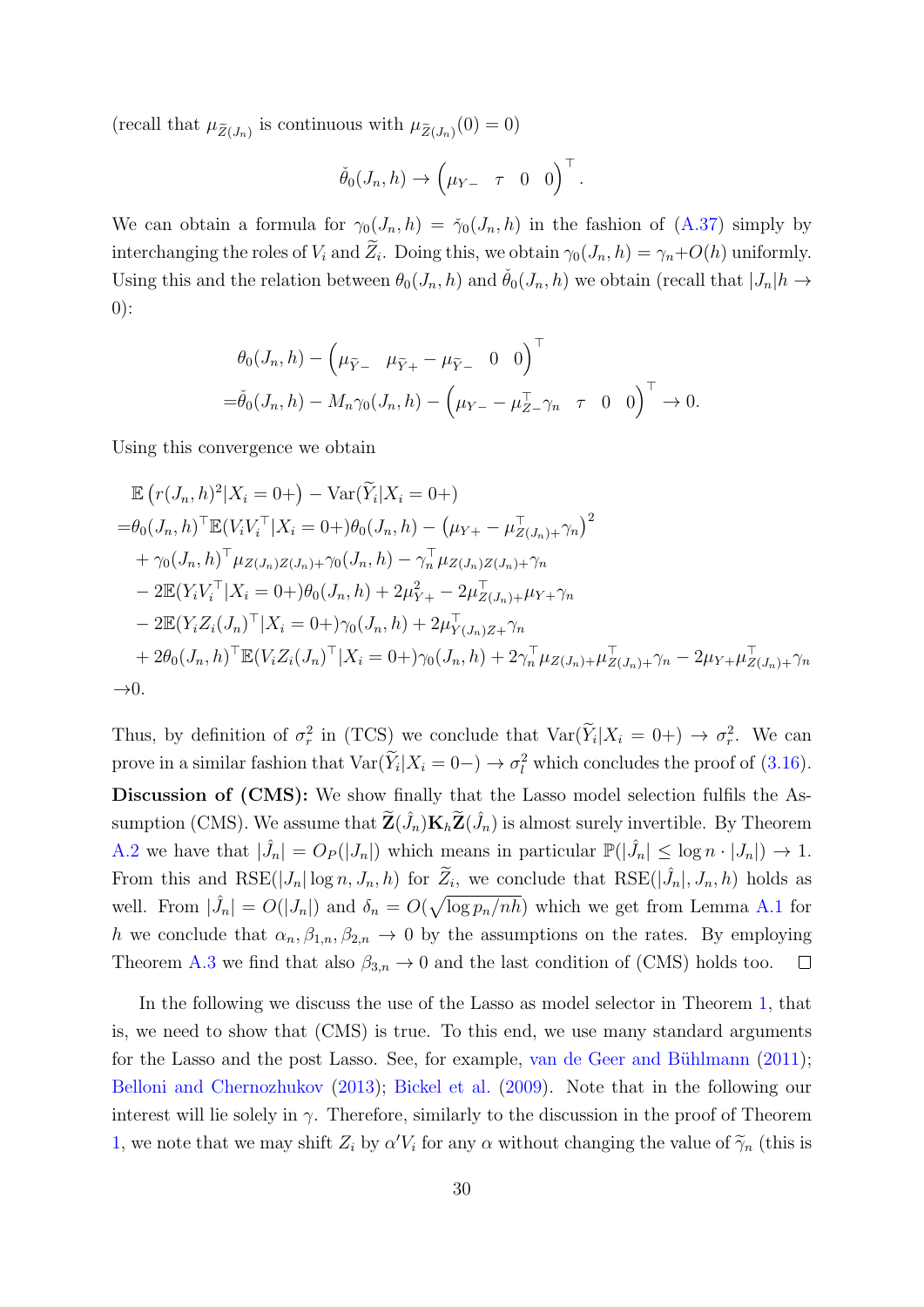(recall that $\mu_{\widetilde{Z}(J_n)}$ is continuous with $\mu_{\widetilde{Z}(J_n)}(0) = 0$)

$$\check{\theta}_0(J_n, h) \to \begin{pmatrix} \mu_{Y-} & \tau & 0 & 0 \end{pmatrix}^\top.$$

We can obtain a formula for $\gamma_0(J_n, h) = \check{\gamma}_0(J_n, h)$ in the fashion of (A.37) simply by interchanging the roles of $V_i$ and $\widetilde{Z}_i$. Doing this, we obtain $\gamma_0(J_n, h) = \gamma_n + O(h)$ uniformly. Using this and the relation between $\theta_0(J_n, h)$ and $\check{\theta}_0(J_n, h)$ we obtain (recall that $|J_n|h \to 0$):

$$\begin{aligned}
&\theta_0(J_n, h) - \begin{pmatrix} \mu_{\widetilde{Y}-} & \mu_{\widetilde{Y}+} - \mu_{\widetilde{Y}-} & 0 & 0 \end{pmatrix}^\top \\
=&\check{\theta}_0(J_n, h) - M_n \gamma_0(J_n, h) - \begin{pmatrix} \mu_{Y-} - \mu_{Z-}^\top \gamma_n & \tau & 0 & 0 \end{pmatrix}^\top \to 0.
\end{aligned}$$

Using this convergence we obtain

$$\begin{aligned}
&\mathbb{E}\left(r(J_n, h)^2 | X_i = 0+\right) - \operatorname{Var}(\widetilde{Y}_i | X_i = 0+) \\
=&\theta_0(J_n, h)^\top \mathbb{E}(V_i V_i^\top | X_i = 0+) \theta_0(J_n, h) - \left(\mu_{Y+} - \mu_{Z(J_n)+}^\top \gamma_n\right)^2 \\
&+ \gamma_0(J_n, h)^\top \mu_{Z(J_n)Z(J_n)+} \gamma_0(J_n, h) - \gamma_n^\top \mu_{Z(J_n)Z(J_n)+} \gamma_n \\
&- 2\mathbb{E}(Y_i V_i^\top | X_i = 0+) \theta_0(J_n, h) + 2\mu_{Y+}^2 - 2\mu_{Z(J_n)+}^\top \mu_{Y+} \gamma_n \\
&- 2\mathbb{E}(Y_i Z_i(J_n)^\top | X_i = 0+) \gamma_0(J_n, h) + 2\mu_{Y(J_n)Z+}^\top \gamma_n \\
&+ 2\theta_0(J_n, h)^\top \mathbb{E}(V_i Z_i(J_n)^\top | X_i = 0+) \gamma_0(J_n, h) + 2\gamma_n^\top \mu_{Z(J_n)+} \mu_{Z(J_n)+}^\top \gamma_n - 2\mu_{Y+} \mu_{Z(J_n)+}^\top \gamma_n \\
\to& 0.
\end{aligned}$$

Thus, by definition of $\sigma_r^2$ in (TCS) we conclude that $\operatorname{Var}(\widetilde{Y}_i | X_i = 0+) \to \sigma_r^2$. We can prove in a similar fashion that $\operatorname{Var}(\widetilde{Y}_i | X_i = 0-) \to \sigma_l^2$ which concludes the proof of (3.16).

**Discussion of (CMS):** We show finally that the Lasso model selection fulfils the Assumption (CMS). We assume that $\widetilde{\mathbf{Z}}(\hat{J}_n) \mathbf{K}_h \widetilde{\mathbf{Z}}(\hat{J}_n)$ is almost surely invertible. By Theorem A.2 we have that $|\hat{J}_n| = O_P(|J_n|)$ which means in particular $\mathbb{P}(|\hat{J}_n| \leq \log n \cdot |J_n|) \to 1$. From this and $\operatorname{RSE}(|J_n| \log n, J_n, h)$ for $\widetilde{Z}_i$, we conclude that $\operatorname{RSE}(|\hat{J}_n|, J_n, h)$ holds as well. From $|\hat{J}_n| = O(|J_n|)$ and $\delta_n = O(\sqrt{\log p_n / nh})$ which we get from Lemma A.1 for $h$ we conclude that $\alpha_n, \beta_{1,n}, \beta_{2,n} \to 0$ by the assumptions on the rates. By employing Theorem A.3 we find that also $\beta_{3,n} \to 0$ and the last condition of (CMS) holds too. $\square$

In the following we discuss the use of the Lasso as model selector in Theorem 1, that is, we need to show that (CMS) is true. To this end, we use many standard arguments for the Lasso and the post Lasso. See, for example, van de Geer and Bühlmann (2011); Belloni and Chernozhukov (2013); Bickel et al. (2009). Note that in the following our interest will lie solely in $\gamma$. Therefore, similarly to the discussion in the proof of Theorem 1, we note that we may shift $Z_i$ by $\alpha' V_i$ for any $\alpha$ without changing the value of $\widetilde{\gamma}_n$ (this is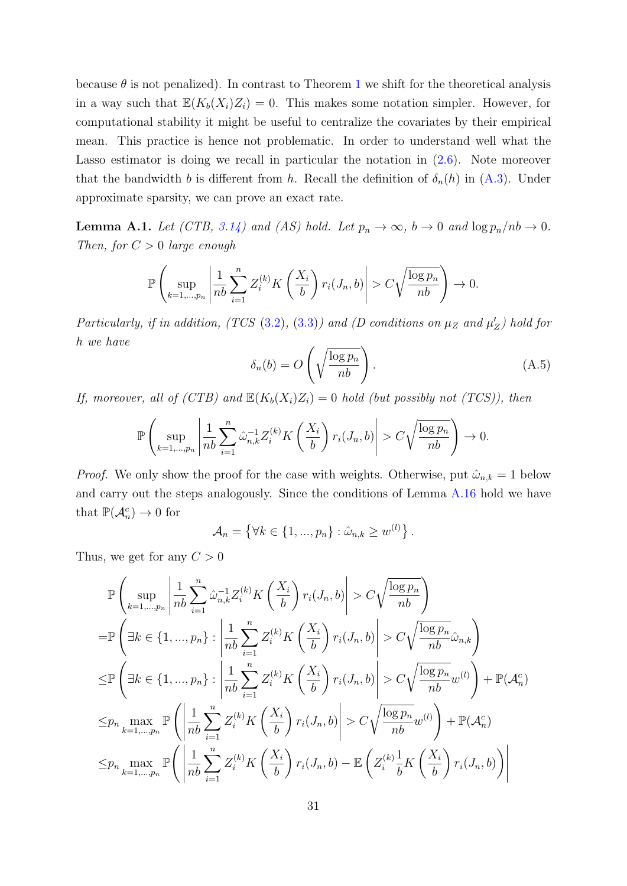because $\theta$ is not penalized). In contrast to Theorem 1 we shift for the theoretical analysis in a way such that $\mathbb{E}(K_b(X_i)Z_i) = 0$. This makes some notation simpler. However, for computational stability it might be useful to centralize the covariates by their empirical mean. This practice is hence not problematic. In order to understand well what the Lasso estimator is doing we recall in particular the notation in (2.6). Note moreover that the bandwidth $b$ is different from $h$. Recall the definition of $\delta_n(h)$ in (A.3). Under approximate sparsity, we can prove an exact rate.

**Lemma A.1.** *Let (CTB, 3.14) and (AS) hold. Let $p_n \to \infty$, $b \to 0$ and $\log p_n / nb \to 0$. Then, for $C > 0$ large enough*

$$\mathbb{P}\left(\sup_{k=1,...,p_n}\left|\frac{1}{nb}\sum_{i=1}^n Z_i^{(k)} K\left(\frac{X_i}{b}\right) r_i(J_n, b)\right| > C\sqrt{\frac{\log p_n}{nb}}\right) \to 0.$$

*Particularly, if in addition, (TCS (3.2), (3.3)) and (D conditions on $\mu_Z$ and $\mu_Z'$) hold for $h$ we have*

$$\delta_n(b) = O\left(\sqrt{\frac{\log p_n}{nb}}\right). \tag{A.5}$$

*If, moreover, all of (CTB) and $\mathbb{E}(K_b(X_i)Z_i) = 0$ hold (but possibly not (TCS)), then*

$$\mathbb{P}\left(\sup_{k=1,...,p_n}\left|\frac{1}{nb}\sum_{i=1}^n \hat{\omega}_{n,k}^{-1} Z_i^{(k)} K\left(\frac{X_i}{b}\right) r_i(J_n, b)\right| > C\sqrt{\frac{\log p_n}{nb}}\right) \to 0.$$

*Proof.* We only show the proof for the case with weights. Otherwise, put $\hat{\omega}_{n,k} = 1$ below and carry out the steps analogously. Since the conditions of Lemma A.16 hold we have that $\mathbb{P}(\mathcal{A}_n^c) \to 0$ for

$$\mathcal{A}_n = \left\{\forall k \in \{1, ..., p_n\} : \hat{\omega}_{n,k} \geq w^{(l)}\right\}.$$

Thus, we get for any $C > 0$

$$\begin{aligned}
&\mathbb{P}\left(\sup_{k=1,...,p_n}\left|\frac{1}{nb}\sum_{i=1}^n \hat{\omega}_{n,k}^{-1} Z_i^{(k)} K\left(\frac{X_i}{b}\right) r_i(J_n, b)\right| > C\sqrt{\frac{\log p_n}{nb}}\right) \\
=&\mathbb{P}\left(\exists k \in \{1, ..., p_n\} : \left|\frac{1}{nb}\sum_{i=1}^n Z_i^{(k)} K\left(\frac{X_i}{b}\right) r_i(J_n, b)\right| > C\sqrt{\frac{\log p_n}{nb}}\hat{\omega}_{n,k}\right) \\
\leq&\mathbb{P}\left(\exists k \in \{1, ..., p_n\} : \left|\frac{1}{nb}\sum_{i=1}^n Z_i^{(k)} K\left(\frac{X_i}{b}\right) r_i(J_n, b)\right| > C\sqrt{\frac{\log p_n}{nb}}w^{(l)}\right) + \mathbb{P}(\mathcal{A}_n^c) \\
\leq&p_n \max_{k=1,...,p_n} \mathbb{P}\left(\left|\frac{1}{nb}\sum_{i=1}^n Z_i^{(k)} K\left(\frac{X_i}{b}\right) r_i(J_n, b)\right| > C\sqrt{\frac{\log p_n}{nb}}w^{(l)}\right) + \mathbb{P}(\mathcal{A}_n^c) \\
\leq&p_n \max_{k=1,...,p_n} \mathbb{P}\left(\left|\frac{1}{nb}\sum_{i=1}^n Z_i^{(k)} K\left(\frac{X_i}{b}\right) r_i(J_n, b) - \mathbb{E}\left(Z_i^{(k)} \frac{1}{b} K\left(\frac{X_i}{b}\right) r_i(J_n, b)\right)\right|\right.
\end{aligned}$$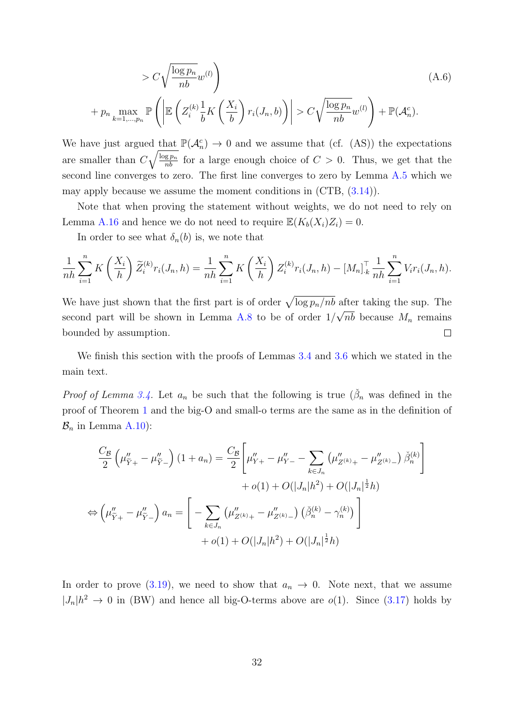$$
> C\sqrt{\frac{\log p_n}{nb}} w^{(l)} \Bigg) \tag{A.6}
$$

$$
+ p_n \max_{k=1,\ldots,p_n} \mathbb{P}\left( \left| \mathbb{E}\left( Z_i^{(k)} \frac{1}{b} K\left(\frac{X_i}{b}\right) r_i(J_n, b)\right) \right| > C\sqrt{\frac{\log p_n}{nb}} w^{(l)} \right) + \mathbb{P}(\mathcal{A}_n^c).
$$

We have just argued that $\mathbb{P}(\mathcal{A}_n^c) \to 0$ and we assume that (cf. (AS)) the expectations are smaller than $C\sqrt{\frac{\log p_n}{nb}}$ for a large enough choice of $C > 0$. Thus, we get that the second line converges to zero. The first line converges to zero by Lemma A.5 which we may apply because we assume the moment conditions in (CTB, (3.14)).

Note that when proving the statement without weights, we do not need to rely on Lemma A.16 and hence we do not need to require $\mathbb{E}(K_b(X_i)Z_i) = 0$.

In order to see what $\delta_n(b)$ is, we note that

$$
\frac{1}{nh}\sum_{i=1}^n K\left(\frac{X_i}{h}\right) \widetilde{Z}_i^{(k)} r_i(J_n, h) = \frac{1}{nh}\sum_{i=1}^n K\left(\frac{X_i}{h}\right) Z_i^{(k)} r_i(J_n, h) - [M_n]_{\cdot k}^\top \frac{1}{nh}\sum_{i=1}^n V_i r_i(J_n, h).
$$

We have just shown that the first part is of order $\sqrt{\log p_n / nb}$ after taking the sup. The second part will be shown in Lemma A.8 to be of order $1/\sqrt{nb}$ because $M_n$ remains bounded by assumption. □

We finish this section with the proofs of Lemmas 3.4 and 3.6 which we stated in the main text.

*Proof of Lemma 3.4.* Let $a_n$ be such that the following is true ($\check{\beta}_n$ was defined in the proof of Theorem 1 and the big-O and small-o terms are the same as in the definition of $\mathcal{B}_n$ in Lemma A.10):

$$
\begin{aligned}
\frac{C_{\mathcal{B}}}{2}\left(\mu''_{\widetilde{Y}+} - \mu''_{\widetilde{Y}-}\right)(1 + a_n) &= \frac{C_{\mathcal{B}}}{2}\left[\mu''_{Y+} - \mu''_{Y-} - \sum_{k\in J_n}\left(\mu''_{Z^{(k)}+} - \mu''_{Z^{(k)}-}\right)\check{\beta}_n^{(k)}\right] \\
&\qquad + o(1) + O(|J_n|h^2) + O(|J_n|^{\frac{1}{2}}h) \\
\Leftrightarrow \left(\mu''_{\widetilde{Y}+} - \mu''_{\widetilde{Y}-}\right)a_n &= \left[-\sum_{k\in J_n}\left(\mu''_{Z^{(k)}+} - \mu''_{Z^{(k)}-}\right)\left(\check{\beta}_n^{(k)} - \gamma_n^{(k)}\right)\right] \\
&\qquad + o(1) + O(|J_n|h^2) + O(|J_n|^{\frac{1}{2}}h)
\end{aligned}
$$

In order to prove (3.19), we need to show that $a_n \to 0$. Note next, that we assume $|J_n|h^2 \to 0$ in (BW) and hence all big-O-terms above are $o(1)$. Since (3.17) holds by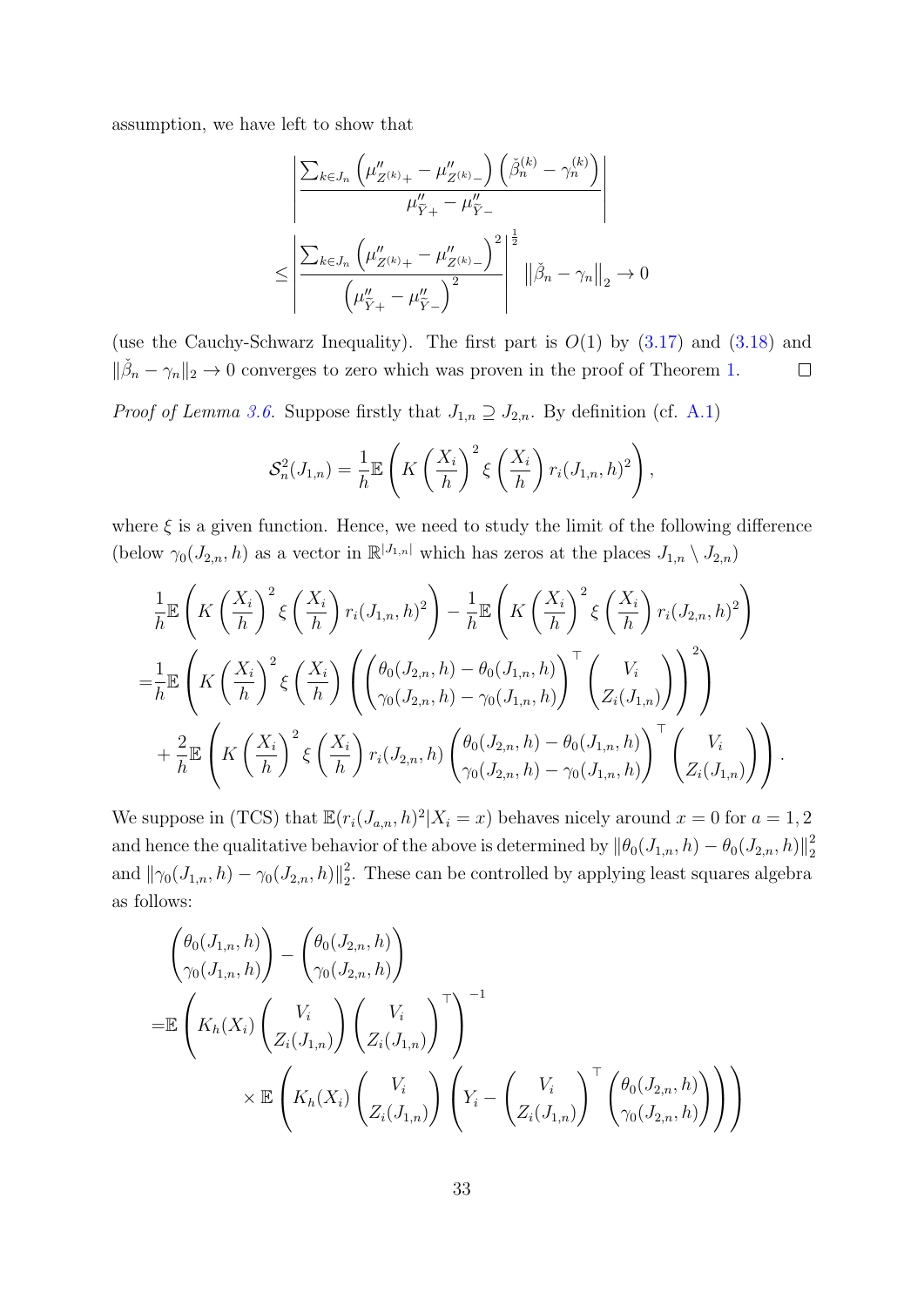assumption, we have left to show that

$$
\begin{aligned}
&\left| \frac{\sum_{k \in J_n} \left( \mu''_{Z^{(k)}+} - \mu''_{Z^{(k)}-} \right) \left( \check{\beta}_n^{(k)} - \gamma_n^{(k)} \right)}{\mu''_{\tilde{Y}+} - \mu''_{\tilde{Y}-}} \right| \\
\leq &\left| \frac{\sum_{k \in J_n} \left( \mu''_{Z^{(k)}+} - \mu''_{Z^{(k)}-} \right)^2}{\left( \mu''_{\tilde{Y}+} - \mu''_{\tilde{Y}-} \right)^2} \right|^{\frac{1}{2}} \left\| \check{\beta}_n - \gamma_n \right\|_2 \to 0
\end{aligned}
$$

(use the Cauchy-Schwarz Inequality). The first part is $O(1)$ by (3.17) and (3.18) and $\|\check{\beta}_n - \gamma_n\|_2 \to 0$ converges to zero which was proven in the proof of Theorem 1. $\square$

*Proof of Lemma 3.6.* Suppose firstly that $J_{1,n} \supseteq J_{2,n}$. By definition (cf. A.1)

$$
\mathcal{S}_n^2(J_{1,n}) = \frac{1}{h} \mathbb{E} \left( K \left( \frac{X_i}{h} \right)^2 \xi \left( \frac{X_i}{h} \right) r_i(J_{1,n}, h)^2 \right),
$$

where $\xi$ is a given function. Hence, we need to study the limit of the following difference (below $\gamma_0(J_{2,n}, h)$ as a vector in $\mathbb{R}^{|J_{1,n}|}$ which has zeros at the places $J_{1,n} \setminus J_{2,n}$)

$$
\begin{aligned}
&\frac{1}{h} \mathbb{E} \left( K \left( \frac{X_i}{h} \right)^2 \xi \left( \frac{X_i}{h} \right) r_i(J_{1,n}, h)^2 \right) - \frac{1}{h} \mathbb{E} \left( K \left( \frac{X_i}{h} \right)^2 \xi \left( \frac{X_i}{h} \right) r_i(J_{2,n}, h)^2 \right) \\
= &\frac{1}{h} \mathbb{E} \left( K \left( \frac{X_i}{h} \right)^2 \xi \left( \frac{X_i}{h} \right) \left( \begin{pmatrix} \theta_0(J_{2,n}, h) - \theta_0(J_{1,n}, h) \\ \gamma_0(J_{2,n}, h) - \gamma_0(J_{1,n}, h) \end{pmatrix}^\top \begin{pmatrix} V_i \\ Z_i(J_{1,n}) \end{pmatrix} \right)^2 \right) \\
&+ \frac{2}{h} \mathbb{E} \left( K \left( \frac{X_i}{h} \right)^2 \xi \left( \frac{X_i}{h} \right) r_i(J_{2,n}, h) \begin{pmatrix} \theta_0(J_{2,n}, h) - \theta_0(J_{1,n}, h) \\ \gamma_0(J_{2,n}, h) - \gamma_0(J_{1,n}, h) \end{pmatrix}^\top \begin{pmatrix} V_i \\ Z_i(J_{1,n}) \end{pmatrix} \right).
\end{aligned}
$$

We suppose in (TCS) that $\mathbb{E}(r_i(J_{a,n}, h)^2 | X_i = x)$ behaves nicely around $x = 0$ for $a = 1, 2$ and hence the qualitative behavior of the above is determined by $\|\theta_0(J_{1,n}, h) - \theta_0(J_{2,n}, h)\|_2^2$ and $\|\gamma_0(J_{1,n}, h) - \gamma_0(J_{2,n}, h)\|_2^2$. These can be controlled by applying least squares algebra as follows:

$$
\begin{aligned}
&\begin{pmatrix} \theta_0(J_{1,n}, h) \\ \gamma_0(J_{1,n}, h) \end{pmatrix} - \begin{pmatrix} \theta_0(J_{2,n}, h) \\ \gamma_0(J_{2,n}, h) \end{pmatrix} \\
= &\mathbb{E} \left( K_h(X_i) \begin{pmatrix} V_i \\ Z_i(J_{1,n}) \end{pmatrix} \begin{pmatrix} V_i \\ Z_i(J_{1,n}) \end{pmatrix}^\top \right)^{-1} \\
&\times \mathbb{E} \left( K_h(X_i) \begin{pmatrix} V_i \\ Z_i(J_{1,n}) \end{pmatrix} \left( Y_i - \begin{pmatrix} V_i \\ Z_i(J_{1,n}) \end{pmatrix}^\top \begin{pmatrix} \theta_0(J_{2,n}, h) \\ \gamma_0(J_{2,n}, h) \end{pmatrix} \right) \right)
\end{aligned}
$$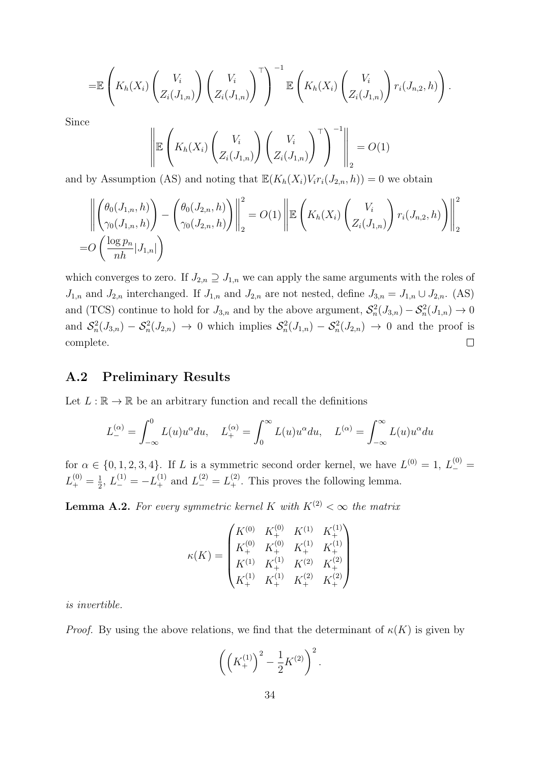$$=\mathbb{E}\left(K_h(X_i)\begin{pmatrix}V_i\\ Z_i(J_{1,n})\end{pmatrix}\begin{pmatrix}V_i\\ Z_i(J_{1,n})\end{pmatrix}^\top\right)^{-1}\mathbb{E}\left(K_h(X_i)\begin{pmatrix}V_i\\ Z_i(J_{1,n})\end{pmatrix}r_i(J_{n,2},h)\right).$$

Since

$$\left\|\mathbb{E}\left(K_h(X_i)\begin{pmatrix}V_i\\ Z_i(J_{1,n})\end{pmatrix}\begin{pmatrix}V_i\\ Z_i(J_{1,n})\end{pmatrix}^\top\right)^{-1}\right\|_2=O(1)$$

and by Assumption (AS) and noting that $\mathbb{E}(K_h(X_i)V_ir_i(J_{2,n},h))=0$ we obtain

$$\begin{aligned}&\left\|\begin{pmatrix}\theta_0(J_{1,n},h)\\ \gamma_0(J_{1,n},h)\end{pmatrix}-\begin{pmatrix}\theta_0(J_{2,n},h)\\ \gamma_0(J_{2,n},h)\end{pmatrix}\right\|_2^2=O(1)\left\|\mathbb{E}\left(K_h(X_i)\begin{pmatrix}V_i\\ Z_i(J_{1,n})\end{pmatrix}r_i(J_{n,2},h)\right)\right\|_2^2\\ =&O\left(\frac{\log p_n}{nh}|J_{1,n}|\right)\end{aligned}$$

which converges to zero. If $J_{2,n}\supseteq J_{1,n}$ we can apply the same arguments with the roles of $J_{1,n}$ and $J_{2,n}$ interchanged. If $J_{1,n}$ and $J_{2,n}$ are not nested, define $J_{3,n}=J_{1,n}\cup J_{2,n}$. (AS) and (TCS) continue to hold for $J_{3,n}$ and by the above argument, $\mathcal{S}_n^2(J_{3,n})-\mathcal{S}_n^2(J_{1,n})\to 0$ and $\mathcal{S}_n^2(J_{3,n})-\mathcal{S}_n^2(J_{2,n})\to 0$ which implies $\mathcal{S}_n^2(J_{1,n})-\mathcal{S}_n^2(J_{2,n})\to 0$ and the proof is complete. $\square$

## A.2 Preliminary Results

Let $L:\mathbb{R}\to\mathbb{R}$ be an arbitrary function and recall the definitions

$$L_-^{(\alpha)}=\int_{-\infty}^0 L(u)u^\alpha du,\quad L_+^{(\alpha)}=\int_0^\infty L(u)u^\alpha du,\quad L^{(\alpha)}=\int_{-\infty}^\infty L(u)u^\alpha du$$

for $\alpha\in\{0,1,2,3,4\}$. If $L$ is a symmetric second order kernel, we have $L^{(0)}=1$, $L_-^{(0)}=L_+^{(0)}=\frac{1}{2}$, $L_-^{(1)}=-L_+^{(1)}$ and $L_-^{(2)}=L_+^{(2)}$. This proves the following lemma.

**Lemma A.2.** *For every symmetric kernel $K$ with $K^{(2)}<\infty$ the matrix*

$$\kappa(K)=\begin{pmatrix}K^{(0)} & K_+^{(0)} & K^{(1)} & K_+^{(1)}\\ K_+^{(0)} & K_+^{(0)} & K_+^{(1)} & K_+^{(1)}\\ K^{(1)} & K_+^{(1)} & K^{(2)} & K_+^{(2)}\\ K_+^{(1)} & K_+^{(1)} & K_+^{(2)} & K_+^{(2)}\end{pmatrix}$$

*is invertible.*

*Proof.* By using the above relations, we find that the determinant of $\kappa(K)$ is given by

$$\left(\left(K_+^{(1)}\right)^2-\frac{1}{2}K^{(2)}\right)^2.$$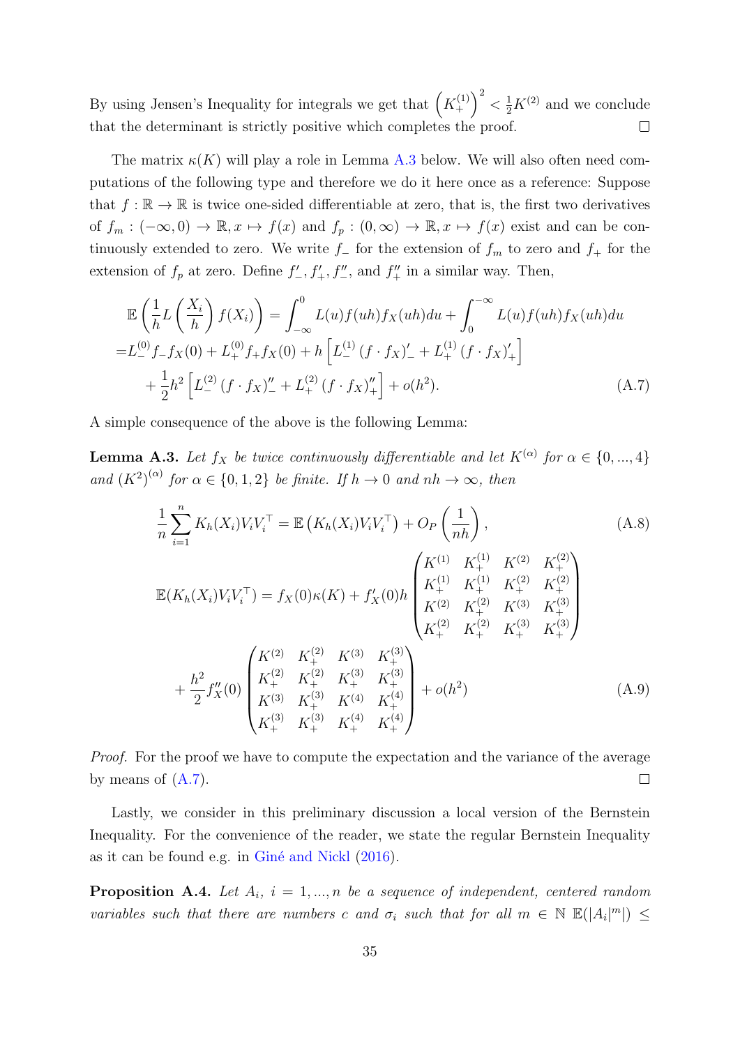By using Jensen's Inequality for integrals we get that $\left(K_+^{(1)}\right)^2 < \frac{1}{2}K^{(2)}$ and we conclude that the determinant is strictly positive which completes the proof. ◻

The matrix $\kappa(K)$ will play a role in Lemma A.3 below. We will also often need computations of the following type and therefore we do it here once as a reference: Suppose that $f : \mathbb{R} \to \mathbb{R}$ is twice one-sided differentiable at zero, that is, the first two derivatives of $f_m : (-\infty, 0) \to \mathbb{R}, x \mapsto f(x)$ and $f_p : (0, \infty) \to \mathbb{R}, x \mapsto f(x)$ exist and can be continuously extended to zero. We write $f_-$ for the extension of $f_m$ to zero and $f_+$ for the extension of $f_p$ at zero. Define $f'_-, f'_+, f''_-$, and $f''_+$ in a similar way. Then,

$$
\begin{aligned}
&\mathbb{E}\left(\frac{1}{h}L\left(\frac{X_i}{h}\right)f(X_i)\right) = \int_{-\infty}^{0} L(u)f(uh)f_X(uh)du + \int_{0}^{-\infty} L(u)f(uh)f_X(uh)du \\
=&L_-^{(0)}f_-f_X(0) + L_+^{(0)}f_+f_X(0) + h\left[L_-^{(1)}\left(f\cdot f_X\right)'_- + L_+^{(1)}\left(f\cdot f_X\right)'_+\right] \\
&+ \frac{1}{2}h^2\left[L_-^{(2)}\left(f\cdot f_X\right)''_- + L_+^{(2)}\left(f\cdot f_X\right)''_+\right] + o(h^2). \qquad\qquad \text{(A.7)}
\end{aligned}
$$

A simple consequence of the above is the following Lemma:

**Lemma A.3.** *Let $f_X$ be twice continuously differentiable and let $K^{(\alpha)}$ for $\alpha \in \{0, ..., 4\}$ and $(K^2)^{(\alpha)}$ for $\alpha \in \{0, 1, 2\}$ be finite. If $h \to 0$ and $nh \to \infty$, then*

$$
\frac{1}{n}\sum_{i=1}^{n} K_h(X_i)V_iV_i^\top = \mathbb{E}\left(K_h(X_i)V_iV_i^\top\right) + O_P\left(\frac{1}{nh}\right), \qquad \text{(A.8)}
$$

$$
\begin{aligned}
\mathbb{E}(K_h(X_i)V_iV_i^\top) =& f_X(0)\kappa(K) + f'_X(0)h\begin{pmatrix} K^{(1)} & K_+^{(1)} & K^{(2)} & K_+^{(2)} \\ K_+^{(1)} & K_+^{(1)} & K_+^{(2)} & K_+^{(2)} \\ K^{(2)} & K_+^{(2)} & K^{(3)} & K_+^{(3)} \\ K_+^{(2)} & K_+^{(2)} & K_+^{(3)} & K_+^{(3)} \end{pmatrix} \\
&+ \frac{h^2}{2}f''_X(0)\begin{pmatrix} K^{(2)} & K_+^{(2)} & K^{(3)} & K_+^{(3)} \\ K_+^{(2)} & K_+^{(2)} & K_+^{(3)} & K_+^{(3)} \\ K^{(3)} & K_+^{(3)} & K^{(4)} & K_+^{(4)} \\ K_+^{(3)} & K_+^{(3)} & K_+^{(4)} & K_+^{(4)} \end{pmatrix} + o(h^2) \qquad \text{(A.9)}
\end{aligned}
$$

*Proof.* For the proof we have to compute the expectation and the variance of the average by means of (A.7). ◻

Lastly, we consider in this preliminary discussion a local version of the Bernstein Inequality. For the convenience of the reader, we state the regular Bernstein Inequality as it can be found e.g. in Giné and Nickl (2016).

**Proposition A.4.** *Let $A_i$, $i = 1, ..., n$ be a sequence of independent, centered random variables such that there are numbers $c$ and $\sigma_i$ such that for all $m \in \mathbb{N}$ $\mathbb{E}(|A_i|^m) \leq$*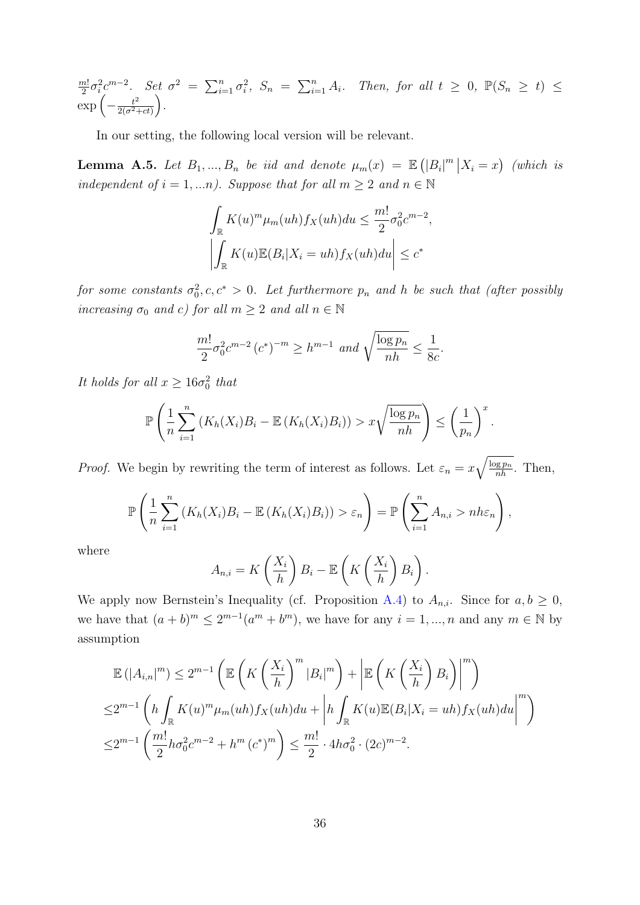$\frac{m!}{2}\sigma_i^2 c^{m-2}$. *Set* $\sigma^2 = \sum_{i=1}^n \sigma_i^2$, $S_n = \sum_{i=1}^n A_i$. *Then, for all* $t \geq 0$, $\mathbb{P}(S_n \geq t) \leq \exp\left(-\frac{t^2}{2(\sigma^2+ct)}\right)$.

In our setting, the following local version will be relevant.

**Lemma A.5.** *Let* $B_1, ..., B_n$ *be iid and denote* $\mu_m(x) = \mathbb{E}\left(|B_i|^m \,\middle|\, X_i = x\right)$ *(which is independent of* $i = 1, ...n$*). Suppose that for all* $m \geq 2$ *and* $n \in \mathbb{N}$

$$\int_{\mathbb{R}} K(u)^m \mu_m(uh) f_X(uh) du \leq \frac{m!}{2}\sigma_0^2 c^{m-2},$$
$$\left|\int_{\mathbb{R}} K(u)\mathbb{E}(B_i|X_i = uh) f_X(uh) du\right| \leq c^*$$

*for some constants* $\sigma_0^2, c, c^* > 0$. *Let furthermore* $p_n$ *and* $h$ *be such that (after possibly increasing* $\sigma_0$ *and* $c$*) for all* $m \geq 2$ *and all* $n \in \mathbb{N}$

$$\frac{m!}{2}\sigma_0^2 c^{m-2}\left(c^*\right)^{-m} \geq h^{m-1} \text{ and } \sqrt{\frac{\log p_n}{nh}} \leq \frac{1}{8c}.$$

*It holds for all* $x \geq 16\sigma_0^2$ *that*

$$\mathbb{P}\left(\frac{1}{n}\sum_{i=1}^n \left(K_h(X_i)B_i - \mathbb{E}\left(K_h(X_i)B_i\right)\right) > x\sqrt{\frac{\log p_n}{nh}}\right) \leq \left(\frac{1}{p_n}\right)^x.$$

*Proof.* We begin by rewriting the term of interest as follows. Let $\varepsilon_n = x\sqrt{\frac{\log p_n}{nh}}$. Then,

$$\mathbb{P}\left(\frac{1}{n}\sum_{i=1}^n \left(K_h(X_i)B_i - \mathbb{E}\left(K_h(X_i)B_i\right)\right) > \varepsilon_n\right) = \mathbb{P}\left(\sum_{i=1}^n A_{n,i} > nh\varepsilon_n\right),$$

where

$$A_{n,i} = K\left(\frac{X_i}{h}\right)B_i - \mathbb{E}\left(K\left(\frac{X_i}{h}\right)B_i\right).$$

We apply now Bernstein's Inequality (cf. Proposition A.4) to $A_{n,i}$. Since for $a, b \geq 0$, we have that $(a+b)^m \leq 2^{m-1}(a^m + b^m)$, we have for any $i = 1, ..., n$ and any $m \in \mathbb{N}$ by assumption

$$\begin{aligned}
\mathbb{E}\left(|A_{i,n}|^m\right) &\leq 2^{m-1}\left(\mathbb{E}\left(K\left(\frac{X_i}{h}\right)^m |B_i|^m\right) + \left|\mathbb{E}\left(K\left(\frac{X_i}{h}\right)B_i\right)\right|^m\right) \\
&\leq 2^{m-1}\left(h\int_{\mathbb{R}} K(u)^m \mu_m(uh) f_X(uh) du + \left|h\int_{\mathbb{R}} K(u)\mathbb{E}(B_i|X_i = uh) f_X(uh) du\right|^m\right) \\
&\leq 2^{m-1}\left(\frac{m!}{2}h\sigma_0^2 c^{m-2} + h^m \left(c^*\right)^m\right) \leq \frac{m!}{2} \cdot 4h\sigma_0^2 \cdot (2c)^{m-2}.
\end{aligned}$$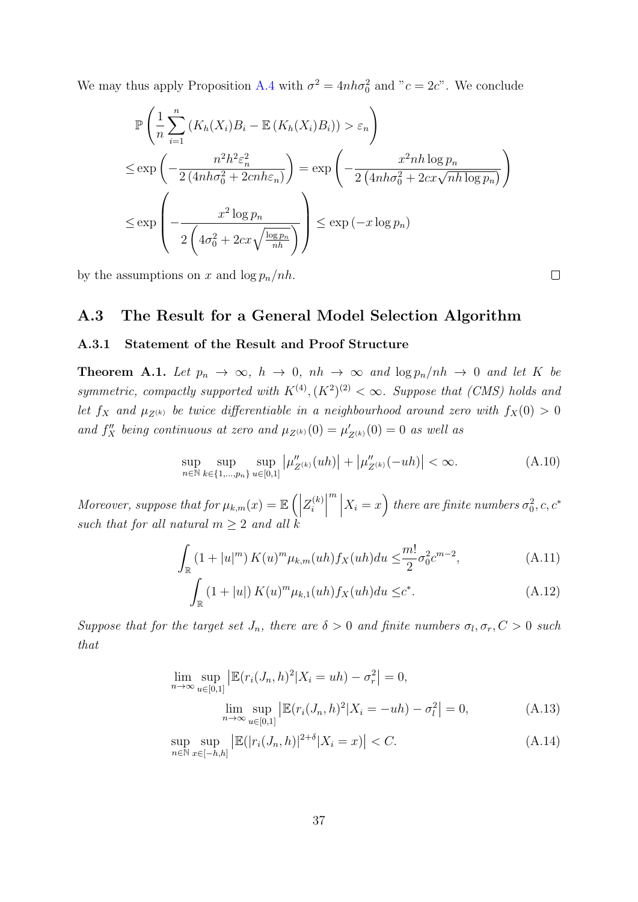We may thus apply Proposition A.4 with $\sigma^2 = 4nh\sigma_0^2$ and "$c = 2c$". We conclude

$$
\begin{aligned}
&\mathbb{P}\left(\frac{1}{n}\sum_{i=1}^{n}\left(K_h(X_i)B_i - \mathbb{E}\left(K_h(X_i)B_i\right)\right) > \varepsilon_n\right) \\
\leq &\exp\left(-\frac{n^2h^2\varepsilon_n^2}{2\left(4nh\sigma_0^2 + 2cnh\varepsilon_n\right)}\right) = \exp\left(-\frac{x^2 nh\log p_n}{2\left(4nh\sigma_0^2 + 2cx\sqrt{nh\log p_n}\right)}\right) \\
\leq &\exp\left(-\frac{x^2\log p_n}{2\left(4\sigma_0^2 + 2cx\sqrt{\frac{\log p_n}{nh}}\right)}\right) \leq \exp\left(-x\log p_n\right)
\end{aligned}
$$

by the assumptions on $x$ and $\log p_n/nh$. □

## A.3 The Result for a General Model Selection Algorithm

### A.3.1 Statement of the Result and Proof Structure

**Theorem A.1.** *Let $p_n \to \infty$, $h \to 0$, $nh \to \infty$ and $\log p_n/nh \to 0$ and let $K$ be symmetric, compactly supported with $K^{(4)}, (K^2)^{(2)} < \infty$. Suppose that (CMS) holds and let $f_X$ and $\mu_{Z^{(k)}}$ be twice differentiable in a neighbourhood around zero with $f_X(0) > 0$ and $f_X''$ being continuous at zero and $\mu_{Z^{(k)}}(0) = \mu'_{Z^{(k)}}(0) = 0$ as well as*

$$
\sup_{n\in\mathbb{N}}\sup_{k\in\{1,\ldots,p_n\}}\sup_{u\in[0,1]}\left|\mu''_{Z^{(k)}}(uh)\right| + \left|\mu''_{Z^{(k)}}(-uh)\right| < \infty. \tag{A.10}
$$

*Moreover, suppose that for $\mu_{k,m}(x) = \mathbb{E}\left(\left|Z_i^{(k)}\right|^m \middle| X_i = x\right)$ there are finite numbers $\sigma_0^2, c, c^*$ such that for all natural $m \geq 2$ and all $k$*

$$
\int_{\mathbb{R}}\left(1 + |u|^m\right)K(u)^m\mu_{k,m}(uh)f_X(uh)du \leq \frac{m!}{2}\sigma_0^2c^{m-2}, \tag{A.11}
$$

$$
\int_{\mathbb{R}}\left(1 + |u|\right)K(u)^m\mu_{k,1}(uh)f_X(uh)du \leq c^*. \tag{A.12}
$$

*Suppose that for the target set $J_n$, there are $\delta > 0$ and finite numbers $\sigma_l, \sigma_r, C > 0$ such that*

$$
\begin{aligned}
\lim_{n\to\infty}\sup_{u\in[0,1]}&\left|\mathbb{E}(r_i(J_n,h)^2|X_i = uh) - \sigma_r^2\right| = 0, \\
&\lim_{n\to\infty}\sup_{u\in[0,1]}\left|\mathbb{E}(r_i(J_n,h)^2|X_i = -uh) - \sigma_l^2\right| = 0,
\end{aligned} \tag{A.13}
$$

$$
\sup_{n\in\mathbb{N}}\sup_{x\in[-h,h]}\left|\mathbb{E}(|r_i(J_n,h)|^{2+\delta}|X_i = x)\right| < C. \tag{A.14}
$$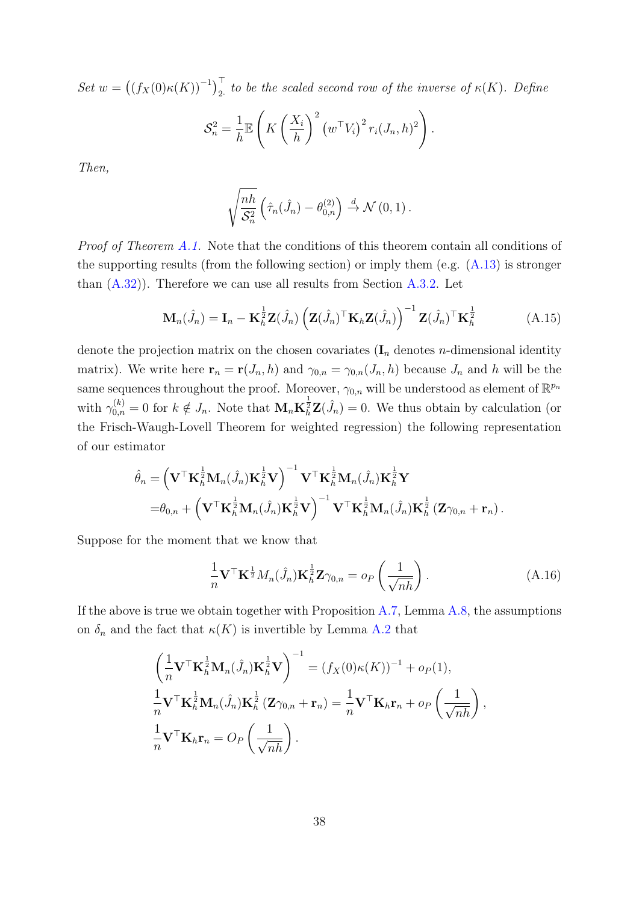*Set* $w = \left((f_X(0)\kappa(K))^{-1}\right)_{2\cdot}^{\top}$ *to be the scaled second row of the inverse of* $\kappa(K)$*. Define*

$$\mathcal{S}_n^2 = \frac{1}{h}\mathbb{E}\left(K\left(\frac{X_i}{h}\right)^2 \left(w^\top V_i\right)^2 r_i(J_n,h)^2\right).$$

*Then,*

$$\sqrt{\frac{nh}{\mathcal{S}_n^2}}\left(\hat{\tau}_n(\hat{J}_n) - \theta_{0,n}^{(2)}\right) \xrightarrow{d} \mathcal{N}(0,1).$$

*Proof of Theorem A.1.* Note that the conditions of this theorem contain all conditions of the supporting results (from the following section) or imply them (e.g. (A.13) is stronger than (A.32)). Therefore we can use all results from Section A.3.2. Let

$$\mathbf{M}_n(\hat{J}_n) = \mathbf{I}_n - \mathbf{K}_h^{\frac{1}{2}}\mathbf{Z}(\hat{J}_n)\left(\mathbf{Z}(\hat{J}_n)^\top \mathbf{K}_h \mathbf{Z}(\hat{J}_n)\right)^{-1}\mathbf{Z}(\hat{J}_n)^\top \mathbf{K}_h^{\frac{1}{2}} \tag{A.15}$$

denote the projection matrix on the chosen covariates ($\mathbf{I}_n$ denotes $n$-dimensional identity matrix). We write here $\mathbf{r}_n = \mathbf{r}(J_n,h)$ and $\gamma_{0,n} = \gamma_{0,n}(J_n,h)$ because $J_n$ and $h$ will be the same sequences throughout the proof. Moreover, $\gamma_{0,n}$ will be understood as element of $\mathbb{R}^{p_n}$ with $\gamma_{0,n}^{(k)} = 0$ for $k \notin J_n$. Note that $\mathbf{M}_n\mathbf{K}_h^{\frac{1}{2}}\mathbf{Z}(\hat{J}_n) = 0$. We thus obtain by calculation (or the Frisch-Waugh-Lovell Theorem for weighted regression) the following representation of our estimator

$$\begin{aligned}
\hat{\theta}_n &= \left(\mathbf{V}^\top \mathbf{K}_h^{\frac{1}{2}}\mathbf{M}_n(\hat{J}_n)\mathbf{K}_h^{\frac{1}{2}}\mathbf{V}\right)^{-1}\mathbf{V}^\top \mathbf{K}_h^{\frac{1}{2}}\mathbf{M}_n(\hat{J}_n)\mathbf{K}_h^{\frac{1}{2}}\mathbf{Y} \\
&= \theta_{0,n} + \left(\mathbf{V}^\top \mathbf{K}_h^{\frac{1}{2}}\mathbf{M}_n(\hat{J}_n)\mathbf{K}_h^{\frac{1}{2}}\mathbf{V}\right)^{-1}\mathbf{V}^\top \mathbf{K}_h^{\frac{1}{2}}\mathbf{M}_n(\hat{J}_n)\mathbf{K}_h^{\frac{1}{2}}\left(\mathbf{Z}\gamma_{0,n} + \mathbf{r}_n\right).
\end{aligned}$$

Suppose for the moment that we know that

$$\frac{1}{n}\mathbf{V}^\top \mathbf{K}^{\frac{1}{2}}M_n(\hat{J}_n)\mathbf{K}_h^{\frac{1}{2}}\mathbf{Z}\gamma_{0,n} = o_P\left(\frac{1}{\sqrt{nh}}\right). \tag{A.16}$$

If the above is true we obtain together with Proposition A.7, Lemma A.8, the assumptions on $\delta_n$ and the fact that $\kappa(K)$ is invertible by Lemma A.2 that

$$\begin{aligned}
&\left(\frac{1}{n}\mathbf{V}^\top \mathbf{K}_h^{\frac{1}{2}}\mathbf{M}_n(\hat{J}_n)\mathbf{K}_h^{\frac{1}{2}}\mathbf{V}\right)^{-1} = (f_X(0)\kappa(K))^{-1} + o_P(1), \\
&\frac{1}{n}\mathbf{V}^\top \mathbf{K}_h^{\frac{1}{2}}\mathbf{M}_n(\hat{J}_n)\mathbf{K}_h^{\frac{1}{2}}\left(\mathbf{Z}\gamma_{0,n} + \mathbf{r}_n\right) = \frac{1}{n}\mathbf{V}^\top \mathbf{K}_h \mathbf{r}_n + o_P\left(\frac{1}{\sqrt{nh}}\right), \\
&\frac{1}{n}\mathbf{V}^\top \mathbf{K}_h \mathbf{r}_n = O_P\left(\frac{1}{\sqrt{nh}}\right).
\end{aligned}$$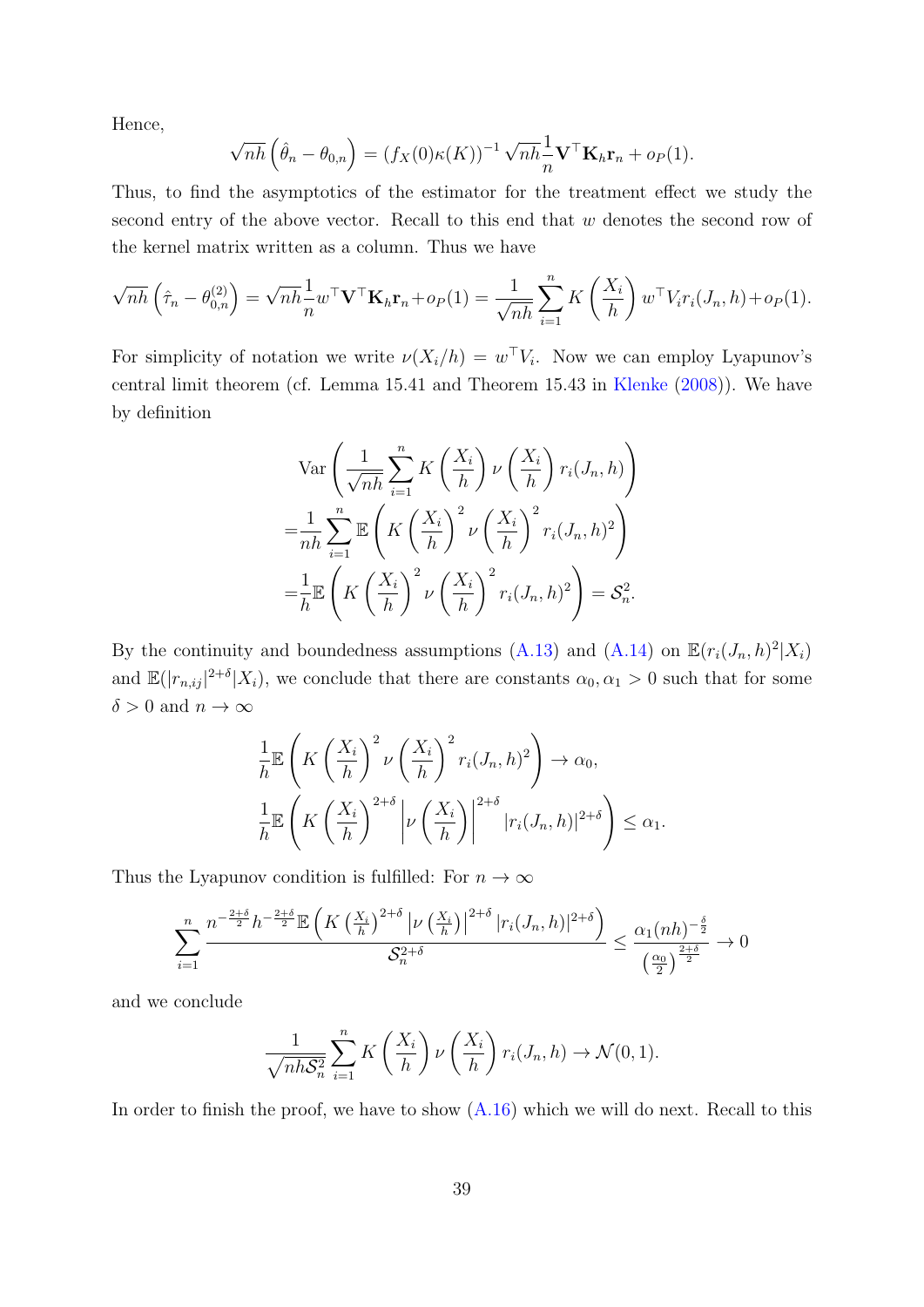Hence,

$$\sqrt{nh}\left(\hat{\theta}_n - \theta_{0,n}\right) = \left(f_X(0)\kappa(K)\right)^{-1}\sqrt{nh}\frac{1}{n}\mathbf{V}^\top \mathbf{K}_h \mathbf{r}_n + o_P(1).$$

Thus, to find the asymptotics of the estimator for the treatment effect we study the second entry of the above vector. Recall to this end that $w$ denotes the second row of the kernel matrix written as a column. Thus we have

$$\sqrt{nh}\left(\hat{\tau}_n - \theta_{0,n}^{(2)}\right) = \sqrt{nh}\frac{1}{n}w^\top \mathbf{V}^\top \mathbf{K}_h \mathbf{r}_n + o_P(1) = \frac{1}{\sqrt{nh}}\sum_{i=1}^n K\left(\frac{X_i}{h}\right) w^\top V_i r_i(J_n, h) + o_P(1).$$

For simplicity of notation we write $\nu(X_i/h) = w^\top V_i$. Now we can employ Lyapunov's central limit theorem (cf. Lemma 15.41 and Theorem 15.43 in Klenke (2008)). We have by definition

$$\begin{aligned}
&\operatorname{Var}\left(\frac{1}{\sqrt{nh}}\sum_{i=1}^n K\left(\frac{X_i}{h}\right)\nu\left(\frac{X_i}{h}\right) r_i(J_n, h)\right)\\
=&\frac{1}{nh}\sum_{i=1}^n \mathbb{E}\left(K\left(\frac{X_i}{h}\right)^2 \nu\left(\frac{X_i}{h}\right)^2 r_i(J_n,h)^2\right)\\
=&\frac{1}{h}\mathbb{E}\left(K\left(\frac{X_i}{h}\right)^2 \nu\left(\frac{X_i}{h}\right)^2 r_i(J_n,h)^2\right) = \mathcal{S}_n^2.
\end{aligned}$$

By the continuity and boundedness assumptions (A.13) and (A.14) on $\mathbb{E}(r_i(J_n,h)^2|X_i)$ and $\mathbb{E}(|r_{n,ij}|^{2+\delta}|X_i)$, we conclude that there are constants $\alpha_0, \alpha_1 > 0$ such that for some $\delta > 0$ and $n \to \infty$

$$\begin{aligned}
&\frac{1}{h}\mathbb{E}\left(K\left(\frac{X_i}{h}\right)^2 \nu\left(\frac{X_i}{h}\right)^2 r_i(J_n,h)^2\right) \to \alpha_0,\\
&\frac{1}{h}\mathbb{E}\left(K\left(\frac{X_i}{h}\right)^{2+\delta}\left|\nu\left(\frac{X_i}{h}\right)\right|^{2+\delta}|r_i(J_n,h)|^{2+\delta}\right) \leq \alpha_1.
\end{aligned}$$

Thus the Lyapunov condition is fulfilled: For $n \to \infty$

$$\sum_{i=1}^n \frac{n^{-\frac{2+\delta}{2}}h^{-\frac{2+\delta}{2}}\mathbb{E}\left(K\left(\frac{X_i}{h}\right)^{2+\delta}\left|\nu\left(\frac{X_i}{h}\right)\right|^{2+\delta}|r_i(J_n,h)|^{2+\delta}\right)}{\mathcal{S}_n^{2+\delta}} \leq \frac{\alpha_1 (nh)^{-\frac{\delta}{2}}}{\left(\frac{\alpha_0}{2}\right)^{\frac{2+\delta}{2}}} \to 0$$

and we conclude

$$\frac{1}{\sqrt{nh\mathcal{S}_n^2}}\sum_{i=1}^n K\left(\frac{X_i}{h}\right)\nu\left(\frac{X_i}{h}\right) r_i(J_n,h) \to \mathcal{N}(0,1).$$

In order to finish the proof, we have to show (A.16) which we will do next. Recall to this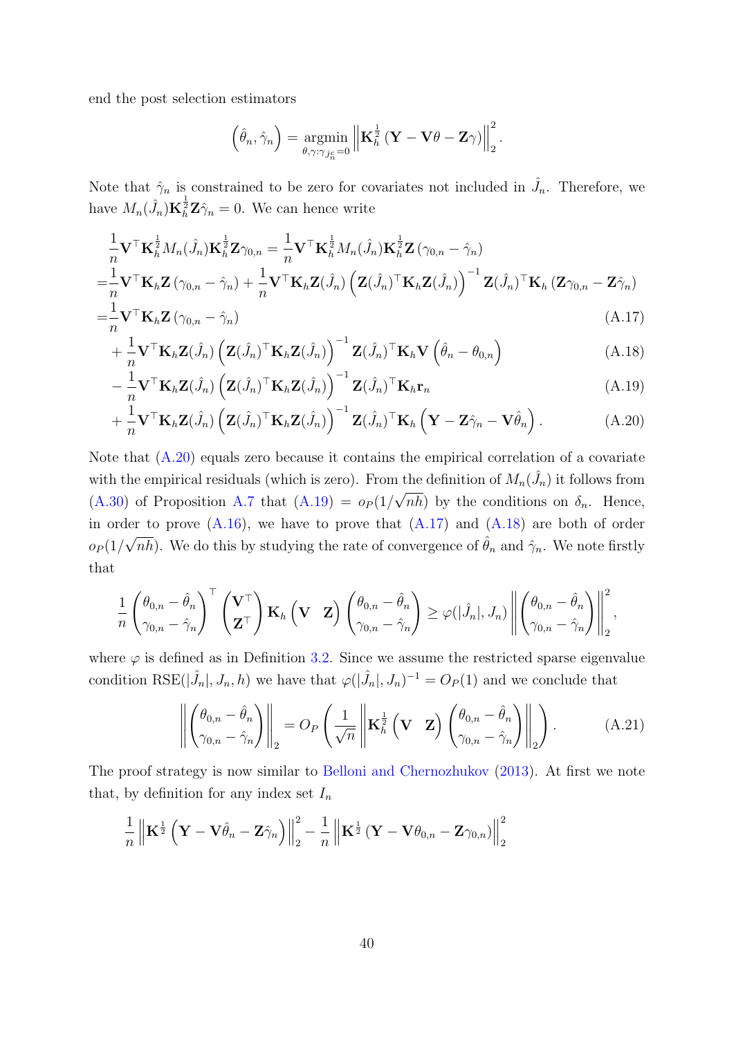end the post selection estimators

$$\left(\hat{\theta}_n, \hat{\gamma}_n\right) = \underset{\theta, \gamma: \gamma_{\hat{J}_n^c}=0}{\operatorname{argmin}} \left\| \mathbf{K}_h^{\frac{1}{2}} \left(\mathbf{Y} - \mathbf{V}\theta - \mathbf{Z}\gamma\right)\right\|_2^2.$$

Note that $\hat{\gamma}_n$ is constrained to be zero for covariates not included in $\hat{J}_n$. Therefore, we have $M_n(\hat{J}_n)\mathbf{K}_h^{\frac{1}{2}}\mathbf{Z}\hat{\gamma}_n = 0$. We can hence write

$$
\begin{aligned}
&\frac{1}{n}\mathbf{V}^\top \mathbf{K}_h^{\frac{1}{2}} M_n(\hat{J}_n)\mathbf{K}_h^{\frac{1}{2}}\mathbf{Z}\gamma_{0,n} = \frac{1}{n}\mathbf{V}^\top \mathbf{K}_h^{\frac{1}{2}} M_n(\hat{J}_n)\mathbf{K}_h^{\frac{1}{2}}\mathbf{Z}\left(\gamma_{0,n} - \hat{\gamma}_n\right) \\
=&\frac{1}{n}\mathbf{V}^\top \mathbf{K}_h \mathbf{Z}\left(\gamma_{0,n} - \hat{\gamma}_n\right) + \frac{1}{n}\mathbf{V}^\top \mathbf{K}_h \mathbf{Z}(\hat{J}_n)\left(\mathbf{Z}(\hat{J}_n)^\top \mathbf{K}_h \mathbf{Z}(\hat{J}_n)\right)^{-1}\mathbf{Z}(\hat{J}_n)^\top \mathbf{K}_h\left(\mathbf{Z}\gamma_{0,n} - \mathbf{Z}\hat{\gamma}_n\right) \\
=&\frac{1}{n}\mathbf{V}^\top \mathbf{K}_h \mathbf{Z}\left(\gamma_{0,n} - \hat{\gamma}_n\right) && \text{(A.17)} \\
&+ \frac{1}{n}\mathbf{V}^\top \mathbf{K}_h \mathbf{Z}(\hat{J}_n)\left(\mathbf{Z}(\hat{J}_n)^\top \mathbf{K}_h \mathbf{Z}(\hat{J}_n)\right)^{-1}\mathbf{Z}(\hat{J}_n)^\top \mathbf{K}_h \mathbf{V}\left(\hat{\theta}_n - \theta_{0,n}\right) && \text{(A.18)} \\
&- \frac{1}{n}\mathbf{V}^\top \mathbf{K}_h \mathbf{Z}(\hat{J}_n)\left(\mathbf{Z}(\hat{J}_n)^\top \mathbf{K}_h \mathbf{Z}(\hat{J}_n)\right)^{-1}\mathbf{Z}(\hat{J}_n)^\top \mathbf{K}_h \mathbf{r}_n && \text{(A.19)} \\
&+ \frac{1}{n}\mathbf{V}^\top \mathbf{K}_h \mathbf{Z}(\hat{J}_n)\left(\mathbf{Z}(\hat{J}_n)^\top \mathbf{K}_h \mathbf{Z}(\hat{J}_n)\right)^{-1}\mathbf{Z}(\hat{J}_n)^\top \mathbf{K}_h\left(\mathbf{Y} - \mathbf{Z}\hat{\gamma}_n - \mathbf{V}\hat{\theta}_n\right). && \text{(A.20)}
\end{aligned}
$$

Note that (A.20) equals zero because it contains the empirical correlation of a covariate with the empirical residuals (which is zero). From the definition of $M_n(\hat{J}_n)$ it follows from (A.30) of Proposition A.7 that (A.19) $= o_P(1/\sqrt{nh})$ by the conditions on $\delta_n$. Hence, in order to prove (A.16), we have to prove that (A.17) and (A.18) are both of order $o_P(1/\sqrt{nh})$. We do this by studying the rate of convergence of $\hat{\theta}_n$ and $\hat{\gamma}_n$. We note firstly that

$$\frac{1}{n}\begin{pmatrix}\theta_{0,n} - \hat{\theta}_n \\ \gamma_{0,n} - \hat{\gamma}_n\end{pmatrix}^\top \begin{pmatrix}\mathbf{V}^\top \\ \mathbf{Z}^\top\end{pmatrix}\mathbf{K}_h \begin{pmatrix}\mathbf{V} & \mathbf{Z}\end{pmatrix}\begin{pmatrix}\theta_{0,n} - \hat{\theta}_n \\ \gamma_{0,n} - \hat{\gamma}_n\end{pmatrix} \geq \varphi(|\hat{J}_n|, J_n)\left\|\begin{pmatrix}\theta_{0,n} - \hat{\theta}_n \\ \gamma_{0,n} - \hat{\gamma}_n\end{pmatrix}\right\|_2^2,$$

where $\varphi$ is defined as in Definition 3.2. Since we assume the restricted sparse eigenvalue condition RSE$(|\hat{J}_n|, J_n, h)$ we have that $\varphi(|\hat{J}_n|, J_n)^{-1} = O_P(1)$ and we conclude that

$$\left\|\begin{pmatrix}\theta_{0,n} - \hat{\theta}_n \\ \gamma_{0,n} - \hat{\gamma}_n\end{pmatrix}\right\|_2 = O_P\left(\frac{1}{\sqrt{n}}\left\|\mathbf{K}_h^{\frac{1}{2}}\begin{pmatrix}\mathbf{V} & \mathbf{Z}\end{pmatrix}\begin{pmatrix}\theta_{0,n} - \hat{\theta}_n \\ \gamma_{0,n} - \hat{\gamma}_n\end{pmatrix}\right\|_2\right). \tag{A.21}$$

The proof strategy is now similar to Belloni and Chernozhukov (2013). At first we note that, by definition for any index set $I_n$

$$\frac{1}{n}\left\|\mathbf{K}^{\frac{1}{2}}\left(\mathbf{Y} - \mathbf{V}\hat{\theta}_n - \mathbf{Z}\hat{\gamma}_n\right)\right\|_2^2 - \frac{1}{n}\left\|\mathbf{K}^{\frac{1}{2}}\left(\mathbf{Y} - \mathbf{V}\theta_{0,n} - \mathbf{Z}\gamma_{0,n}\right)\right\|_2^2$$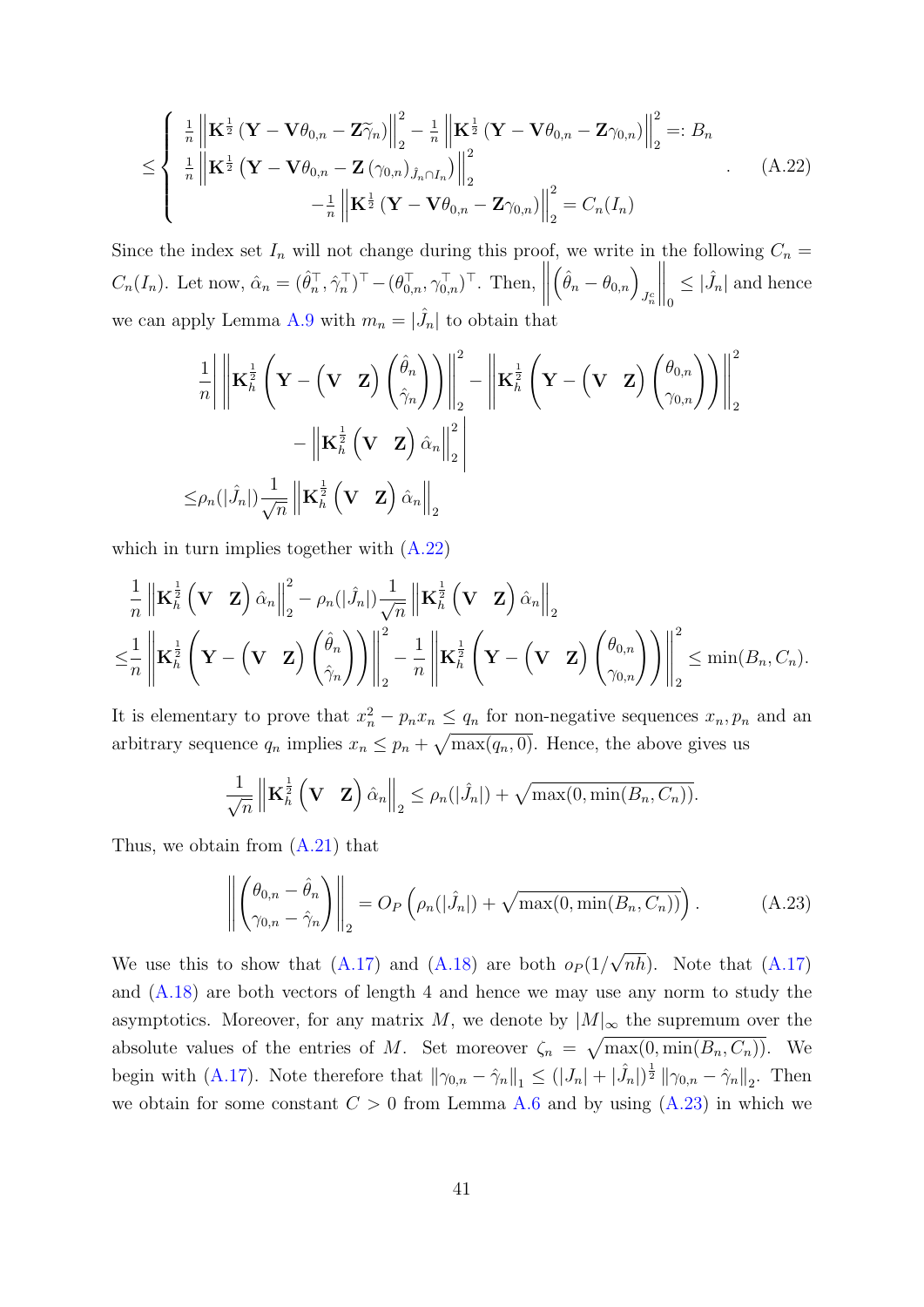$$
\leq \begin{cases} \frac{1}{n}\left\|\mathbf{K}^{\frac{1}{2}}\left(\mathbf{Y}-\mathbf{V}\theta_{0,n}-\mathbf{Z}\widetilde{\gamma}_n\right)\right\|_2^2 - \frac{1}{n}\left\|\mathbf{K}^{\frac{1}{2}}\left(\mathbf{Y}-\mathbf{V}\theta_{0,n}-\mathbf{Z}\gamma_{0,n}\right)\right\|_2^2 =: B_n \\ \frac{1}{n}\left\|\mathbf{K}^{\frac{1}{2}}\left(\mathbf{Y}-\mathbf{V}\theta_{0,n}-\mathbf{Z}\left(\gamma_{0,n}\right)_{\hat{J}_n\cap I_n}\right)\right\|_2^2 \\ \qquad\qquad -\frac{1}{n}\left\|\mathbf{K}^{\frac{1}{2}}\left(\mathbf{Y}-\mathbf{V}\theta_{0,n}-\mathbf{Z}\gamma_{0,n}\right)\right\|_2^2 = C_n(I_n) \end{cases}. \tag{A.22}
$$

Since the index set $I_n$ will not change during this proof, we write in the following $C_n = C_n(I_n)$. Let now, $\hat{\alpha}_n = (\hat{\theta}_n^\top, \hat{\gamma}_n^\top)^\top - (\theta_{0,n}^\top, \gamma_{0,n}^\top)^\top$. Then, $\left\|\left(\hat{\theta}_n - \theta_{0,n}\right)_{J_n^c}\right\|_0 \leq |\hat{J}_n|$ and hence we can apply Lemma A.9 with $m_n = |\hat{J}_n|$ to obtain that

$$
\begin{aligned}
&\frac{1}{n}\left|\left\|\mathbf{K}_h^{\frac{1}{2}}\left(\mathbf{Y}-\begin{pmatrix}\mathbf{V} & \mathbf{Z}\end{pmatrix}\begin{pmatrix}\hat{\theta}_n\\ \hat{\gamma}_n\end{pmatrix}\right)\right\|_2^2 - \left\|\mathbf{K}_h^{\frac{1}{2}}\left(\mathbf{Y}-\begin{pmatrix}\mathbf{V} & \mathbf{Z}\end{pmatrix}\begin{pmatrix}\theta_{0,n}\\ \gamma_{0,n}\end{pmatrix}\right)\right\|_2^2 \right.\\
&\qquad\qquad \left. - \left\|\mathbf{K}_h^{\frac{1}{2}}\begin{pmatrix}\mathbf{V} & \mathbf{Z}\end{pmatrix}\hat{\alpha}_n\right\|_2^2\right| \\
\leq &\rho_n(|\hat{J}_n|)\frac{1}{\sqrt{n}}\left\|\mathbf{K}_h^{\frac{1}{2}}\begin{pmatrix}\mathbf{V} & \mathbf{Z}\end{pmatrix}\hat{\alpha}_n\right\|_2
\end{aligned}
$$

which in turn implies together with (A.22)

$$
\begin{aligned}
&\frac{1}{n}\left\|\mathbf{K}_h^{\frac{1}{2}}\begin{pmatrix}\mathbf{V} & \mathbf{Z}\end{pmatrix}\hat{\alpha}_n\right\|_2^2 - \rho_n(|\hat{J}_n|)\frac{1}{\sqrt{n}}\left\|\mathbf{K}_h^{\frac{1}{2}}\begin{pmatrix}\mathbf{V} & \mathbf{Z}\end{pmatrix}\hat{\alpha}_n\right\|_2 \\
\leq &\frac{1}{n}\left\|\mathbf{K}_h^{\frac{1}{2}}\left(\mathbf{Y}-\begin{pmatrix}\mathbf{V} & \mathbf{Z}\end{pmatrix}\begin{pmatrix}\hat{\theta}_n\\ \hat{\gamma}_n\end{pmatrix}\right)\right\|_2^2 - \frac{1}{n}\left\|\mathbf{K}_h^{\frac{1}{2}}\left(\mathbf{Y}-\begin{pmatrix}\mathbf{V} & \mathbf{Z}\end{pmatrix}\begin{pmatrix}\theta_{0,n}\\ \gamma_{0,n}\end{pmatrix}\right)\right\|_2^2 \leq \min(B_n, C_n).
\end{aligned}
$$

It is elementary to prove that $x_n^2 - p_n x_n \leq q_n$ for non-negative sequences $x_n, p_n$ and an arbitrary sequence $q_n$ implies $x_n \leq p_n + \sqrt{\max(q_n, 0)}$. Hence, the above gives us

$$
\frac{1}{\sqrt{n}}\left\|\mathbf{K}_h^{\frac{1}{2}}\begin{pmatrix}\mathbf{V} & \mathbf{Z}\end{pmatrix}\hat{\alpha}_n\right\|_2 \leq \rho_n(|\hat{J}_n|) + \sqrt{\max(0, \min(B_n, C_n))}.
$$

Thus, we obtain from (A.21) that

$$
\left\|\begin{pmatrix}\theta_{0,n} - \hat{\theta}_n\\ \gamma_{0,n} - \hat{\gamma}_n\end{pmatrix}\right\|_2 = O_P\left(\rho_n(|\hat{J}_n|) + \sqrt{\max(0, \min(B_n, C_n))}\right). \tag{A.23}
$$

We use this to show that (A.17) and (A.18) are both $o_P(1/\sqrt{nh})$. Note that (A.17) and (A.18) are both vectors of length 4 and hence we may use any norm to study the asymptotics. Moreover, for any matrix $M$, we denote by $|M|_\infty$ the supremum over the absolute values of the entries of $M$. Set moreover $\zeta_n = \sqrt{\max(0, \min(B_n, C_n))}$. We begin with (A.17). Note therefore that $\|\gamma_{0,n} - \hat{\gamma}_n\|_1 \leq (|J_n| + |\hat{J}_n|)^{\frac{1}{2}}\|\gamma_{0,n} - \hat{\gamma}_n\|_2$. Then we obtain for some constant $C > 0$ from Lemma A.6 and by using (A.23) in which we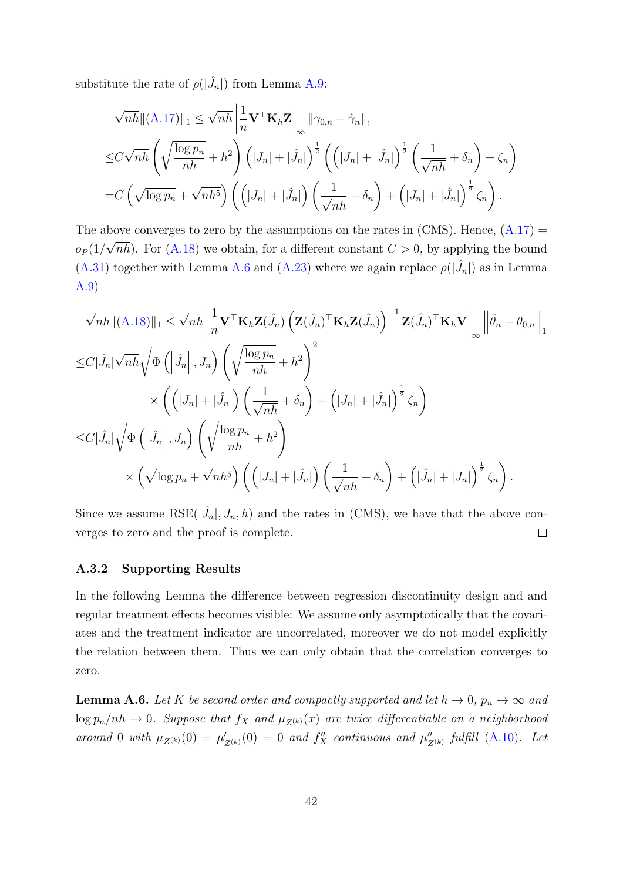substitute the rate of $\rho(|\hat{J}_n|)$ from Lemma A.9:

$$
\begin{aligned}
&\sqrt{nh}\|(\text{A.17})\|_1 \leq \sqrt{nh}\left|\frac{1}{n}\mathbf{V}^\top \mathbf{K}_h \mathbf{Z}\right|_\infty \|\gamma_{0,n} - \hat{\gamma}_n\|_1 \\
\leq & C\sqrt{nh}\left(\sqrt{\frac{\log p_n}{nh}} + h^2\right)\left(|J_n| + |\hat{J}_n|\right)^{\frac{1}{2}}\left(\left(|J_n| + |\hat{J}_n|\right)^{\frac{1}{2}}\left(\frac{1}{\sqrt{nh}} + \delta_n\right) + \zeta_n\right) \\
= & C\left(\sqrt{\log p_n} + \sqrt{nh^5}\right)\left(\left(|J_n| + |\hat{J}_n|\right)\left(\frac{1}{\sqrt{nh}} + \delta_n\right) + \left(|J_n| + |\hat{J}_n|\right)^{\frac{1}{2}}\zeta_n\right).
\end{aligned}
$$

The above converges to zero by the assumptions on the rates in (CMS). Hence, (A.17) $= o_P(1/\sqrt{nh})$. For (A.18) we obtain, for a different constant $C > 0$, by applying the bound (A.31) together with Lemma A.6 and (A.23) where we again replace $\rho(|\hat{J}_n|)$ as in Lemma A.9)

$$
\begin{aligned}
&\sqrt{nh}\|(\text{A.18})\|_1 \leq \sqrt{nh}\left|\frac{1}{n}\mathbf{V}^\top \mathbf{K}_h \mathbf{Z}(\hat{J}_n)\left(\mathbf{Z}(\hat{J}_n)^\top \mathbf{K}_h \mathbf{Z}(\hat{J}_n)\right)^{-1}\mathbf{Z}(\hat{J}_n)^\top \mathbf{K}_h \mathbf{V}\right|_\infty \left\|\hat{\theta}_n - \theta_{0,n}\right\|_1 \\
\leq & C|\hat{J}_n|\sqrt{nh}\sqrt{\Phi\left(\left|\hat{J}_n\right|, J_n\right)}\left(\sqrt{\frac{\log p_n}{nh}} + h^2\right)^2 \\
& \qquad \times \left(\left(|J_n| + |\hat{J}_n|\right)\left(\frac{1}{\sqrt{nh}} + \delta_n\right) + \left(|J_n| + |\hat{J}_n|\right)^{\frac{1}{2}}\zeta_n\right) \\
\leq & C|\hat{J}_n|\sqrt{\Phi\left(\left|\hat{J}_n\right|, J_n\right)}\left(\sqrt{\frac{\log p_n}{nh}} + h^2\right) \\
& \qquad \times \left(\sqrt{\log p_n} + \sqrt{nh^5}\right)\left(\left(|J_n| + |\hat{J}_n|\right)\left(\frac{1}{\sqrt{nh}} + \delta_n\right) + \left(|\hat{J}_n| + |J_n|\right)^{\frac{1}{2}}\zeta_n\right).
\end{aligned}
$$

Since we assume RSE$(|\hat{J}_n|, J_n, h)$ and the rates in (CMS), we have that the above converges to zero and the proof is complete. $\square$

### A.3.2 Supporting Results

In the following Lemma the difference between regression discontinuity design and and regular treatment effects becomes visible: We assume only asymptotically that the covariates and the treatment indicator are uncorrelated, moreover we do not model explicitly the relation between them. Thus we can only obtain that the correlation converges to zero.

**Lemma A.6.** *Let $K$ be second order and compactly supported and let $h \to 0$, $p_n \to \infty$ and $\log p_n/nh \to 0$. Suppose that $f_X$ and $\mu_{Z^{(k)}}(x)$ are twice differentiable on a neighborhood around 0 with $\mu_{Z^{(k)}}(0) = \mu'_{Z^{(k)}}(0) = 0$ and $f''_X$ continuous and $\mu''_{Z^{(k)}}$ fulfill (A.10). Let*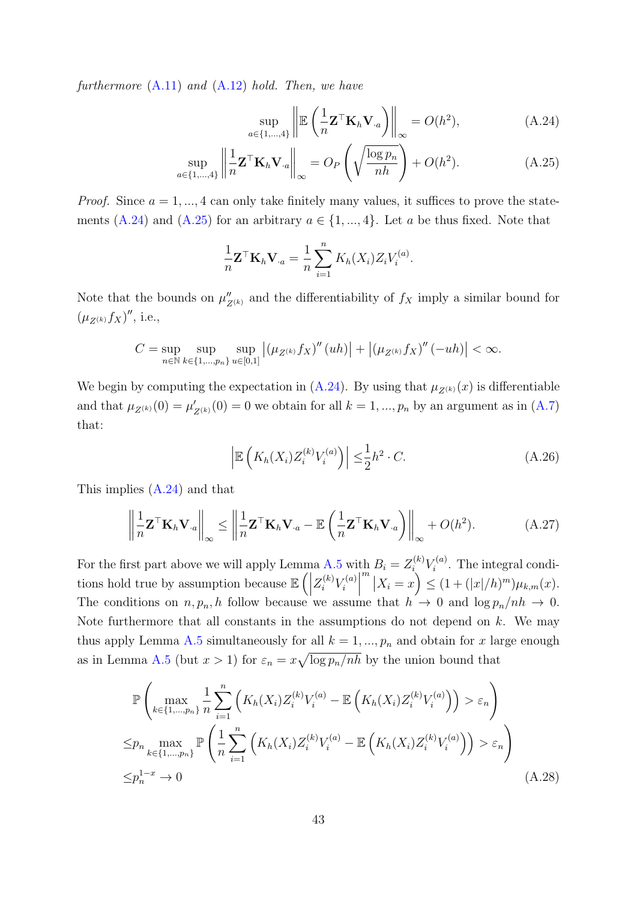*furthermore* (A.11) *and* (A.12) *hold. Then, we have*

$$\sup_{a\in\{1,...,4\}} \left\| \mathbb{E}\left(\frac{1}{n}\mathbf{Z}^\top \mathbf{K}_h \mathbf{V}_{\cdot a}\right)\right\|_\infty = O(h^2), \tag{A.24}$$

$$\sup_{a\in\{1,...,4\}} \left\| \frac{1}{n}\mathbf{Z}^\top \mathbf{K}_h \mathbf{V}_{\cdot a}\right\|_\infty = O_P\left(\sqrt{\frac{\log p_n}{nh}}\right) + O(h^2). \tag{A.25}$$

*Proof.* Since $a = 1, ..., 4$ can only take finitely many values, it suffices to prove the statements (A.24) and (A.25) for an arbitrary $a \in \{1, ..., 4\}$. Let $a$ be thus fixed. Note that

$$\frac{1}{n}\mathbf{Z}^\top \mathbf{K}_h \mathbf{V}_{\cdot a} = \frac{1}{n}\sum_{i=1}^n K_h(X_i) Z_i V_i^{(a)}.$$

Note that the bounds on $\mu''_{Z^{(k)}}$ and the differentiability of $f_X$ imply a similar bound for $(\mu_{Z^{(k)}} f_X)''$, i.e.,

$$C = \sup_{n\in\mathbb{N}} \sup_{k\in\{1,...,p_n\}} \sup_{u\in[0,1]} \left|(\mu_{Z^{(k)}} f_X)''(uh)\right| + \left|(\mu_{Z^{(k)}} f_X)''(-uh)\right| < \infty.$$

We begin by computing the expectation in (A.24). By using that $\mu_{Z^{(k)}}(x)$ is differentiable and that $\mu_{Z^{(k)}}(0) = \mu'_{Z^{(k)}}(0) = 0$ we obtain for all $k = 1, ..., p_n$ by an argument as in (A.7) that:

$$\left|\mathbb{E}\left(K_h(X_i) Z_i^{(k)} V_i^{(a)}\right)\right| \leq \frac{1}{2}h^2 \cdot C. \tag{A.26}$$

This implies (A.24) and that

$$\left\|\frac{1}{n}\mathbf{Z}^\top \mathbf{K}_h \mathbf{V}_{\cdot a}\right\|_\infty \leq \left\|\frac{1}{n}\mathbf{Z}^\top \mathbf{K}_h \mathbf{V}_{\cdot a} - \mathbb{E}\left(\frac{1}{n}\mathbf{Z}^\top \mathbf{K}_h \mathbf{V}_{\cdot a}\right)\right\|_\infty + O(h^2). \tag{A.27}$$

For the first part above we will apply Lemma A.5 with $B_i = Z_i^{(k)} V_i^{(a)}$. The integral conditions hold true by assumption because $\mathbb{E}\left(\left|Z_i^{(k)} V_i^{(a)}\right|^m \middle| X_i = x\right) \leq (1 + (|x|/h)^m)\mu_{k,m}(x)$. The conditions on $n, p_n, h$ follow because we assume that $h \to 0$ and $\log p_n/nh \to 0$. Note furthermore that all constants in the assumptions do not depend on $k$. We may thus apply Lemma A.5 simultaneously for all $k = 1, ..., p_n$ and obtain for $x$ large enough as in Lemma A.5 (but $x > 1$) for $\varepsilon_n = x\sqrt{\log p_n/nh}$ by the union bound that

$$\begin{aligned}
&\mathbb{P}\left(\max_{k\in\{1,...,p_n\}} \frac{1}{n}\sum_{i=1}^n \left(K_h(X_i) Z_i^{(k)} V_i^{(a)} - \mathbb{E}\left(K_h(X_i) Z_i^{(k)} V_i^{(a)}\right)\right) > \varepsilon_n\right) \\
\leq & p_n \max_{k\in\{1,...,p_n\}} \mathbb{P}\left(\frac{1}{n}\sum_{i=1}^n \left(K_h(X_i) Z_i^{(k)} V_i^{(a)} - \mathbb{E}\left(K_h(X_i) Z_i^{(k)} V_i^{(a)}\right)\right) > \varepsilon_n\right) \\
\leq & p_n^{1-x} \to 0
\end{aligned} \tag{A.28}$$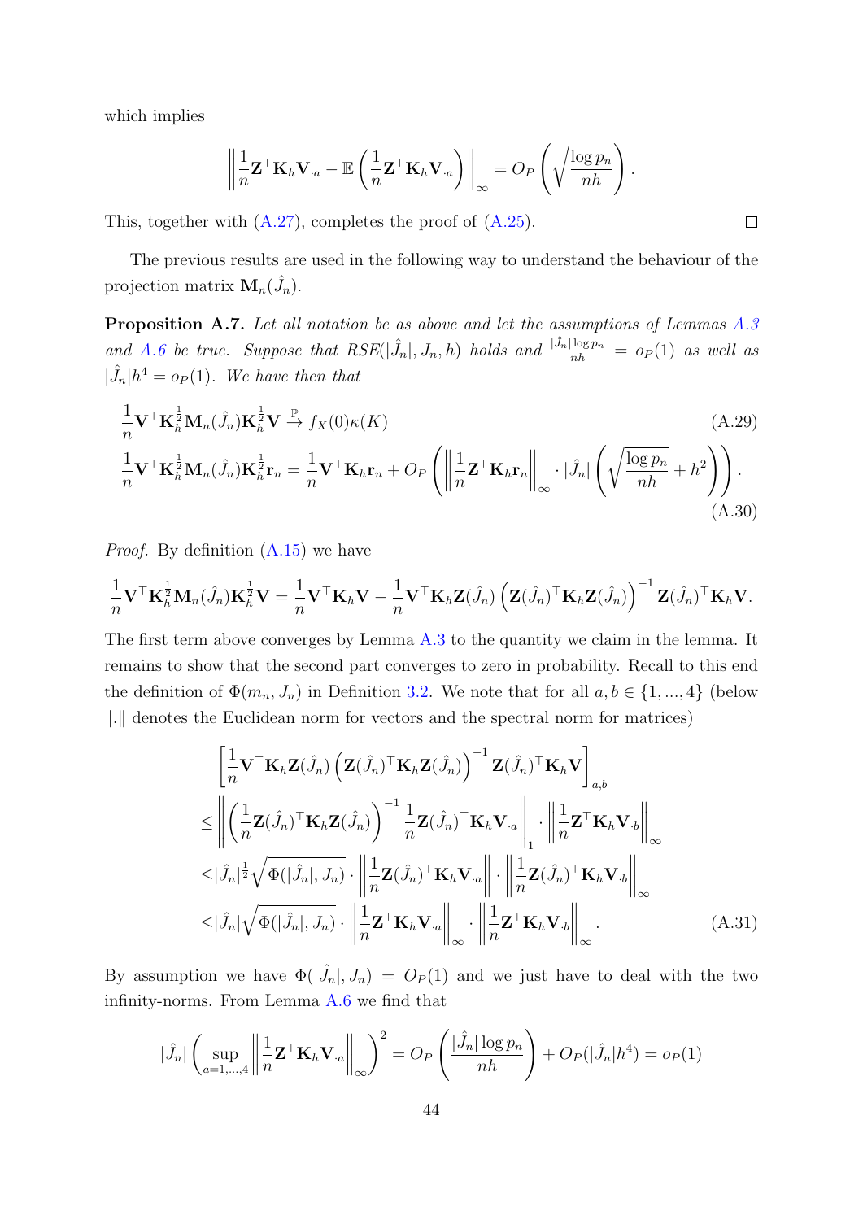which implies

$$\left\| \frac{1}{n}\mathbf{Z}^\top \mathbf{K}_h \mathbf{V}_{\cdot a} - \mathbb{E}\left(\frac{1}{n}\mathbf{Z}^\top \mathbf{K}_h \mathbf{V}_{\cdot a}\right)\right\|_\infty = O_P\left(\sqrt{\frac{\log p_n}{nh}}\right).$$

This, together with (A.27), completes the proof of (A.25). ◻

The previous results are used in the following way to understand the behaviour of the projection matrix $\mathbf{M}_n(\hat{J}_n)$.

**Proposition A.7.** *Let all notation be as above and let the assumptions of Lemmas A.3 and A.6 be true. Suppose that $RSE(|\hat{J}_n|, J_n, h)$ holds and $\frac{|\hat{J}_n|\log p_n}{nh} = o_P(1)$ as well as $|\hat{J}_n|h^4 = o_P(1)$. We have then that*

$$\frac{1}{n}\mathbf{V}^\top \mathbf{K}_h^{\frac{1}{2}} \mathbf{M}_n(\hat{J}_n)\mathbf{K}_h^{\frac{1}{2}}\mathbf{V} \xrightarrow{\mathbb{P}} f_X(0)\kappa(K) \tag{A.29}$$

$$\frac{1}{n}\mathbf{V}^\top \mathbf{K}_h^{\frac{1}{2}} \mathbf{M}_n(\hat{J}_n)\mathbf{K}_h^{\frac{1}{2}}\mathbf{r}_n = \frac{1}{n}\mathbf{V}^\top \mathbf{K}_h \mathbf{r}_n + O_P\left(\left\|\frac{1}{n}\mathbf{Z}^\top \mathbf{K}_h \mathbf{r}_n\right\|_\infty \cdot |\hat{J}_n|\left(\sqrt{\frac{\log p_n}{nh}} + h^2\right)\right). \tag{A.30}$$

*Proof.* By definition (A.15) we have

$$\frac{1}{n}\mathbf{V}^\top \mathbf{K}_h^{\frac{1}{2}} \mathbf{M}_n(\hat{J}_n)\mathbf{K}_h^{\frac{1}{2}}\mathbf{V} = \frac{1}{n}\mathbf{V}^\top \mathbf{K}_h \mathbf{V} - \frac{1}{n}\mathbf{V}^\top \mathbf{K}_h \mathbf{Z}(\hat{J}_n)\left(\mathbf{Z}(\hat{J}_n)^\top \mathbf{K}_h \mathbf{Z}(\hat{J}_n)\right)^{-1}\mathbf{Z}(\hat{J}_n)^\top \mathbf{K}_h \mathbf{V}.$$

The first term above converges by Lemma A.3 to the quantity we claim in the lemma. It remains to show that the second part converges to zero in probability. Recall to this end the definition of $\Phi(m_n, J_n)$ in Definition 3.2. We note that for all $a, b \in \{1, ..., 4\}$ (below $\|.\|$ denotes the Euclidean norm for vectors and the spectral norm for matrices)

$$\begin{aligned}
&\left[\frac{1}{n}\mathbf{V}^\top \mathbf{K}_h \mathbf{Z}(\hat{J}_n)\left(\mathbf{Z}(\hat{J}_n)^\top \mathbf{K}_h \mathbf{Z}(\hat{J}_n)\right)^{-1}\mathbf{Z}(\hat{J}_n)^\top \mathbf{K}_h \mathbf{V}\right]_{a,b} \\
\leq &\left\|\left(\frac{1}{n}\mathbf{Z}(\hat{J}_n)^\top \mathbf{K}_h \mathbf{Z}(\hat{J}_n)\right)^{-1}\frac{1}{n}\mathbf{Z}(\hat{J}_n)^\top \mathbf{K}_h \mathbf{V}_{\cdot a}\right\|_1 \cdot \left\|\frac{1}{n}\mathbf{Z}^\top \mathbf{K}_h \mathbf{V}_{\cdot b}\right\|_\infty \\
\leq &|\hat{J}_n|^{\frac{1}{2}}\sqrt{\Phi(|\hat{J}_n|, J_n)} \cdot \left\|\frac{1}{n}\mathbf{Z}(\hat{J}_n)^\top \mathbf{K}_h \mathbf{V}_{\cdot a}\right\| \cdot \left\|\frac{1}{n}\mathbf{Z}(\hat{J}_n)^\top \mathbf{K}_h \mathbf{V}_{\cdot b}\right\|_\infty \\
\leq &|\hat{J}_n|\sqrt{\Phi(|\hat{J}_n|, J_n)} \cdot \left\|\frac{1}{n}\mathbf{Z}^\top \mathbf{K}_h \mathbf{V}_{\cdot a}\right\|_\infty \cdot \left\|\frac{1}{n}\mathbf{Z}^\top \mathbf{K}_h \mathbf{V}_{\cdot b}\right\|_\infty.
\end{aligned} \tag{A.31}$$

By assumption we have $\Phi(|\hat{J}_n|, J_n) = O_P(1)$ and we just have to deal with the two infinity-norms. From Lemma A.6 we find that

$$|\hat{J}_n|\left(\sup_{a=1,...,4}\left\|\frac{1}{n}\mathbf{Z}^\top \mathbf{K}_h \mathbf{V}_{\cdot a}\right\|_\infty\right)^2 = O_P\left(\frac{|\hat{J}_n|\log p_n}{nh}\right) + O_P(|\hat{J}_n|h^4) = o_P(1)$$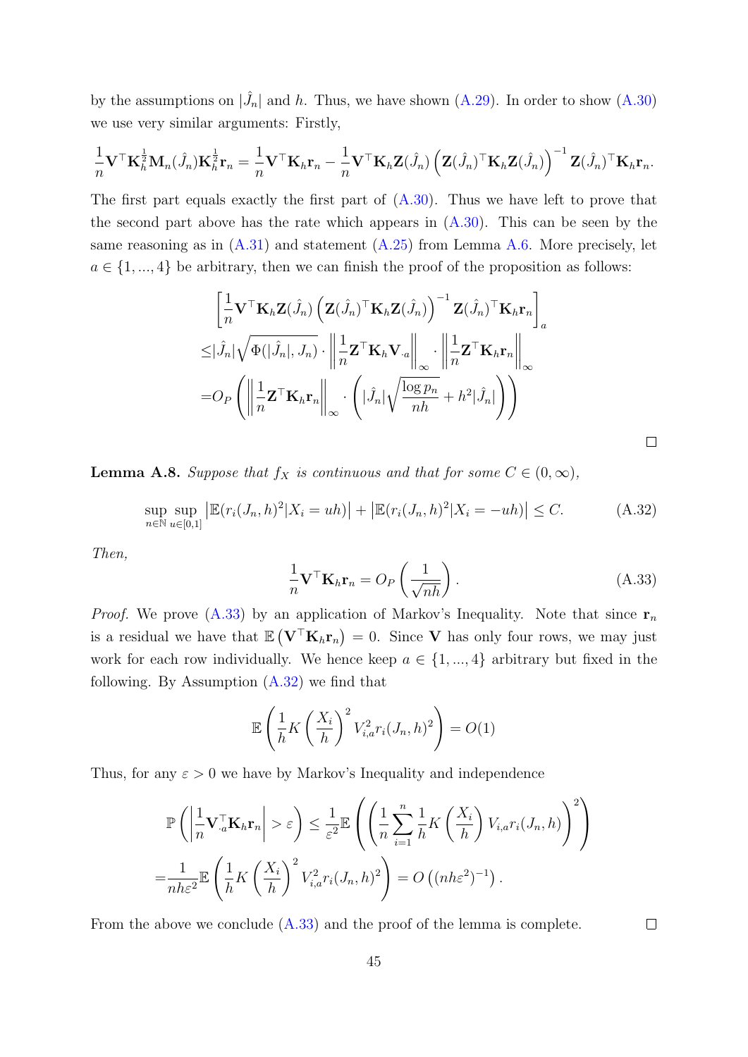by the assumptions on $|\hat{J}_n|$ and $h$. Thus, we have shown (A.29). In order to show (A.30) we use very similar arguments: Firstly,

$$\frac{1}{n}\mathbf{V}^\top \mathbf{K}_h^{\frac{1}{2}} \mathbf{M}_n(\hat{J}_n) \mathbf{K}_h^{\frac{1}{2}} \mathbf{r}_n = \frac{1}{n}\mathbf{V}^\top \mathbf{K}_h \mathbf{r}_n - \frac{1}{n}\mathbf{V}^\top \mathbf{K}_h \mathbf{Z}(\hat{J}_n)\left(\mathbf{Z}(\hat{J}_n)^\top \mathbf{K}_h \mathbf{Z}(\hat{J}_n)\right)^{-1} \mathbf{Z}(\hat{J}_n)^\top \mathbf{K}_h \mathbf{r}_n.$$

The first part equals exactly the first part of (A.30). Thus we have left to prove that the second part above has the rate which appears in (A.30). This can be seen by the same reasoning as in (A.31) and statement (A.25) from Lemma A.6. More precisely, let $a \in \{1, ..., 4\}$ be arbitrary, then we can finish the proof of the proposition as follows:

$$\begin{aligned}
&\left[\frac{1}{n}\mathbf{V}^\top \mathbf{K}_h \mathbf{Z}(\hat{J}_n)\left(\mathbf{Z}(\hat{J}_n)^\top \mathbf{K}_h \mathbf{Z}(\hat{J}_n)\right)^{-1} \mathbf{Z}(\hat{J}_n)^\top \mathbf{K}_h \mathbf{r}_n\right]_a \\
\leq& |\hat{J}_n| \sqrt{\Phi(|\hat{J}_n|, J_n)} \cdot \left\| \frac{1}{n}\mathbf{Z}^\top \mathbf{K}_h \mathbf{V}_{\cdot a}\right\|_\infty \cdot \left\|\frac{1}{n}\mathbf{Z}^\top \mathbf{K}_h \mathbf{r}_n\right\|_\infty \\
=& O_P\left(\left\|\frac{1}{n}\mathbf{Z}^\top \mathbf{K}_h \mathbf{r}_n\right\|_\infty \cdot \left(|\hat{J}_n|\sqrt{\frac{\log p_n}{nh}} + h^2 |\hat{J}_n|\right)\right)
\end{aligned}$$

□

**Lemma A.8.** *Suppose that $f_X$ is continuous and that for some $C \in (0, \infty)$,*

$$\sup_{n\in\mathbb{N}} \sup_{u\in[0,1]} \left|\mathbb{E}(r_i(J_n, h)^2 | X_i = uh)\right| + \left|\mathbb{E}(r_i(J_n, h)^2 | X_i = -uh)\right| \leq C. \tag{A.32}$$

*Then,*

$$\frac{1}{n}\mathbf{V}^\top \mathbf{K}_h \mathbf{r}_n = O_P\left(\frac{1}{\sqrt{nh}}\right). \tag{A.33}$$

*Proof.* We prove (A.33) by an application of Markov's Inequality. Note that since $\mathbf{r}_n$ is a residual we have that $\mathbb{E}\left(\mathbf{V}^\top \mathbf{K}_h \mathbf{r}_n\right) = 0$. Since $\mathbf{V}$ has only four rows, we may just work for each row individually. We hence keep $a \in \{1, ..., 4\}$ arbitrary but fixed in the following. By Assumption (A.32) we find that

$$\mathbb{E}\left(\frac{1}{h}K\left(\frac{X_i}{h}\right)^2 V_{i,a}^2 r_i(J_n, h)^2\right) = O(1)$$

Thus, for any $\varepsilon > 0$ we have by Markov's Inequality and independence

$$\begin{aligned}
&\mathbb{P}\left(\left|\frac{1}{n}\mathbf{V}_{\cdot a}^\top \mathbf{K}_h \mathbf{r}_n\right| > \varepsilon\right) \leq \frac{1}{\varepsilon^2}\mathbb{E}\left(\left(\frac{1}{n}\sum_{i=1}^n \frac{1}{h}K\left(\frac{X_i}{h}\right) V_{i,a} r_i(J_n, h)\right)^2\right) \\
=& \frac{1}{nh\varepsilon^2}\mathbb{E}\left(\frac{1}{h}K\left(\frac{X_i}{h}\right)^2 V_{i,a}^2 r_i(J_n, h)^2\right) = O\left((nh\varepsilon^2)^{-1}\right).
\end{aligned}$$

From the above we conclude (A.33) and the proof of the lemma is complete. □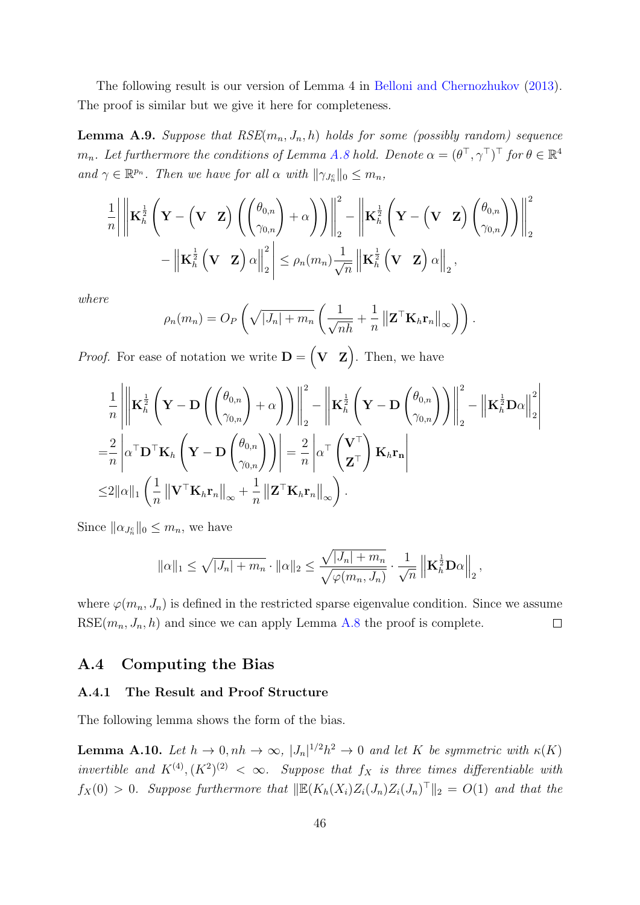The following result is our version of Lemma 4 in Belloni and Chernozhukov (2013). The proof is similar but we give it here for completeness.

**Lemma A.9.** *Suppose that RSE$(m_n, J_n, h)$ holds for some (possibly random) sequence $m_n$. Let furthermore the conditions of Lemma A.8 hold. Denote $\alpha = (\theta^\top, \gamma^\top)^\top$ for $\theta \in \mathbb{R}^4$ and $\gamma \in \mathbb{R}^{p_n}$. Then we have for all $\alpha$ with $\|\gamma_{J_n^c}\|_0 \leq m_n$,*

$$
\begin{aligned}
\frac{1}{n}\Bigg| \left\| \mathbf{K}_h^{\frac{1}{2}} \left( \mathbf{Y} - \begin{pmatrix} \mathbf{V} & \mathbf{Z} \end{pmatrix} \left( \begin{pmatrix} \theta_{0,n} \\ \gamma_{0,n} \end{pmatrix} + \alpha \right) \right) \right\|_2^2 - \left\| \mathbf{K}_h^{\frac{1}{2}} \left( \mathbf{Y} - \begin{pmatrix} \mathbf{V} & \mathbf{Z} \end{pmatrix} \begin{pmatrix} \theta_{0,n} \\ \gamma_{0,n} \end{pmatrix} \right) \right\|_2^2 \\
- \left\| \mathbf{K}_h^{\frac{1}{2}} \begin{pmatrix} \mathbf{V} & \mathbf{Z} \end{pmatrix} \alpha \right\|_2^2 \Bigg| \leq \rho_n(m_n) \frac{1}{\sqrt{n}} \left\| \mathbf{K}_h^{\frac{1}{2}} \begin{pmatrix} \mathbf{V} & \mathbf{Z} \end{pmatrix} \alpha \right\|_2,
\end{aligned}
$$

*where*

$$
\rho_n(m_n) = O_P\left( \sqrt{|J_n| + m_n} \left( \frac{1}{\sqrt{nh}} + \frac{1}{n} \left\| \mathbf{Z}^\top \mathbf{K}_h \mathbf{r}_n \right\|_\infty \right) \right).
$$

*Proof.* For ease of notation we write $\mathbf{D} = \begin{pmatrix} \mathbf{V} & \mathbf{Z} \end{pmatrix}$. Then, we have

$$
\begin{aligned}
&\frac{1}{n}\left| \left\| \mathbf{K}_h^{\frac{1}{2}} \left( \mathbf{Y} - \mathbf{D} \left( \begin{pmatrix} \theta_{0,n} \\ \gamma_{0,n} \end{pmatrix} + \alpha \right) \right) \right\|_2^2 - \left\| \mathbf{K}_h^{\frac{1}{2}} \left( \mathbf{Y} - \mathbf{D} \begin{pmatrix} \theta_{0,n} \\ \gamma_{0,n} \end{pmatrix} \right) \right\|_2^2 - \left\| \mathbf{K}_h^{\frac{1}{2}} \mathbf{D} \alpha \right\|_2^2 \right| \\
=&\frac{2}{n} \left| \alpha^\top \mathbf{D}^\top \mathbf{K}_h \left( \mathbf{Y} - \mathbf{D} \begin{pmatrix} \theta_{0,n} \\ \gamma_{0,n} \end{pmatrix} \right) \right| = \frac{2}{n} \left| \alpha^\top \begin{pmatrix} \mathbf{V}^\top \\ \mathbf{Z}^\top \end{pmatrix} \mathbf{K}_h \mathbf{r_n} \right| \\
\leq& 2\|\alpha\|_1 \left( \frac{1}{n} \left\| \mathbf{V}^\top \mathbf{K}_h \mathbf{r}_n \right\|_\infty + \frac{1}{n} \left\| \mathbf{Z}^\top \mathbf{K}_h \mathbf{r}_n \right\|_\infty \right).
\end{aligned}
$$

Since $\|\alpha_{J_n^c}\|_0 \leq m_n$, we have

$$
\|\alpha\|_1 \leq \sqrt{|J_n| + m_n} \cdot \|\alpha\|_2 \leq \frac{\sqrt{|J_n| + m_n}}{\sqrt{\varphi(m_n, J_n)}} \cdot \frac{1}{\sqrt{n}} \left\| \mathbf{K}_h^{\frac{1}{2}} \mathbf{D} \alpha \right\|_2,
$$

where $\varphi(m_n, J_n)$ is defined in the restricted sparse eigenvalue condition. Since we assume RSE$(m_n, J_n, h)$ and since we can apply Lemma A.8 the proof is complete. $\square$

## A.4 Computing the Bias

### A.4.1 The Result and Proof Structure

The following lemma shows the form of the bias.

**Lemma A.10.** *Let $h \to 0, nh \to \infty$, $|J_n|^{1/2} h^2 \to 0$ and let $K$ be symmetric with $\kappa(K)$ invertible and $K^{(4)}, (K^2)^{(2)} < \infty$. Suppose that $f_X$ is three times differentiable with $f_X(0) > 0$. Suppose furthermore that $\|\mathbb{E}(K_h(X_i) Z_i(J_n) Z_i(J_n)^\top\|_2 = O(1)$ and that the*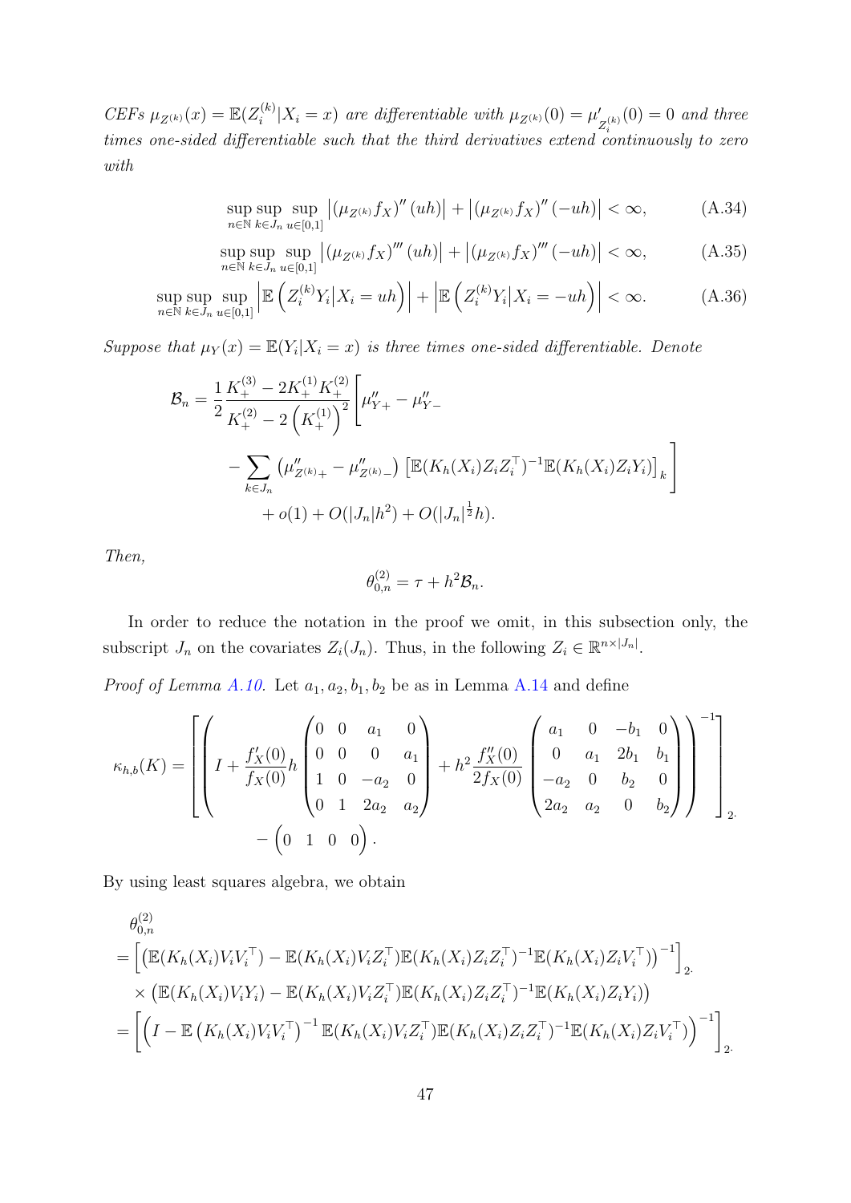*CEFs $\mu_{Z^{(k)}}(x) = \mathbb{E}(Z_i^{(k)}|X_i = x)$ are differentiable with $\mu_{Z^{(k)}}(0) = \mu'_{Z_i^{(k)}}(0) = 0$ and three times one-sided differentiable such that the third derivatives extend continuously to zero with*

$$\sup_{n\in\mathbb{N}} \sup_{k\in J_n} \sup_{u\in[0,1]} \left|\left(\mu_{Z^{(k)}} f_X\right)''(uh)\right| + \left|\left(\mu_{Z^{(k)}} f_X\right)''(-uh)\right| < \infty, \tag{A.34}$$

$$\sup_{n\in\mathbb{N}} \sup_{k\in J_n} \sup_{u\in[0,1]} \left|\left(\mu_{Z^{(k)}} f_X\right)'''(uh)\right| + \left|\left(\mu_{Z^{(k)}} f_X\right)'''(-uh)\right| < \infty, \tag{A.35}$$

$$\sup_{n\in\mathbb{N}} \sup_{k\in J_n} \sup_{u\in[0,1]} \left|\mathbb{E}\left(Z_i^{(k)} Y_i \middle| X_i = uh\right)\right| + \left|\mathbb{E}\left(Z_i^{(k)} Y_i \middle| X_i = -uh\right)\right| < \infty. \tag{A.36}$$

*Suppose that $\mu_Y(x) = \mathbb{E}(Y_i|X_i = x)$ is three times one-sided differentiable. Denote*

$$\begin{aligned}
\mathcal{B}_n = \frac{1}{2}\frac{K_+^{(3)} - 2K_+^{(1)}K_+^{(2)}}{K_+^{(2)} - 2\left(K_+^{(1)}\right)^2}\Bigg[&\mu''_{Y+} - \mu''_{Y-} \\
&- \sum_{k\in J_n}\left(\mu''_{Z^{(k)}+} - \mu''_{Z^{(k)}-}\right)\left[\mathbb{E}(K_h(X_i)Z_iZ_i^\top)^{-1}\mathbb{E}(K_h(X_i)Z_iY_i)\right]_k\Bigg] \\
&+ o(1) + O(|J_n|h^2) + O(|J_n|^{\frac{1}{2}}h).
\end{aligned}$$

*Then,*

$$\theta_{0,n}^{(2)} = \tau + h^2\mathcal{B}_n.$$

In order to reduce the notation in the proof we omit, in this subsection only, the subscript $J_n$ on the covariates $Z_i(J_n)$. Thus, in the following $Z_i \in \mathbb{R}^{n\times|J_n|}$.

*Proof of Lemma A.10.* Let $a_1, a_2, b_1, b_2$ be as in Lemma A.14 and define

$$\begin{aligned}
\kappa_{h,b}(K) = &\left[\left(I + \frac{f'_X(0)}{f_X(0)}h\begin{pmatrix}0 & 0 & a_1 & 0\\ 0 & 0 & 0 & a_1\\ 1 & 0 & -a_2 & 0\\ 0 & 1 & 2a_2 & a_2\end{pmatrix} + h^2\frac{f''_X(0)}{2f_X(0)}\begin{pmatrix}a_1 & 0 & -b_1 & 0\\ 0 & a_1 & 2b_1 & b_1\\ -a_2 & 0 & b_2 & 0\\ 2a_2 & a_2 & 0 & b_2\end{pmatrix}\right)^{-1}\right]_2 \\
&- \begin{pmatrix}0 & 1 & 0 & 0\end{pmatrix}.
\end{aligned}$$

By using least squares algebra, we obtain

$$\begin{aligned}
&\theta_{0,n}^{(2)} \\
&= \left[\left(\mathbb{E}(K_h(X_i)V_iV_i^\top) - \mathbb{E}(K_h(X_i)V_iZ_i^\top)\mathbb{E}(K_h(X_i)Z_iZ_i^\top)^{-1}\mathbb{E}(K_h(X_i)Z_iV_i^\top)\right)^{-1}\right]_2 \\
&\quad\times\left(\mathbb{E}(K_h(X_i)V_iY_i) - \mathbb{E}(K_h(X_i)V_iZ_i^\top)\mathbb{E}(K_h(X_i)Z_iZ_i^\top)^{-1}\mathbb{E}(K_h(X_i)Z_iY_i)\right) \\
&= \left[\left(I - \mathbb{E}\left(K_h(X_i)V_iV_i^\top\right)^{-1}\mathbb{E}(K_h(X_i)V_iZ_i^\top)\mathbb{E}(K_h(X_i)Z_iZ_i^\top)^{-1}\mathbb{E}(K_h(X_i)Z_iV_i^\top)\right)^{-1}\right]_2
\end{aligned}$$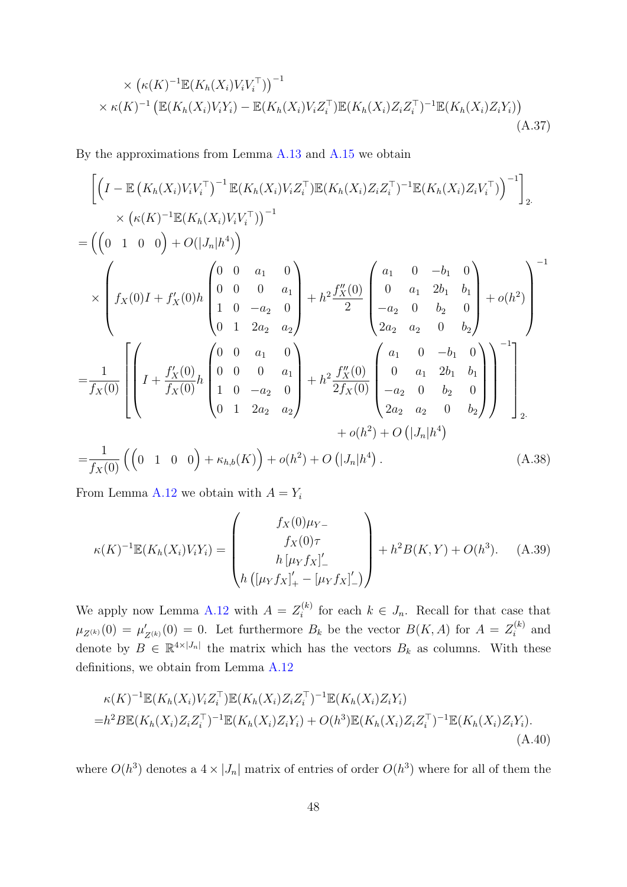$$
\begin{aligned}
&\times \left(\kappa(K)^{-1}\mathbb{E}(K_h(X_i)V_iV_i^\top)\right)^{-1} \\
&\times \kappa(K)^{-1}\left(\mathbb{E}(K_h(X_i)V_iY_i) - \mathbb{E}(K_h(X_i)V_iZ_i^\top)\mathbb{E}(K_h(X_i)Z_iZ_i^\top)^{-1}\mathbb{E}(K_h(X_i)Z_iY_i)\right)
\end{aligned}
\tag{A.37}
$$

By the approximations from Lemma A.13 and A.15 we obtain

$$
\begin{aligned}
&\left[\left(I - \mathbb{E}\left(K_h(X_i)V_iV_i^\top\right)^{-1}\mathbb{E}(K_h(X_i)V_iZ_i^\top)\mathbb{E}(K_h(X_i)Z_iZ_i^\top)^{-1}\mathbb{E}(K_h(X_i)Z_iV_i^\top)\right)^{-1}\right]_{2\cdot} \\
&\qquad \times \left(\kappa(K)^{-1}\mathbb{E}(K_h(X_i)V_iV_i^\top)\right)^{-1} \\
=& \left(\begin{pmatrix}0 & 1 & 0 & 0\end{pmatrix} + O(|J_n|h^4)\right) \\
&\times \left( f_X(0)I + f_X'(0)h\begin{pmatrix}0 & 0 & a_1 & 0\\ 0 & 0 & 0 & a_1\\ 1 & 0 & -a_2 & 0\\ 0 & 1 & 2a_2 & a_2\end{pmatrix} + h^2\frac{f_X''(0)}{2}\begin{pmatrix}a_1 & 0 & -b_1 & 0\\ 0 & a_1 & 2b_1 & b_1\\ -a_2 & 0 & b_2 & 0\\ 2a_2 & a_2 & 0 & b_2\end{pmatrix} + o(h^2)\right)^{-1} \\
=& \frac{1}{f_X(0)}\left[\left(I + \frac{f_X'(0)}{f_X(0)}h\begin{pmatrix}0 & 0 & a_1 & 0\\ 0 & 0 & 0 & a_1\\ 1 & 0 & -a_2 & 0\\ 0 & 1 & 2a_2 & a_2\end{pmatrix} + h^2\frac{f_X''(0)}{2f_X(0)}\begin{pmatrix}a_1 & 0 & -b_1 & 0\\ 0 & a_1 & 2b_1 & b_1\\ -a_2 & 0 & b_2 & 0\\ 2a_2 & a_2 & 0 & b_2\end{pmatrix}\right)^{-1}\right]_{2\cdot} \\
&\qquad + o(h^2) + O\left(|J_n|h^4\right) \\
=& \frac{1}{f_X(0)}\left(\begin{pmatrix}0 & 1 & 0 & 0\end{pmatrix} + \kappa_{h,b}(K)\right) + o(h^2) + O\left(|J_n|h^4\right).
\end{aligned}
\tag{A.38}
$$

From Lemma A.12 we obtain with $A = Y_i$

$$
\kappa(K)^{-1}\mathbb{E}(K_h(X_i)V_iY_i) = \begin{pmatrix} f_X(0)\mu_{Y-} \\ f_X(0)\tau \\ h\left[\mu_Y f_X\right]_-' \\ h\left(\left[\mu_Y f_X\right]_+' - \left[\mu_Y f_X\right]_-'\right)\end{pmatrix} + h^2 B(K,Y) + O(h^3). \tag{A.39}
$$

We apply now Lemma A.12 with $A = Z_i^{(k)}$ for each $k \in J_n$. Recall for that case that $\mu_{Z^{(k)}}(0) = \mu_{Z^{(k)}}'(0) = 0$. Let furthermore $B_k$ be the vector $B(K,A)$ for $A = Z_i^{(k)}$ and denote by $B \in \mathbb{R}^{4\times|J_n|}$ the matrix which has the vectors $B_k$ as columns. With these definitions, we obtain from Lemma A.12

$$
\begin{aligned}
&\kappa(K)^{-1}\mathbb{E}(K_h(X_i)V_iZ_i^\top)\mathbb{E}(K_h(X_i)Z_iZ_i^\top)^{-1}\mathbb{E}(K_h(X_i)Z_iY_i) \\
=& h^2 B\mathbb{E}(K_h(X_i)Z_iZ_i^\top)^{-1}\mathbb{E}(K_h(X_i)Z_iY_i) + O(h^3)\mathbb{E}(K_h(X_i)Z_iZ_i^\top)^{-1}\mathbb{E}(K_h(X_i)Z_iY_i).
\end{aligned}
\tag{A.40}
$$

where $O(h^3)$ denotes a $4\times|J_n|$ matrix of entries of order $O(h^3)$ where for all of them the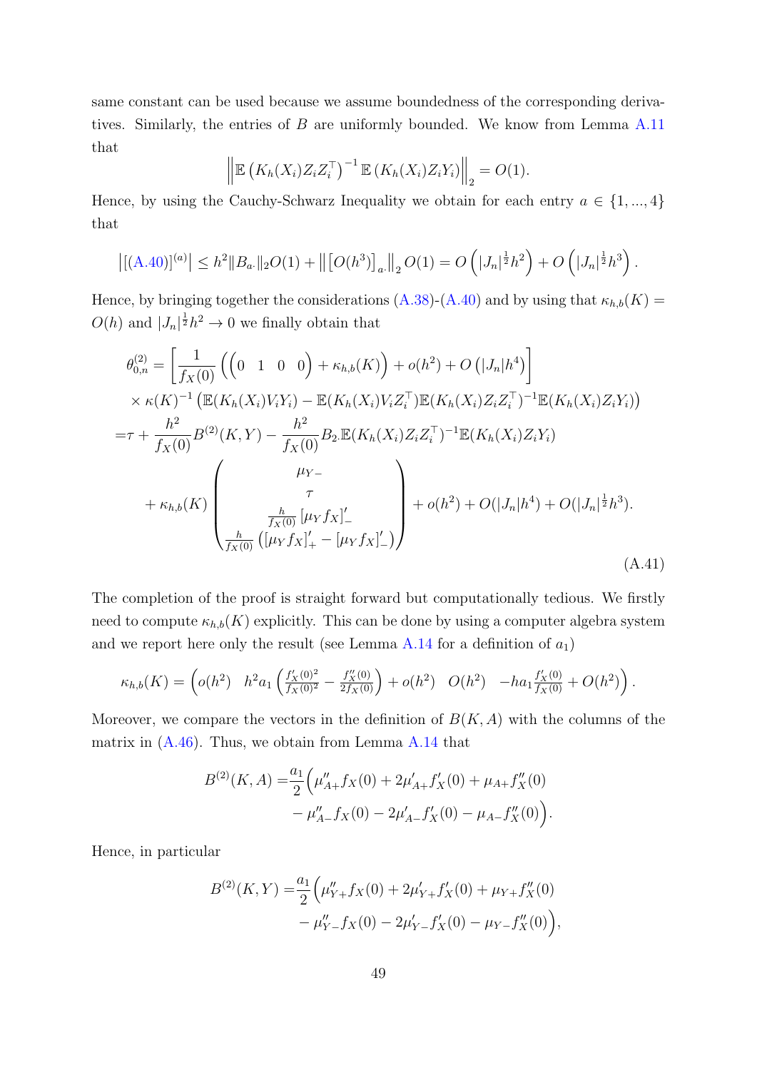same constant can be used because we assume boundedness of the corresponding derivatives. Similarly, the entries of $B$ are uniformly bounded. We know from Lemma A.11 that

$$\left\| \mathbb{E}\left(K_h(X_i)Z_iZ_i^\top\right)^{-1} \mathbb{E}\left(K_h(X_i)Z_iY_i\right)\right\|_2 = O(1).$$

Hence, by using the Cauchy-Schwarz Inequality we obtain for each entry $a \in \{1, ..., 4\}$ that

$$\left|[(\text{A.40})]^{(a)}\right| \leq h^2 \|B_{a\cdot}\|_2 O(1) + \left\|\left[O(h^3)\right]_{a\cdot}\right\|_2 O(1) = O\left(|J_n|^{\frac{1}{2}}h^2\right) + O\left(|J_n|^{\frac{1}{2}}h^3\right).$$

Hence, by bringing together the considerations (A.38)-(A.40) and by using that $\kappa_{h,b}(K) = O(h)$ and $|J_n|^{\frac{1}{2}}h^2 \to 0$ we finally obtain that

$$\begin{aligned}
\theta_{0,n}^{(2)} =& \left[\frac{1}{f_X(0)}\left(\begin{pmatrix}0 & 1 & 0 & 0\end{pmatrix} + \kappa_{h,b}(K)\right) + o(h^2) + O\left(|J_n|h^4\right)\right] \\
&\times \kappa(K)^{-1}\left(\mathbb{E}(K_h(X_i)V_iY_i) - \mathbb{E}(K_h(X_i)V_iZ_i^\top)\mathbb{E}(K_h(X_i)Z_iZ_i^\top)^{-1}\mathbb{E}(K_h(X_i)Z_iY_i)\right) \\
=& \tau + \frac{h^2}{f_X(0)}B^{(2)}(K,Y) - \frac{h^2}{f_X(0)}B_{2\cdot}\mathbb{E}(K_h(X_i)Z_iZ_i^\top)^{-1}\mathbb{E}(K_h(X_i)Z_iY_i) \\
&+ \kappa_{h,b}(K)\begin{pmatrix}\mu_{Y-} \\ \tau \\ \frac{h}{f_X(0)}\left[\mu_Y f_X\right]'_- \\ \frac{h}{f_X(0)}\left(\left[\mu_Y f_X\right]'_+ - \left[\mu_Y f_X\right]'_-\right)\end{pmatrix} + o(h^2) + O(|J_n|h^4) + O(|J_n|^{\frac{1}{2}}h^3).
\end{aligned} \tag{A.41}$$

The completion of the proof is straight forward but computationally tedious. We firstly need to compute $\kappa_{h,b}(K)$ explicitly. This can be done by using a computer algebra system and we report here only the result (see Lemma A.14 for a definition of $a_1$)

$$\kappa_{h,b}(K) = \begin{pmatrix}o(h^2) & h^2 a_1\left(\frac{f_X'(0)^2}{f_X(0)^2} - \frac{f_X''(0)}{2f_X(0)}\right) + o(h^2) & O(h^2) & -ha_1\frac{f_X'(0)}{f_X(0)} + O(h^2)\end{pmatrix}.$$

Moreover, we compare the vectors in the definition of $B(K,A)$ with the columns of the matrix in (A.46). Thus, we obtain from Lemma A.14 that

$$\begin{aligned}
B^{(2)}(K,A) =& \frac{a_1}{2}\Big(\mu_{A+}'' f_X(0) + 2\mu_{A+}' f_X'(0) + \mu_{A+} f_X''(0) \\
&- \mu_{A-}'' f_X(0) - 2\mu_{A-}' f_X'(0) - \mu_{A-} f_X''(0)\Big).
\end{aligned}$$

Hence, in particular

$$\begin{aligned}
B^{(2)}(K,Y) =& \frac{a_1}{2}\Big(\mu_{Y+}'' f_X(0) + 2\mu_{Y+}' f_X'(0) + \mu_{Y+} f_X''(0) \\
&- \mu_{Y-}'' f_X(0) - 2\mu_{Y-}' f_X'(0) - \mu_{Y-} f_X''(0)\Big),
\end{aligned}$$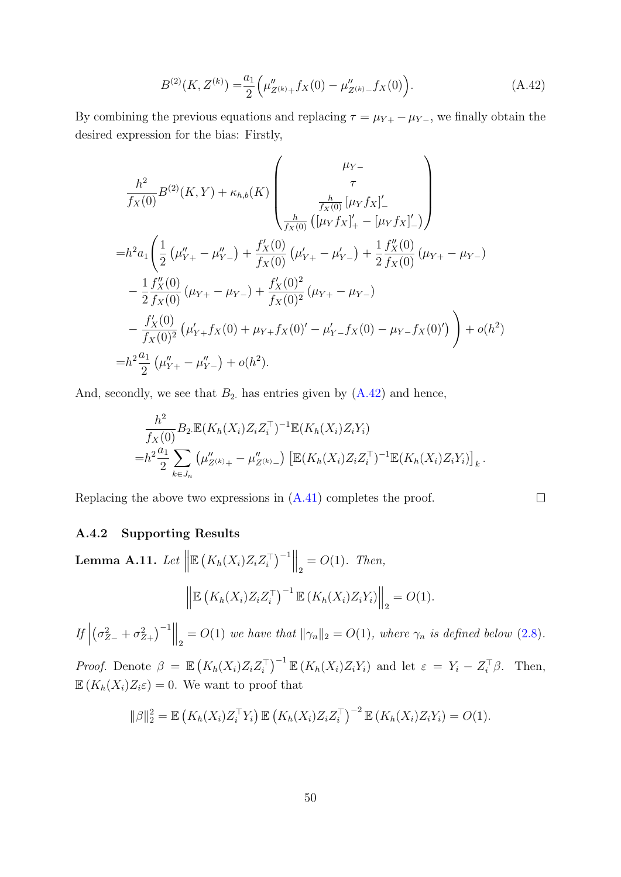$$B^{(2)}(K, Z^{(k)}) = \frac{a_1}{2}\Big(\mu''_{Z^{(k)}+} f_X(0) - \mu''_{Z^{(k)}-} f_X(0)\Big). \tag{A.42}$$

By combining the previous equations and replacing $\tau = \mu_{Y+} - \mu_{Y-}$, we finally obtain the desired expression for the bias: Firstly,

$$\begin{aligned}
&\frac{h^2}{f_X(0)} B^{(2)}(K,Y) + \kappa_{h,b}(K) \begin{pmatrix} \mu_{Y-} \\ \tau \\ \frac{h}{f_X(0)} \left[\mu_Y f_X\right]'_- \\ \frac{h}{f_X(0)} \left(\left[\mu_Y f_X\right]'_+ - \left[\mu_Y f_X\right]'_-\right) \end{pmatrix} \\
=& h^2 a_1 \Bigg( \frac{1}{2}\left(\mu''_{Y+} - \mu''_{Y-}\right) + \frac{f'_X(0)}{f_X(0)}\left(\mu'_{Y+} - \mu'_{Y-}\right) + \frac{1}{2}\frac{f''_X(0)}{f_X(0)}\left(\mu_{Y+} - \mu_{Y-}\right) \\
&- \frac{1}{2}\frac{f''_X(0)}{f_X(0)}\left(\mu_{Y+} - \mu_{Y-}\right) + \frac{f'_X(0)^2}{f_X(0)^2}\left(\mu_{Y+} - \mu_{Y-}\right) \\
&- \frac{f'_X(0)}{f_X(0)^2}\left(\mu'_{Y+} f_X(0) + \mu_{Y+} f_X(0)' - \mu'_{Y-} f_X(0) - \mu_{Y-} f_X(0)'\right) \Bigg) + o(h^2) \\
=& h^2 \frac{a_1}{2}\left(\mu''_{Y+} - \mu''_{Y-}\right) + o(h^2).
\end{aligned}$$

And, secondly, we see that $B_{2\cdot}$ has entries given by (A.42) and hence,

$$\begin{aligned}
&\frac{h^2}{f_X(0)} B_{2\cdot} \mathbb{E}(K_h(X_i) Z_i Z_i^\top)^{-1} \mathbb{E}(K_h(X_i) Z_i Y_i) \\
=& h^2 \frac{a_1}{2} \sum_{k \in J_n} \left(\mu''_{Z^{(k)}+} - \mu''_{Z^{(k)}-}\right) \left[\mathbb{E}(K_h(X_i) Z_i Z_i^\top)^{-1} \mathbb{E}(K_h(X_i) Z_i Y_i)\right]_k.
\end{aligned}$$

Replacing the above two expressions in (A.41) completes the proof. ◻

### A.4.2 Supporting Results

**Lemma A.11.** *Let* $\left\| \mathbb{E}\left(K_h(X_i) Z_i Z_i^\top\right)^{-1} \right\|_2 = O(1)$. *Then,*

$$\left\| \mathbb{E}\left(K_h(X_i) Z_i Z_i^\top\right)^{-1} \mathbb{E}\left(K_h(X_i) Z_i Y_i\right) \right\|_2 = O(1).$$

*If* $\left| \left(\sigma^2_{Z-} + \sigma^2_{Z+}\right)^{-1} \right\|_2 = O(1)$ *we have that* $\|\gamma_n\|_2 = O(1)$, *where* $\gamma_n$ *is defined below* (2.8).

*Proof.* Denote $\beta = \mathbb{E}\left(K_h(X_i) Z_i Z_i^\top\right)^{-1} \mathbb{E}\left(K_h(X_i) Z_i Y_i\right)$ and let $\varepsilon = Y_i - Z_i^\top \beta$. Then, $\mathbb{E}\left(K_h(X_i) Z_i \varepsilon\right) = 0$. We want to proof that

$$\|\beta\|_2^2 = \mathbb{E}\left(K_h(X_i) Z_i^\top Y_i\right) \mathbb{E}\left(K_h(X_i) Z_i Z_i^\top\right)^{-2} \mathbb{E}\left(K_h(X_i) Z_i Y_i\right) = O(1).$$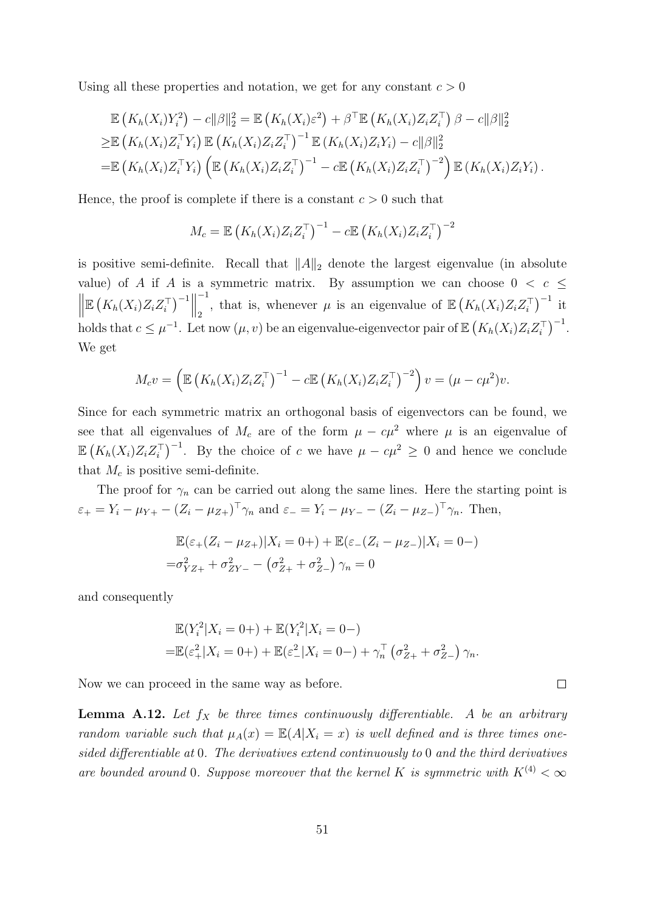Using all these properties and notation, we get for any constant $c > 0$

$$
\begin{aligned}
&\mathbb{E}\left(K_h(X_i)Y_i^2\right) - c\|\beta\|_2^2 = \mathbb{E}\left(K_h(X_i)\varepsilon^2\right) + \beta^\top \mathbb{E}\left(K_h(X_i)Z_iZ_i^\top\right)\beta - c\|\beta\|_2^2 \\
\geq &\mathbb{E}\left(K_h(X_i)Z_i^\top Y_i\right)\mathbb{E}\left(K_h(X_i)Z_iZ_i^\top\right)^{-1}\mathbb{E}\left(K_h(X_i)Z_iY_i\right) - c\|\beta\|_2^2 \\
= &\mathbb{E}\left(K_h(X_i)Z_i^\top Y_i\right)\left(\mathbb{E}\left(K_h(X_i)Z_iZ_i^\top\right)^{-1} - c\mathbb{E}\left(K_h(X_i)Z_iZ_i^\top\right)^{-2}\right)\mathbb{E}\left(K_h(X_i)Z_iY_i\right).
\end{aligned}
$$

Hence, the proof is complete if there is a constant $c > 0$ such that

$$
M_c = \mathbb{E}\left(K_h(X_i)Z_iZ_i^\top\right)^{-1} - c\mathbb{E}\left(K_h(X_i)Z_iZ_i^\top\right)^{-2}
$$

is positive semi-definite. Recall that $\|A\|_2$ denote the largest eigenvalue (in absolute value) of $A$ if $A$ is a symmetric matrix. By assumption we can choose $0 < c \leq \left\|\mathbb{E}\left(K_h(X_i)Z_iZ_i^\top\right)^{-1}\right\|_2^{-1}$, that is, whenever $\mu$ is an eigenvalue of $\mathbb{E}\left(K_h(X_i)Z_iZ_i^\top\right)^{-1}$ it holds that $c \leq \mu^{-1}$. Let now $(\mu, v)$ be an eigenvalue-eigenvector pair of $\mathbb{E}\left(K_h(X_i)Z_iZ_i^\top\right)^{-1}$. We get

$$
M_c v = \left(\mathbb{E}\left(K_h(X_i)Z_iZ_i^\top\right)^{-1} - c\mathbb{E}\left(K_h(X_i)Z_iZ_i^\top\right)^{-2}\right)v = (\mu - c\mu^2)v.
$$

Since for each symmetric matrix an orthogonal basis of eigenvectors can be found, we see that all eigenvalues of $M_c$ are of the form $\mu - c\mu^2$ where $\mu$ is an eigenvalue of $\mathbb{E}\left(K_h(X_i)Z_iZ_i^\top\right)^{-1}$. By the choice of $c$ we have $\mu - c\mu^2 \geq 0$ and hence we conclude that $M_c$ is positive semi-definite.

The proof for $\gamma_n$ can be carried out along the same lines. Here the starting point is $\varepsilon_+ = Y_i - \mu_{Y+} - (Z_i - \mu_{Z+})^\top\gamma_n$ and $\varepsilon_- = Y_i - \mu_{Y-} - (Z_i - \mu_{Z-})^\top\gamma_n$. Then,

$$
\begin{aligned}
&\mathbb{E}(\varepsilon_+(Z_i - \mu_{Z+})|X_i = 0+) + \mathbb{E}(\varepsilon_-(Z_i - \mu_{Z-})|X_i = 0-) \\
=&\sigma_{YZ+}^2 + \sigma_{ZY-}^2 - \left(\sigma_{Z+}^2 + \sigma_{Z-}^2\right)\gamma_n = 0
\end{aligned}
$$

and consequently

$$
\begin{aligned}
&\mathbb{E}(Y_i^2|X_i = 0+) + \mathbb{E}(Y_i^2|X_i = 0-) \\
=&\mathbb{E}(\varepsilon_+^2|X_i = 0+) + \mathbb{E}(\varepsilon_-^2|X_i = 0-) + \gamma_n^\top\left(\sigma_{Z+}^2 + \sigma_{Z-}^2\right)\gamma_n.
\end{aligned}
$$

Now we can proceed in the same way as before. $\square$

**Lemma A.12.** *Let $f_X$ be three times continuously differentiable. $A$ be an arbitrary random variable such that $\mu_A(x) = \mathbb{E}(A|X_i = x)$ is well defined and is three times one-sided differentiable at 0. The derivatives extend continuously to 0 and the third derivatives are bounded around 0. Suppose moreover that the kernel $K$ is symmetric with $K^{(4)} < \infty$*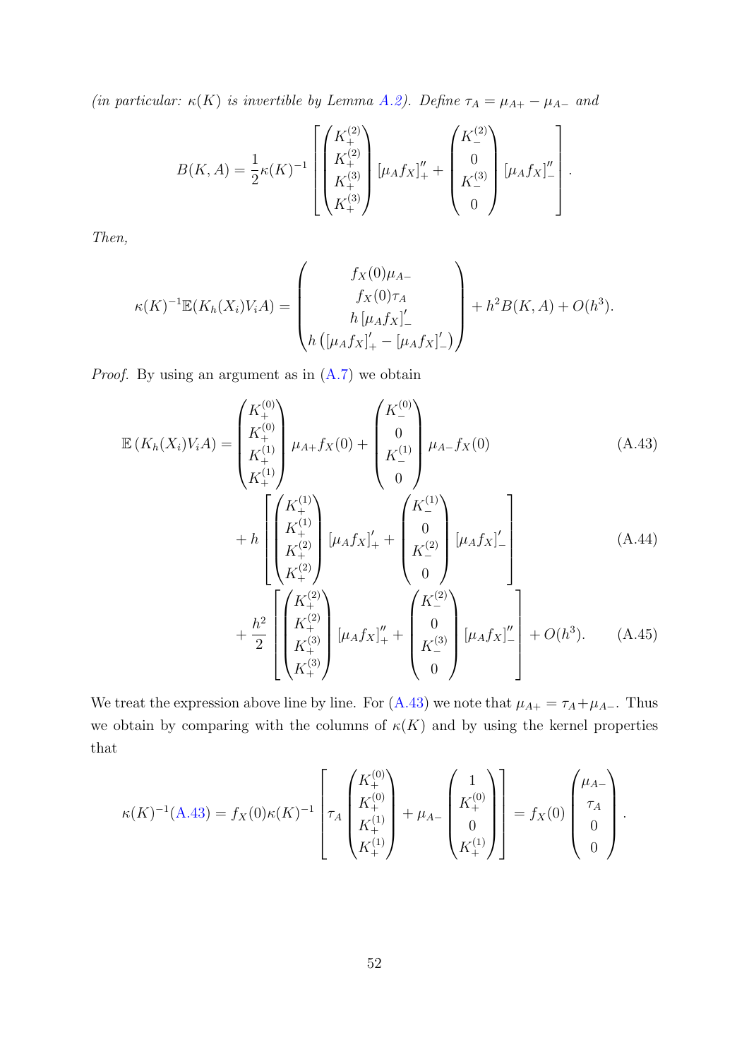*(in particular: $\kappa(K)$ is invertible by Lemma A.2). Define $\tau_A = \mu_{A+} - \mu_{A-}$ and*

$$B(K, A) = \frac{1}{2}\kappa(K)^{-1}\left[\begin{pmatrix} K_+^{(2)} \\ K_+^{(2)} \\ K_+^{(3)} \\ K_+^{(3)} \end{pmatrix} [\mu_A f_X]_+'' + \begin{pmatrix} K_-^{(2)} \\ 0 \\ K_-^{(3)} \\ 0 \end{pmatrix} [\mu_A f_X]_-''\right].$$

*Then,*

$$\kappa(K)^{-1}\mathbb{E}(K_h(X_i)V_i A) = \begin{pmatrix} f_X(0)\mu_{A-} \\ f_X(0)\tau_A \\ h\,[\mu_A f_X]_-' \\ h\left([\mu_A f_X]_+' - [\mu_A f_X]_-'\right) \end{pmatrix} + h^2 B(K, A) + O(h^3).$$

*Proof.* By using an argument as in (A.7) we obtain

$$\mathbb{E}\left(K_h(X_i)V_i A\right) = \begin{pmatrix} K_+^{(0)} \\ K_+^{(0)} \\ K_+^{(1)} \\ K_+^{(1)} \end{pmatrix} \mu_{A+} f_X(0) + \begin{pmatrix} K_-^{(0)} \\ 0 \\ K_-^{(1)} \\ 0 \end{pmatrix} \mu_{A-} f_X(0) \tag{A.43}$$

$$+ h\left[\begin{pmatrix} K_+^{(1)} \\ K_+^{(1)} \\ K_+^{(2)} \\ K_+^{(2)} \end{pmatrix} [\mu_A f_X]_+' + \begin{pmatrix} K_-^{(1)} \\ 0 \\ K_-^{(2)} \\ 0 \end{pmatrix} [\mu_A f_X]_-'\right] \tag{A.44}$$

$$+ \frac{h^2}{2}\left[\begin{pmatrix} K_+^{(2)} \\ K_+^{(2)} \\ K_+^{(3)} \\ K_+^{(3)} \end{pmatrix} [\mu_A f_X]_+'' + \begin{pmatrix} K_-^{(2)} \\ 0 \\ K_-^{(3)} \\ 0 \end{pmatrix} [\mu_A f_X]_-''\right] + O(h^3). \tag{A.45}$$

We treat the expression above line by line. For (A.43) we note that $\mu_{A+} = \tau_A + \mu_{A-}$. Thus we obtain by comparing with the columns of $\kappa(K)$ and by using the kernel properties that

$$\kappa(K)^{-1}(\text{A.43}) = f_X(0)\kappa(K)^{-1}\left[\tau_A \begin{pmatrix} K_+^{(0)} \\ K_+^{(0)} \\ K_+^{(1)} \\ K_+^{(1)} \end{pmatrix} + \mu_{A-}\begin{pmatrix} 1 \\ K_+^{(0)} \\ 0 \\ K_+^{(1)} \end{pmatrix}\right] = f_X(0)\begin{pmatrix} \mu_{A-} \\ \tau_A \\ 0 \\ 0 \end{pmatrix}.$$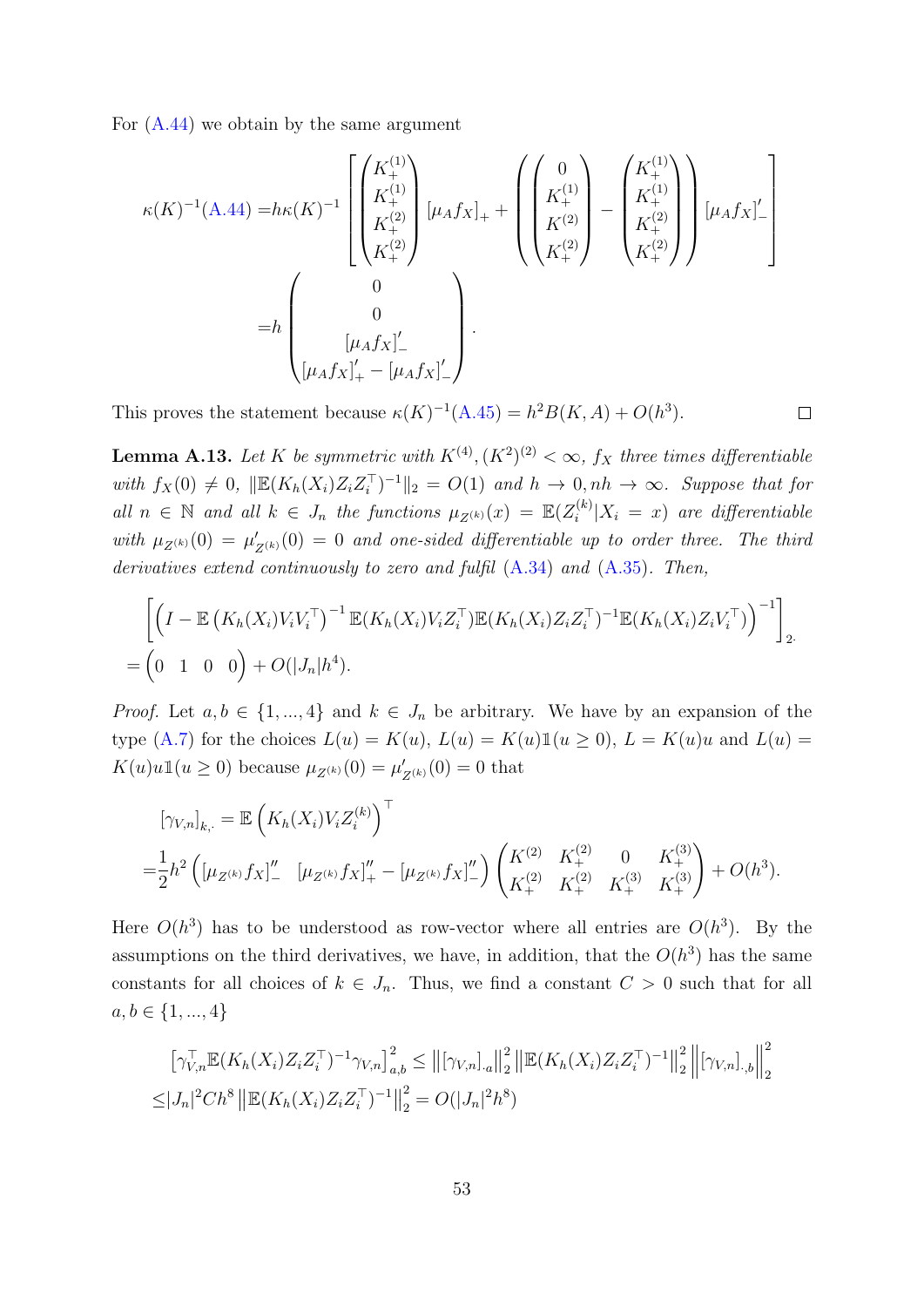For (A.44) we obtain by the same argument

$$
\begin{aligned}
\kappa(K)^{-1}\text{(A.44)} =& h\kappa(K)^{-1}\left[\begin{pmatrix} K_+^{(1)} \\ K_+^{(1)} \\ K_+^{(2)} \\ K_+^{(2)} \end{pmatrix} [\mu_A f_X]_+ + \left(\begin{pmatrix} 0 \\ K_+^{(1)} \\ K^{(2)} \\ K_+^{(2)} \end{pmatrix} - \begin{pmatrix} K_+^{(1)} \\ K_+^{(1)} \\ K_+^{(2)} \\ K_+^{(2)} \end{pmatrix}\right) [\mu_A f_X]_-'\right] \\
=& h \begin{pmatrix} 0 \\ 0 \\ [\mu_A f_X]_-' \\ [\mu_A f_X]_+' - [\mu_A f_X]_-' \end{pmatrix}.
\end{aligned}
$$

This proves the statement because $\kappa(K)^{-1}\text{(A.45)} = h^2 B(K,A) + O(h^3)$. $\square$

**Lemma A.13.** *Let $K$ be symmetric with $K^{(4)}, (K^2)^{(2)} < \infty$, $f_X$ three times differentiable with $f_X(0) \neq 0$, $\|\mathbb{E}(K_h(X_i)Z_iZ_i^\top)^{-1}\|_2 = O(1)$ and $h \to 0, nh \to \infty$. Suppose that for all $n \in \mathbb{N}$ and all $k \in J_n$ the functions $\mu_{Z^{(k)}}(x) = \mathbb{E}(Z_i^{(k)}|X_i = x)$ are differentiable with $\mu_{Z^{(k)}}(0) = \mu'_{Z^{(k)}}(0) = 0$ and one-sided differentiable up to order three. The third derivatives extend continuously to zero and fulfil (A.34) and (A.35). Then,*

$$
\begin{aligned}
&\left[\left(I - \mathbb{E}\left(K_h(X_i)V_iV_i^\top\right)^{-1}\mathbb{E}(K_h(X_i)V_iZ_i^\top)\mathbb{E}(K_h(X_i)Z_iZ_i^\top)^{-1}\mathbb{E}(K_h(X_i)Z_iV_i^\top)\right)^{-1}\right]_{2\cdot} \\
=& \begin{pmatrix} 0 & 1 & 0 & 0 \end{pmatrix} + O(|J_n|h^4).
\end{aligned}
$$

*Proof.* Let $a, b \in \{1, ..., 4\}$ and $k \in J_n$ be arbitrary. We have by an expansion of the type (A.7) for the choices $L(u) = K(u)$, $L(u) = K(u)\mathbb{1}(u \geq 0)$, $L = K(u)u$ and $L(u) = K(u)u\mathbb{1}(u \geq 0)$ because $\mu_{Z^{(k)}}(0) = \mu'_{Z^{(k)}}(0) = 0$ that

$$
\begin{aligned}
&[\gamma_{V,n}]_{k,\cdot} = \mathbb{E}\left(K_h(X)V_iZ_i^{(k)}\right)^\top \\
=& \frac{1}{2}h^2\begin{pmatrix} [\mu_{Z^{(k)}}f_X]_-'' & [\mu_{Z^{(k)}}f_X]_+'' - [\mu_{Z^{(k)}}f_X]_-'' \end{pmatrix}\begin{pmatrix} K^{(2)} & K_+^{(2)} & 0 & K_+^{(3)} \\ K_+^{(2)} & K_+^{(2)} & K_+^{(3)} & K_+^{(3)} \end{pmatrix} + O(h^3).
\end{aligned}
$$

Here $O(h^3)$ has to be understood as row-vector where all entries are $O(h^3)$. By the assumptions on the third derivatives, we have, in addition, that the $O(h^3)$ has the same constants for all choices of $k \in J_n$. Thus, we find a constant $C > 0$ such that for all $a, b \in \{1, ..., 4\}$

$$
\begin{aligned}
&\left[\gamma_{V,n}^\top\mathbb{E}(K_h(X_i)Z_iZ_i^\top)^{-1}\gamma_{V,n}\right]_{a,b}^2 \leq \left\|[\gamma_{V,n}]_{\cdot a}\right\|_2^2\left\|\mathbb{E}(K_h(X_i)Z_iZ_i^\top)^{-1}\right\|_2^2\left\|[\gamma_{V,n}]_{\cdot,b}\right\|_2^2 \\
\leq& |J_n|^2Ch^8\left\|\mathbb{E}(K_h(X_i)Z_iZ_i^\top)^{-1}\right\|_2^2 = O(|J_n|^2h^8)
\end{aligned}
$$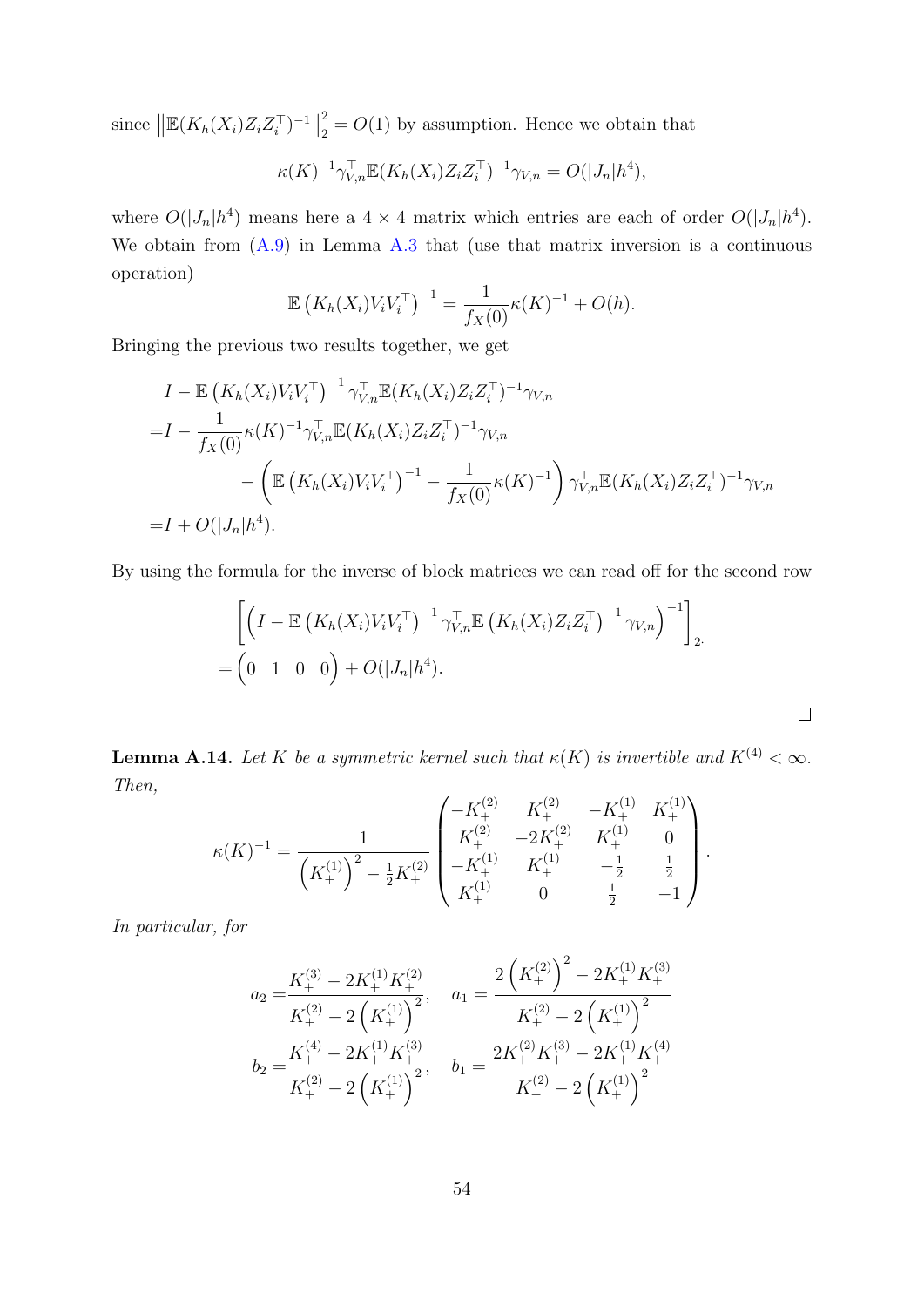since $\left\|\mathbb{E}(K_h(X_i)Z_iZ_i^\top)^{-1}\right\|_2^2 = O(1)$ by assumption. Hence we obtain that

$$\kappa(K)^{-1}\gamma_{V,n}^\top \mathbb{E}(K_h(X_i)Z_iZ_i^\top)^{-1}\gamma_{V,n} = O(|J_n|h^4),$$

where $O(|J_n|h^4)$ means here a $4\times 4$ matrix which entries are each of order $O(|J_n|h^4)$. We obtain from (A.9) in Lemma A.3 that (use that matrix inversion is a continuous operation)

$$\mathbb{E}\left(K_h(X_i)V_iV_i^\top\right)^{-1} = \frac{1}{f_X(0)}\kappa(K)^{-1} + O(h).$$

Bringing the previous two results together, we get

$$\begin{aligned}
&I - \mathbb{E}\left(K_h(X_i)V_iV_i^\top\right)^{-1}\gamma_{V,n}^\top \mathbb{E}(K_h(X_i)Z_iZ_i^\top)^{-1}\gamma_{V,n} \\
=&I - \frac{1}{f_X(0)}\kappa(K)^{-1}\gamma_{V,n}^\top \mathbb{E}(K_h(X_i)Z_iZ_i^\top)^{-1}\gamma_{V,n} \\
&\quad - \left(\mathbb{E}\left(K_h(X_i)V_iV_i^\top\right)^{-1} - \frac{1}{f_X(0)}\kappa(K)^{-1}\right)\gamma_{V,n}^\top \mathbb{E}(K_h(X_i)Z_iZ_i^\top)^{-1}\gamma_{V,n} \\
=&I + O(|J_n|h^4).
\end{aligned}$$

By using the formula for the inverse of block matrices we can read off for the second row

$$\begin{aligned}
&\left[\left(I - \mathbb{E}\left(K_h(X_i)V_iV_i^\top\right)^{-1}\gamma_{V,n}^\top \mathbb{E}\left(K_h(X_i)Z_iZ_i^\top\right)^{-1}\gamma_{V,n}\right)^{-1}\right]_{2\cdot} \\
=&\begin{pmatrix}0 & 1 & 0 & 0\end{pmatrix} + O(|J_n|h^4).
\end{aligned}$$

□

**Lemma A.14.** *Let $K$ be a symmetric kernel such that $\kappa(K)$ is invertible and $K^{(4)} < \infty$. Then,*

$$\kappa(K)^{-1} = \frac{1}{\left(K_+^{(1)}\right)^2 - \frac{1}{2}K_+^{(2)}}\begin{pmatrix} -K_+^{(2)} & K_+^{(2)} & -K_+^{(1)} & K_+^{(1)} \\ K_+^{(2)} & -2K_+^{(2)} & K_+^{(1)} & 0 \\ -K_+^{(1)} & K_+^{(1)} & -\frac{1}{2} & \frac{1}{2} \\ K_+^{(1)} & 0 & \frac{1}{2} & -1 \end{pmatrix}.$$

*In particular, for*

$$\begin{aligned}
a_2 =& \frac{K_+^{(3)} - 2K_+^{(1)}K_+^{(2)}}{K_+^{(2)} - 2\left(K_+^{(1)}\right)^2}, \quad a_1 = \frac{2\left(K_+^{(2)}\right)^2 - 2K_+^{(1)}K_+^{(3)}}{K_+^{(2)} - 2\left(K_+^{(1)}\right)^2} \\
b_2 =& \frac{K_+^{(4)} - 2K_+^{(1)}K_+^{(3)}}{K_+^{(2)} - 2\left(K_+^{(1)}\right)^2}, \quad b_1 = \frac{2K_+^{(2)}K_+^{(3)} - 2K_+^{(1)}K_+^{(4)}}{K_+^{(2)} - 2\left(K_+^{(1)}\right)^2}
\end{aligned}$$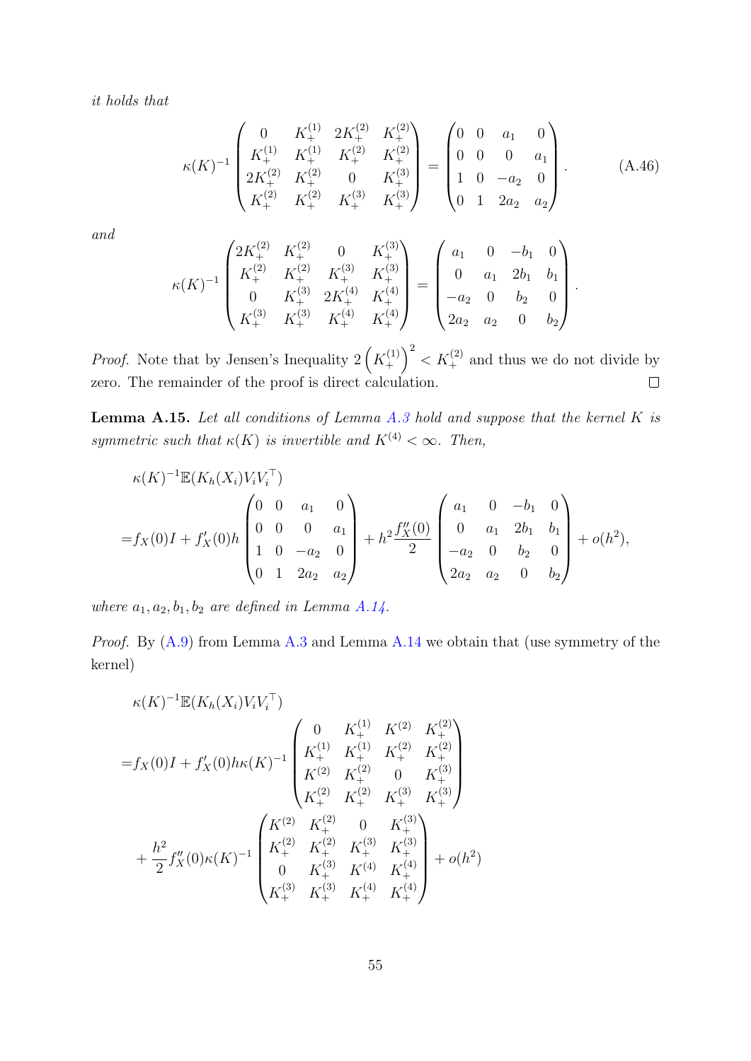*it holds that*

$$\kappa(K)^{-1}\begin{pmatrix} 0 & K_+^{(1)} & 2K_+^{(2)} & K_+^{(2)} \\ K_+^{(1)} & K_+^{(1)} & K_+^{(2)} & K_+^{(2)} \\ 2K_+^{(2)} & K_+^{(2)} & 0 & K_+^{(3)} \\ K_+^{(2)} & K_+^{(2)} & K_+^{(3)} & K_+^{(3)} \end{pmatrix} = \begin{pmatrix} 0 & 0 & a_1 & 0 \\ 0 & 0 & 0 & a_1 \\ 1 & 0 & -a_2 & 0 \\ 0 & 1 & 2a_2 & a_2 \end{pmatrix}. \tag{A.46}$$

*and*

$$\kappa(K)^{-1}\begin{pmatrix} 2K_+^{(2)} & K_+^{(2)} & 0 & K_+^{(3)} \\ K_+^{(2)} & K_+^{(2)} & K_+^{(3)} & K_+^{(3)} \\ 0 & K_+^{(3)} & 2K_+^{(4)} & K_+^{(4)} \\ K_+^{(3)} & K_+^{(3)} & K_+^{(4)} & K_+^{(4)} \end{pmatrix} = \begin{pmatrix} a_1 & 0 & -b_1 & 0 \\ 0 & a_1 & 2b_1 & b_1 \\ -a_2 & 0 & b_2 & 0 \\ 2a_2 & a_2 & 0 & b_2 \end{pmatrix}.$$

*Proof.* Note that by Jensen's Inequality $2\left(K_+^{(1)}\right)^2 < K_+^{(2)}$ and thus we do not divide by zero. The remainder of the proof is direct calculation. $\square$

**Lemma A.15.** *Let all conditions of Lemma A.3 hold and suppose that the kernel $K$ is symmetric such that $\kappa(K)$ is invertible and $K^{(4)} < \infty$. Then,*

$$\begin{aligned}
&\kappa(K)^{-1}\mathbb{E}(K_h(X_i)V_iV_i^\top) \\
=&f_X(0)I + f_X'(0)h\begin{pmatrix} 0 & 0 & a_1 & 0 \\ 0 & 0 & 0 & a_1 \\ 1 & 0 & -a_2 & 0 \\ 0 & 1 & 2a_2 & a_2 \end{pmatrix} + h^2\frac{f_X''(0)}{2}\begin{pmatrix} a_1 & 0 & -b_1 & 0 \\ 0 & a_1 & 2b_1 & b_1 \\ -a_2 & 0 & b_2 & 0 \\ 2a_2 & a_2 & 0 & b_2 \end{pmatrix} + o(h^2),
\end{aligned}$$

*where $a_1, a_2, b_1, b_2$ are defined in Lemma A.14.*

*Proof.* By (A.9) from Lemma A.3 and Lemma A.14 we obtain that (use symmetry of the kernel)

$$\begin{aligned}
&\kappa(K)^{-1}\mathbb{E}(K_h(X_i)V_iV_i^\top) \\
=&f_X(0)I + f_X'(0)h\kappa(K)^{-1}\begin{pmatrix} 0 & K_+^{(1)} & K^{(2)} & K_+^{(2)} \\ K_+^{(1)} & K_+^{(1)} & K_+^{(2)} & K_+^{(2)} \\ K^{(2)} & K_+^{(2)} & 0 & K_+^{(3)} \\ K_+^{(2)} & K_+^{(2)} & K_+^{(3)} & K_+^{(3)} \end{pmatrix} \\
&+\frac{h^2}{2}f_X''(0)\kappa(K)^{-1}\begin{pmatrix} K^{(2)} & K_+^{(2)} & 0 & K_+^{(3)} \\ K_+^{(2)} & K_+^{(2)} & K_+^{(3)} & K_+^{(3)} \\ 0 & K_+^{(3)} & K^{(4)} & K_+^{(4)} \\ K_+^{(3)} & K_+^{(3)} & K_+^{(4)} & K_+^{(4)} \end{pmatrix} + o(h^2)
\end{aligned}$$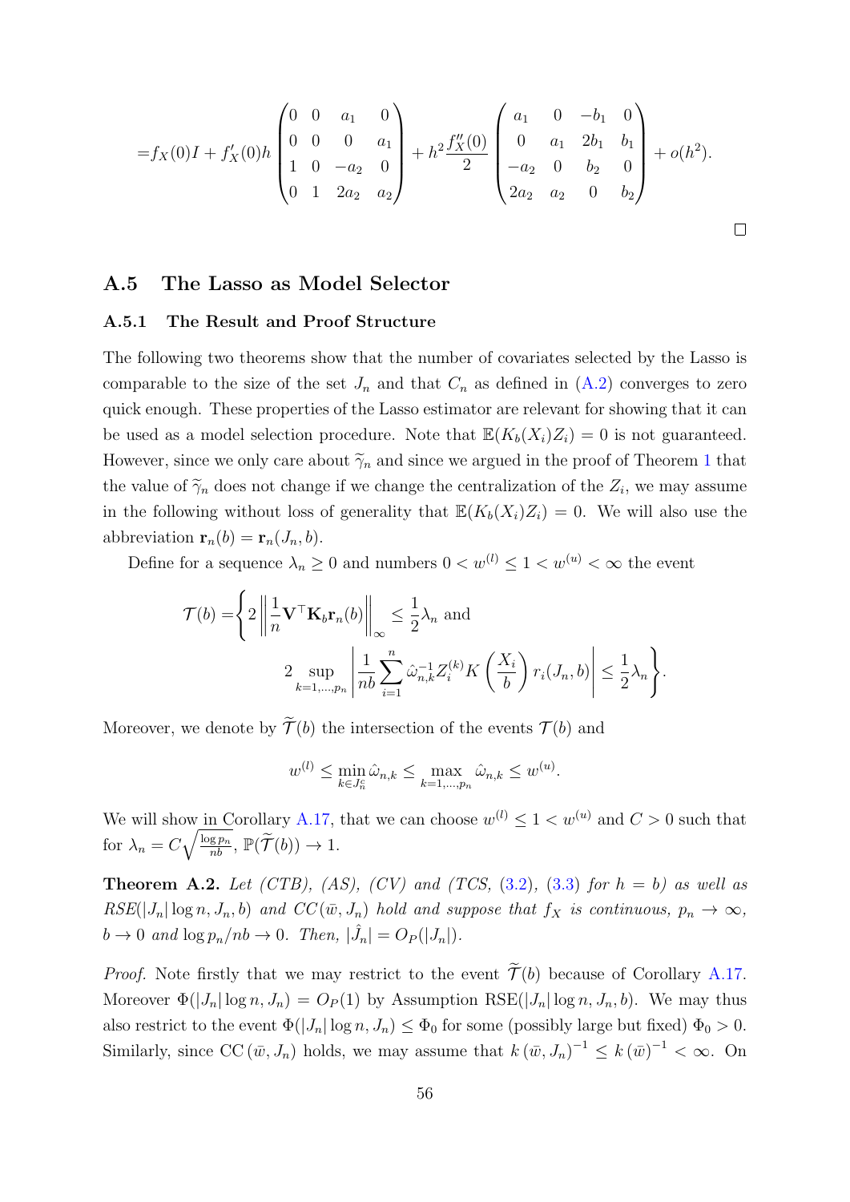$$
= f_X(0)I + f_X'(0)h \begin{pmatrix} 0 & 0 & a_1 & 0 \\ 0 & 0 & 0 & a_1 \\ 1 & 0 & -a_2 & 0 \\ 0 & 1 & 2a_2 & a_2 \end{pmatrix} + h^2 \frac{f_X''(0)}{2} \begin{pmatrix} a_1 & 0 & -b_1 & 0 \\ 0 & a_1 & 2b_1 & b_1 \\ -a_2 & 0 & b_2 & 0 \\ 2a_2 & a_2 & 0 & b_2 \end{pmatrix} + o(h^2).
$$

□

## A.5 The Lasso as Model Selector

### A.5.1 The Result and Proof Structure

The following two theorems show that the number of covariates selected by the Lasso is comparable to the size of the set $J_n$ and that $C_n$ as defined in (A.2) converges to zero quick enough. These properties of the Lasso estimator are relevant for showing that it can be used as a model selection procedure. Note that $\mathbb{E}(K_b(X_i)Z_i) = 0$ is not guaranteed. However, since we only care about $\widetilde{\gamma}_n$ and since we argued in the proof of Theorem 1 that the value of $\widetilde{\gamma}_n$ does not change if we change the centralization of the $Z_i$, we may assume in the following without loss of generality that $\mathbb{E}(K_b(X_i)Z_i) = 0$. We will also use the abbreviation $\mathbf{r}_n(b) = \mathbf{r}_n(J_n, b)$.

Define for a sequence $\lambda_n \geq 0$ and numbers $0 < w^{(l)} \leq 1 < w^{(u)} < \infty$ the event

$$
\mathcal{T}(b) = \Bigg\{ 2\left\| \frac{1}{n}\mathbf{V}^\top \mathbf{K}_b \mathbf{r}_n(b) \right\|_\infty \leq \frac{1}{2}\lambda_n \text{ and } 2 \sup_{k=1,\ldots,p_n} \left| \frac{1}{nb} \sum_{i=1}^n \hat{\omega}_{n,k}^{-1} Z_i^{(k)} K\left(\frac{X_i}{b}\right) r_i(J_n, b) \right| \leq \frac{1}{2}\lambda_n \Bigg\}.
$$

Moreover, we denote by $\widetilde{\mathcal{T}}(b)$ the intersection of the events $\mathcal{T}(b)$ and

$$
w^{(l)} \leq \min_{k \in J_n^c} \hat{\omega}_{n,k} \leq \max_{k=1,\ldots,p_n} \hat{\omega}_{n,k} \leq w^{(u)}.
$$

We will show in Corollary A.17, that we can choose $w^{(l)} \leq 1 < w^{(u)}$ and $C > 0$ such that for $\lambda_n = C\sqrt{\frac{\log p_n}{nb}}$, $\mathbb{P}(\widetilde{\mathcal{T}}(b)) \to 1$.

**Theorem A.2.** *Let (CTB), (AS), (CV) and (TCS, (3.2), (3.3) for $h = b$) as well as RSE($|J_n| \log n, J_n, b$) and CC($\bar{w}, J_n$) hold and suppose that $f_X$ is continuous, $p_n \to \infty$, $b \to 0$ and $\log p_n / nb \to 0$. Then, $|\hat{J}_n| = O_P(|J_n|)$.*

*Proof.* Note firstly that we may restrict to the event $\widetilde{\mathcal{T}}(b)$ because of Corollary A.17. Moreover $\Phi(|J_n| \log n, J_n) = O_P(1)$ by Assumption RSE($|J_n| \log n, J_n, b$). We may thus also restrict to the event $\Phi(|J_n| \log n, J_n) \leq \Phi_0$ for some (possibly large but fixed) $\Phi_0 > 0$. Similarly, since CC$(\bar{w}, J_n)$ holds, we may assume that $k(\bar{w}, J_n)^{-1} \leq k(\bar{w})^{-1} < \infty$. On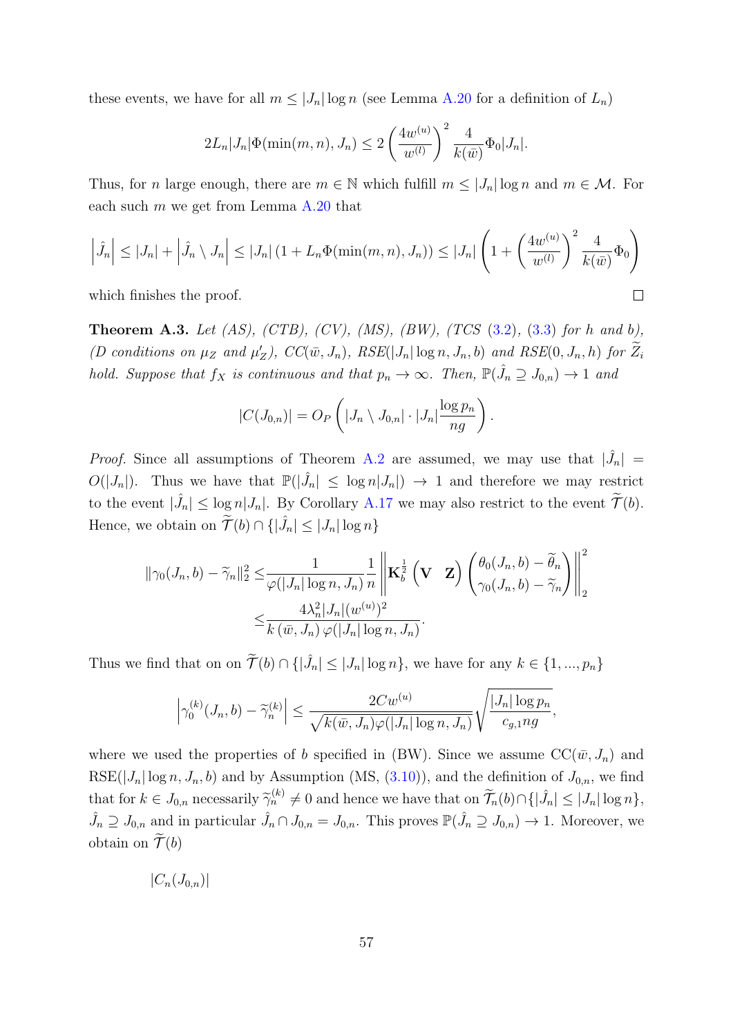these events, we have for all $m \leq |J_n| \log n$ (see Lemma A.20 for a definition of $L_n$)

$$2L_n|J_n|\Phi(\min(m,n), J_n) \leq 2\left(\frac{4w^{(u)}}{w^{(l)}}\right)^2 \frac{4}{k(\bar{w})}\Phi_0|J_n|.$$

Thus, for $n$ large enough, there are $m \in \mathbb{N}$ which fulfill $m \leq |J_n| \log n$ and $m \in \mathcal{M}$. For each such $m$ we get from Lemma A.20 that

$$\left|\hat{J}_n\right| \leq |J_n| + \left|\hat{J}_n \setminus J_n\right| \leq |J_n|\left(1 + L_n\Phi(\min(m,n), J_n)\right) \leq |J_n|\left(1 + \left(\frac{4w^{(u)}}{w^{(l)}}\right)^2 \frac{4}{k(\bar{w})}\Phi_0\right)$$

which finishes the proof. ∎

**Theorem A.3.** *Let (AS), (CTB), (CV), (MS), (BW), (TCS (3.2), (3.3) for h and b), (D conditions on $\mu_Z$ and $\mu_Z'$), CC($\bar{w}, J_n$), RSE($|J_n|\log n, J_n, b$) and RSE($0, J_n, h$) for $\widetilde{Z}_i$ hold. Suppose that $f_X$ is continuous and that $p_n \to \infty$. Then, $\mathbb{P}(\hat{J}_n \supseteq J_{0,n}) \to 1$ and*

$$|C(J_{0,n})| = O_P\left(|J_n \setminus J_{0,n}| \cdot |J_n| \frac{\log p_n}{ng}\right).$$

*Proof.* Since all assumptions of Theorem A.2 are assumed, we may use that $|\hat{J}_n| = O(|J_n|)$. Thus we have that $\mathbb{P}(|\hat{J}_n| \leq \log n |J_n|) \to 1$ and therefore we may restrict to the event $|\hat{J}_n| \leq \log n |J_n|$. By Corollary A.17 we may also restrict to the event $\widetilde{\mathcal{T}}(b)$. Hence, we obtain on $\widetilde{\mathcal{T}}(b) \cap \{|\hat{J}_n| \leq |J_n| \log n\}$

$$\begin{aligned}
\|\gamma_0(J_n, b) - \widetilde{\gamma}_n\|_2^2 \leq& \frac{1}{\varphi(|J_n|\log n, J_n)} \frac{1}{n} \left\| \mathbf{K}_b^{\frac{1}{2}} \begin{pmatrix} \mathbf{V} & \mathbf{Z} \end{pmatrix} \begin{pmatrix} \theta_0(J_n, b) - \widetilde{\theta}_n \\ \gamma_0(J_n, b) - \widetilde{\gamma}_n \end{pmatrix} \right\|_2^2 \\
\leq& \frac{4\lambda_n^2 |J_n| (w^{(u)})^2}{k(\bar{w}, J_n)\varphi(|J_n|\log n, J_n)}.
\end{aligned}$$

Thus we find that on on $\widetilde{\mathcal{T}}(b) \cap \{|\hat{J}_n| \leq |J_n| \log n\}$, we have for any $k \in \{1, ..., p_n\}$

$$\left|\gamma_0^{(k)}(J_n, b) - \widetilde{\gamma}_n^{(k)}\right| \leq \frac{2Cw^{(u)}}{\sqrt{k(\bar{w}, J_n)\varphi(|J_n|\log n, J_n)}} \sqrt{\frac{|J_n| \log p_n}{c_{g,1}ng}},$$

where we used the properties of $b$ specified in (BW). Since we assume CC($\bar{w}, J_n$) and RSE($|J_n|\log n, J_n, b$) and by Assumption (MS, (3.10)), and the definition of $J_{0,n}$, we find that for $k \in J_{0,n}$ necessarily $\widetilde{\gamma}_n^{(k)} \neq 0$ and hence we have that on $\widetilde{\mathcal{T}}_n(b) \cap \{|\hat{J}_n| \leq |J_n| \log n\}$, $\hat{J}_n \supseteq J_{0,n}$ and in particular $\hat{J}_n \cap J_{0,n} = J_{0,n}$. This proves $\mathbb{P}(\hat{J}_n \supseteq J_{0,n}) \to 1$. Moreover, we obtain on $\widetilde{\mathcal{T}}(b)$

$$|C_n(J_{0,n})|$$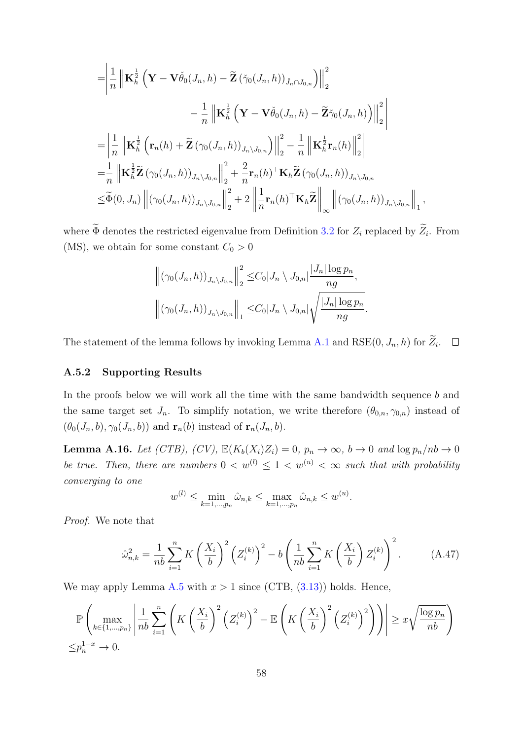$$
\begin{aligned}
=&\left|\frac{1}{n}\left\|\mathbf{K}_h^{\frac{1}{2}}\left(\mathbf{Y}-\mathbf{V}\check{\theta}_0(J_n,h)-\widetilde{\mathbf{Z}}\left(\check{\gamma}_0(J_n,h)\right)_{\hat{J}_n\cap J_{0,n}}\right)\right\|_2^2\right.\\
&\qquad\qquad\left.-\frac{1}{n}\left\|\mathbf{K}_h^{\frac{1}{2}}\left(\mathbf{Y}-\mathbf{V}\check{\theta}_0(J_n,h)-\widetilde{\mathbf{Z}}\check{\gamma}_0(J_n,h)\right)\right\|_2^2\right|\\
=&\left|\frac{1}{n}\left\|\mathbf{K}_h^{\frac{1}{2}}\left(\mathbf{r}_n(h)+\widetilde{\mathbf{Z}}\left(\gamma_0(J_n,h)\right)_{J_n\setminus J_{0,n}}\right)\right\|_2^2-\frac{1}{n}\left\|\mathbf{K}_h^{\frac{1}{2}}\mathbf{r}_n(h)\right\|_2^2\right|\\
=&\frac{1}{n}\left\|\mathbf{K}_h^{\frac{1}{2}}\widetilde{\mathbf{Z}}\left(\gamma_0(J_n,h)\right)_{J_n\setminus J_{0,n}}\right\|_2^2+\frac{2}{n}\mathbf{r}_n(h)^\top\mathbf{K}_h\widetilde{\mathbf{Z}}\left(\gamma_0(J_n,h)\right)_{J_n\setminus J_{0,n}}\\
\leq&\widetilde{\Phi}(0,J_n)\left\|\left(\gamma_0(J_n,h)\right)_{J_n\setminus J_{0,n}}\right\|_2^2+2\left\|\frac{1}{n}\mathbf{r}_n(h)^\top\mathbf{K}_h\widetilde{\mathbf{Z}}\right\|_\infty\left\|\left(\gamma_0(J_n,h)\right)_{J_n\setminus J_{0,n}}\right\|_1,
\end{aligned}
$$

where $\widetilde{\Phi}$ denotes the restricted eigenvalue from Definition 3.2 for $Z_i$ replaced by $\widetilde{Z}_i$. From (MS), we obtain for some constant $C_0>0$

$$
\begin{aligned}
\left\|\left(\gamma_0(J_n,h)\right)_{J_n\setminus J_{0,n}}\right\|_2^2\leq& C_0|J_n\setminus J_{0,n}|\frac{|J_n|\log p_n}{ng},\\
\left\|\left(\gamma_0(J_n,h)\right)_{J_n\setminus J_{0,n}}\right\|_1\leq& C_0|J_n\setminus J_{0,n}|\sqrt{\frac{|J_n|\log p_n}{ng}}.
\end{aligned}
$$

The statement of the lemma follows by invoking Lemma A.1 and RSE$(0,J_n,h)$ for $\widetilde{Z}_i$. $\square$

### A.5.2 Supporting Results

In the proofs below we will work all the time with the same bandwidth sequence $b$ and the same target set $J_n$. To simplify notation, we write therefore $(\theta_{0,n},\gamma_{0,n})$ instead of $(\theta_0(J_n,b),\gamma_0(J_n,b))$ and $\mathbf{r}_n(b)$ instead of $\mathbf{r}_n(J_n,b)$.

**Lemma A.16.** *Let (CTB), (CV), $\mathbb{E}(K_b(X_i)Z_i)=0$, $p_n\to\infty$, $b\to 0$ and $\log p_n/nb\to 0$ be true. Then, there are numbers $0<w^{(l)}\leq 1<w^{(u)}<\infty$ such that with probability converging to one*

$$
w^{(l)}\leq\min_{k=1,\dots,p_n}\hat{\omega}_{n,k}\leq\max_{k=1,\dots,p_n}\hat{\omega}_{n,k}\leq w^{(u)}.
$$

*Proof.* We note that

$$
\hat{\omega}_{n,k}^2=\frac{1}{nb}\sum_{i=1}^n K\left(\frac{X_i}{b}\right)^2\left(Z_i^{(k)}\right)^2-b\left(\frac{1}{nb}\sum_{i=1}^n K\left(\frac{X_i}{b}\right)Z_i^{(k)}\right)^2. \tag{A.47}
$$

We may apply Lemma A.5 with $x>1$ since (CTB, (3.13)) holds. Hence,

$$
\begin{aligned}
&\mathbb{P}\left(\max_{k\in\{1,\dots,p_n\}}\left|\frac{1}{nb}\sum_{i=1}^n\left(K\left(\frac{X_i}{b}\right)^2\left(Z_i^{(k)}\right)^2-\mathbb{E}\left(K\left(\frac{X_i}{b}\right)^2\left(Z_i^{(k)}\right)^2\right)\right)\right|\geq x\sqrt{\frac{\log p_n}{nb}}\right)\\
\leq& p_n^{1-x}\to 0.
\end{aligned}
$$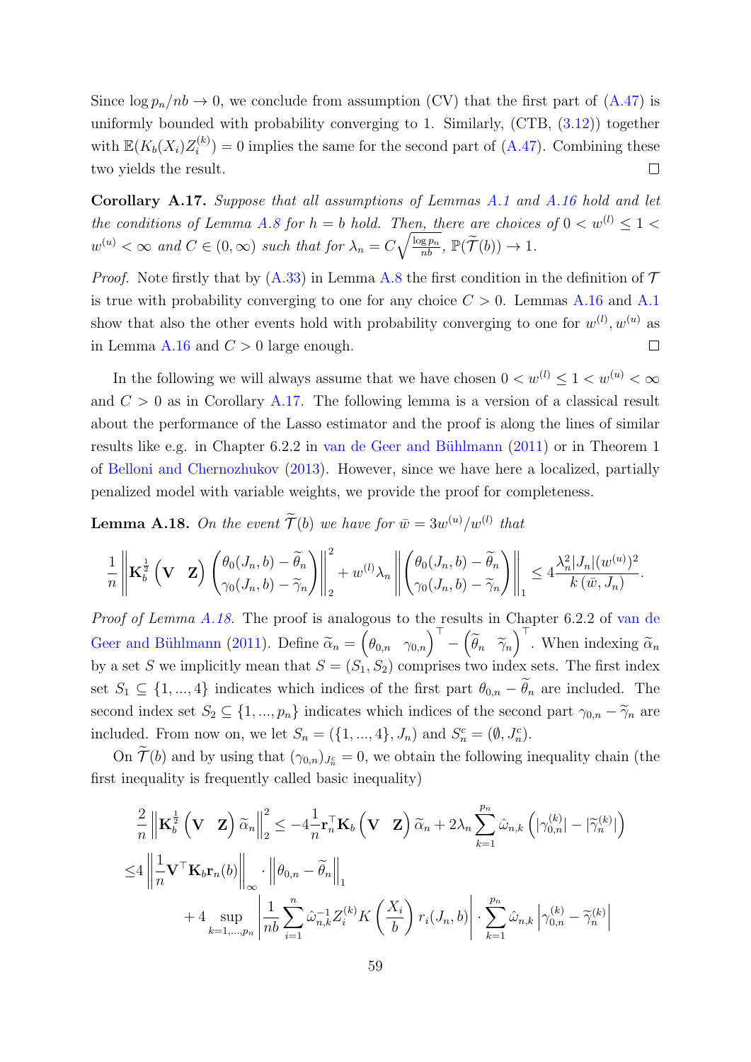Since $\log p_n/nb \to 0$, we conclude from assumption (CV) that the first part of (A.47) is uniformly bounded with probability converging to 1. Similarly, (CTB, (3.12)) together with $\mathbb{E}(K_b(X_i)Z_i^{(k)}) = 0$ implies the same for the second part of (A.47). Combining these two yields the result. $\square$

**Corollary A.17.** *Suppose that all assumptions of Lemmas A.1 and A.16 hold and let the conditions of Lemma A.8 for $h = b$ hold. Then, there are choices of $0 < w^{(l)} \leq 1 < w^{(u)} < \infty$ and $C \in (0, \infty)$ such that for $\lambda_n = C\sqrt{\frac{\log p_n}{nb}}$, $\mathbb{P}(\widetilde{\mathcal{T}}(b)) \to 1$.*

*Proof.* Note firstly that by (A.33) in Lemma A.8 the first condition in the definition of $\mathcal{T}$ is true with probability converging to one for any choice $C > 0$. Lemmas A.16 and A.1 show that also the other events hold with probability converging to one for $w^{(l)}, w^{(u)}$ as in Lemma A.16 and $C > 0$ large enough. $\square$

In the following we will always assume that we have chosen $0 < w^{(l)} \leq 1 < w^{(u)} < \infty$ and $C > 0$ as in Corollary A.17. The following lemma is a version of a classical result about the performance of the Lasso estimator and the proof is along the lines of similar results like e.g. in Chapter 6.2.2 in van de Geer and Bühlmann (2011) or in Theorem 1 of Belloni and Chernozhukov (2013). However, since we have here a localized, partially penalized model with variable weights, we provide the proof for completeness.

**Lemma A.18.** *On the event $\widetilde{\mathcal{T}}(b)$ we have for $\bar{w} = 3w^{(u)}/w^{(l)}$ that*

$$\frac{1}{n}\left\| \mathbf{K}_b^{\frac{1}{2}} \begin{pmatrix} \mathbf{V} & \mathbf{Z} \end{pmatrix} \begin{pmatrix} \theta_0(J_n, b) - \widetilde{\theta}_n \\ \gamma_0(J_n, b) - \widetilde{\gamma}_n \end{pmatrix} \right\|_2^2 + w^{(l)}\lambda_n \left\| \begin{pmatrix} \theta_0(J_n, b) - \widetilde{\theta}_n \\ \gamma_0(J_n, b) - \widetilde{\gamma}_n \end{pmatrix} \right\|_1 \leq 4\frac{\lambda_n^2 |J_n| (w^{(u)})^2}{k\left(\bar{w}, J_n\right)}.$$

*Proof of Lemma A.18.* The proof is analogous to the results in Chapter 6.2.2 of van de Geer and Bühlmann (2011). Define $\widetilde{\alpha}_n = \begin{pmatrix} \theta_{0,n} & \gamma_{0,n} \end{pmatrix}^\top - \begin{pmatrix} \widetilde{\theta}_n & \widetilde{\gamma}_n \end{pmatrix}^\top$. When indexing $\widetilde{\alpha}_n$ by a set $S$ we implicitly mean that $S = (S_1, S_2)$ comprises two index sets. The first index set $S_1 \subseteq \{1, ..., 4\}$ indicates which indices of the first part $\theta_{0,n} - \widetilde{\theta}_n$ are included. The second index set $S_2 \subseteq \{1, ..., p_n\}$ indicates which indices of the second part $\gamma_{0,n} - \widetilde{\gamma}_n$ are included. From now on, we let $S_n = (\{1, ..., 4\}, J_n)$ and $S_n^c = (\emptyset, J_n^c)$.

On $\widetilde{\mathcal{T}}(b)$ and by using that $(\gamma_{0,n})_{J_n^c} = 0$, we obtain the following inequality chain (the first inequality is frequently called basic inequality)

$$\begin{aligned}
&\frac{2}{n}\left\| \mathbf{K}_b^{\frac{1}{2}} \begin{pmatrix} \mathbf{V} & \mathbf{Z} \end{pmatrix} \widetilde{\alpha}_n \right\|_2^2 \leq -4\frac{1}{n}\mathbf{r}_n^\top \mathbf{K}_b \begin{pmatrix} \mathbf{V} & \mathbf{Z} \end{pmatrix} \widetilde{\alpha}_n + 2\lambda_n \sum_{k=1}^{p_n} \hat{\omega}_{n,k} \left( |\gamma_{0,n}^{(k)}| - |\widetilde{\gamma}_n^{(k)}| \right) \\
\leq& 4\left\| \frac{1}{n}\mathbf{V}^\top \mathbf{K}_b \mathbf{r}_n(b) \right\|_\infty \cdot \left\| \theta_{0,n} - \widetilde{\theta}_n \right\|_1 \\
&\quad + 4 \sup_{k=1,...,p_n} \left| \frac{1}{nb}\sum_{i=1}^n \hat{\omega}_{n,k}^{-1} Z_i^{(k)} K\left(\frac{X_i}{b}\right) r_i(J_n, b) \right| \cdot \sum_{k=1}^{p_n} \hat{\omega}_{n,k} \left| \gamma_{0,n}^{(k)} - \widetilde{\gamma}_n^{(k)} \right|
\end{aligned}$$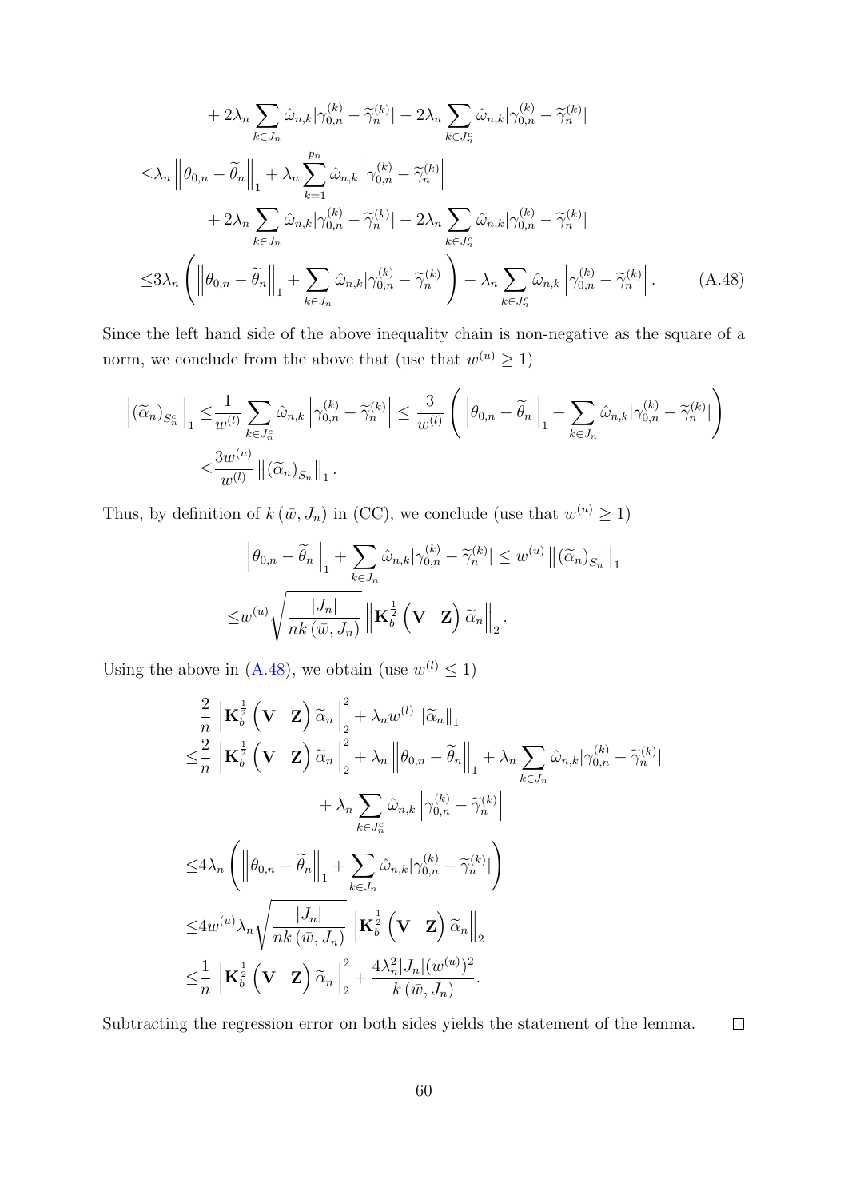$$
\begin{aligned}
&+ 2\lambda_n \sum_{k\in J_n} \hat{\omega}_{n,k} |\gamma_{0,n}^{(k)} - \widetilde{\gamma}_n^{(k)}| - 2\lambda_n \sum_{k\in J_n^c} \hat{\omega}_{n,k} |\gamma_{0,n}^{(k)} - \widetilde{\gamma}_n^{(k)}| \\
\leq& \lambda_n \left\| \theta_{0,n} - \widetilde{\theta}_n \right\|_1 + \lambda_n \sum_{k=1}^{p_n} \hat{\omega}_{n,k} \left| \gamma_{0,n}^{(k)} - \widetilde{\gamma}_n^{(k)} \right| \\
&+ 2\lambda_n \sum_{k\in J_n} \hat{\omega}_{n,k} |\gamma_{0,n}^{(k)} - \widetilde{\gamma}_n^{(k)}| - 2\lambda_n \sum_{k\in J_n^c} \hat{\omega}_{n,k} |\gamma_{0,n}^{(k)} - \widetilde{\gamma}_n^{(k)}| \\
\leq& 3\lambda_n \left( \left\| \theta_{0,n} - \widetilde{\theta}_n \right\|_1 + \sum_{k\in J_n} \hat{\omega}_{n,k} |\gamma_{0,n}^{(k)} - \widetilde{\gamma}_n^{(k)}| \right) - \lambda_n \sum_{k\in J_n^c} \hat{\omega}_{n,k} \left| \gamma_{0,n}^{(k)} - \widetilde{\gamma}_n^{(k)} \right|. \qquad \text{(A.48)}
\end{aligned}
$$

Since the left hand side of the above inequality chain is non-negative as the square of a norm, we conclude from the above that (use that $w^{(u)} \geq 1$)

$$
\begin{aligned}
\left\| (\widetilde{\alpha}_n)_{S_n^c} \right\|_1 \leq& \frac{1}{w^{(l)}} \sum_{k\in J_n^c} \hat{\omega}_{n,k} \left| \gamma_{0,n}^{(k)} - \widetilde{\gamma}_n^{(k)} \right| \leq \frac{3}{w^{(l)}} \left( \left\| \theta_{0,n} - \widetilde{\theta}_n \right\|_1 + \sum_{k\in J_n} \hat{\omega}_{n,k} |\gamma_{0,n}^{(k)} - \widetilde{\gamma}_n^{(k)}| \right) \\
\leq& \frac{3w^{(u)}}{w^{(l)}} \left\| (\widetilde{\alpha}_n)_{S_n} \right\|_1.
\end{aligned}
$$

Thus, by definition of $k(\bar{w}, J_n)$ in (CC), we conclude (use that $w^{(u)} \geq 1$)

$$
\begin{aligned}
&\left\| \theta_{0,n} - \widetilde{\theta}_n \right\|_1 + \sum_{k\in J_n} \hat{\omega}_{n,k} |\gamma_{0,n}^{(k)} - \widetilde{\gamma}_n^{(k)}| \leq w^{(u)} \left\| (\widetilde{\alpha}_n)_{S_n} \right\|_1 \\
\leq& w^{(u)} \sqrt{\frac{|J_n|}{nk(\bar{w}, J_n)}} \left\| \mathbf{K}_b^{\frac{1}{2}} \begin{pmatrix} \mathbf{V} & \mathbf{Z} \end{pmatrix} \widetilde{\alpha}_n \right\|_2.
\end{aligned}
$$

Using the above in (A.48), we obtain (use $w^{(l)} \leq 1$)

$$
\begin{aligned}
&\frac{2}{n} \left\| \mathbf{K}_b^{\frac{1}{2}} \begin{pmatrix} \mathbf{V} & \mathbf{Z} \end{pmatrix} \widetilde{\alpha}_n \right\|_2^2 + \lambda_n w^{(l)} \left\| \widetilde{\alpha}_n \right\|_1 \\
\leq& \frac{2}{n} \left\| \mathbf{K}_b^{\frac{1}{2}} \begin{pmatrix} \mathbf{V} & \mathbf{Z} \end{pmatrix} \widetilde{\alpha}_n \right\|_2^2 + \lambda_n \left\| \theta_{0,n} - \widetilde{\theta}_n \right\|_1 + \lambda_n \sum_{k\in J_n} \hat{\omega}_{n,k} |\gamma_{0,n}^{(k)} - \widetilde{\gamma}_n^{(k)}| \\
&+ \lambda_n \sum_{k\in J_n^c} \hat{\omega}_{n,k} \left| \gamma_{0,n}^{(k)} - \widetilde{\gamma}_n^{(k)} \right| \\
\leq& 4\lambda_n \left( \left\| \theta_{0,n} - \widetilde{\theta}_n \right\|_1 + \sum_{k\in J_n} \hat{\omega}_{n,k} |\gamma_{0,n}^{(k)} - \widetilde{\gamma}_n^{(k)}| \right) \\
\leq& 4w^{(u)} \lambda_n \sqrt{\frac{|J_n|}{nk(\bar{w}, J_n)}} \left\| \mathbf{K}_b^{\frac{1}{2}} \begin{pmatrix} \mathbf{V} & \mathbf{Z} \end{pmatrix} \widetilde{\alpha}_n \right\|_2 \\
\leq& \frac{1}{n} \left\| \mathbf{K}_b^{\frac{1}{2}} \begin{pmatrix} \mathbf{V} & \mathbf{Z} \end{pmatrix} \widetilde{\alpha}_n \right\|_2^2 + \frac{4\lambda_n^2 |J_n| (w^{(u)})^2}{k(\bar{w}, J_n)}.
\end{aligned}
$$

Subtracting the regression error on both sides yields the statement of the lemma. $\square$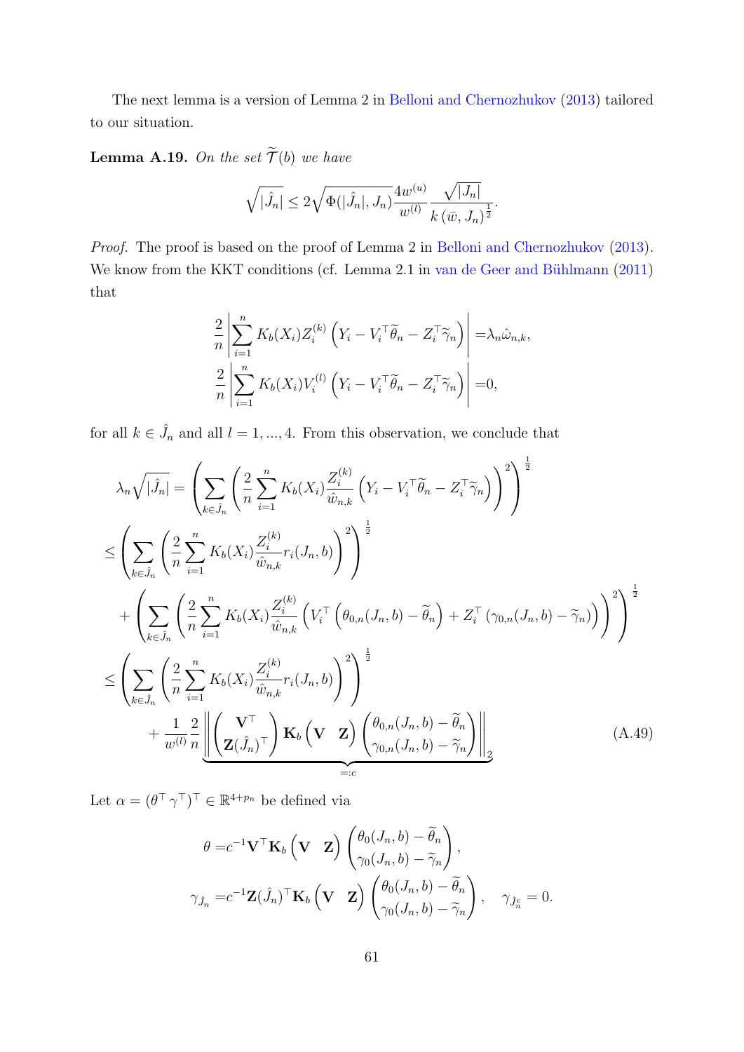The next lemma is a version of Lemma 2 in Belloni and Chernozhukov (2013) tailored to our situation.

**Lemma A.19.** *On the set* $\widetilde{\mathcal{T}}(b)$ *we have*

$$\sqrt{|\hat{J}_n|} \leq 2\sqrt{\Phi(|\hat{J}_n|, J_n)} \frac{4w^{(u)}}{w^{(l)}} \frac{\sqrt{|J_n|}}{k\left(\bar{w}, J_n\right)^{\frac{1}{2}}}.$$

*Proof.* The proof is based on the proof of Lemma 2 in Belloni and Chernozhukov (2013). We know from the KKT conditions (cf. Lemma 2.1 in van de Geer and Bühlmann (2011) that

$$\begin{aligned}
\frac{2}{n}\left|\sum_{i=1}^n K_b(X_i) Z_i^{(k)}\left(Y_i - V_i^\top \widetilde{\theta}_n - Z_i^\top \widetilde{\gamma}_n\right)\right| =& \lambda_n \hat{\omega}_{n,k}, \\
\frac{2}{n}\left|\sum_{i=1}^n K_b(X_i) V_i^{(l)}\left(Y_i - V_i^\top \widetilde{\theta}_n - Z_i^\top \widetilde{\gamma}_n\right)\right| =& 0,
\end{aligned}$$

for all $k \in \hat{J}_n$ and all $l = 1, ..., 4$. From this observation, we conclude that

$$\begin{aligned}
\lambda_n \sqrt{|\hat{J}_n|} =& \left(\sum_{k \in \hat{J}_n}\left(\frac{2}{n}\sum_{i=1}^n K_b(X_i)\frac{Z_i^{(k)}}{\hat{w}_{n,k}}\left(Y_i - V_i^\top \widetilde{\theta}_n - Z_i^\top \widetilde{\gamma}_n\right)\right)^2\right)^{\frac{1}{2}} \\
\leq& \left(\sum_{k \in \hat{J}_n}\left(\frac{2}{n}\sum_{i=1}^n K_b(X_i)\frac{Z_i^{(k)}}{\hat{w}_{n,k}} r_i(J_n, b)\right)^2\right)^{\frac{1}{2}} \\
&+ \left(\sum_{k \in \hat{J}_n}\left(\frac{2}{n}\sum_{i=1}^n K_b(X_i)\frac{Z_i^{(k)}}{\hat{w}_{n,k}}\left(V_i^\top\left(\theta_{0,n}(J_n,b) - \widetilde{\theta}_n\right) + Z_i^\top\left(\gamma_{0,n}(J_n,b) - \widetilde{\gamma}_n\right)\right)\right)^2\right)^{\frac{1}{2}} \\
\leq& \left(\sum_{k \in \hat{J}_n}\left(\frac{2}{n}\sum_{i=1}^n K_b(X_i)\frac{Z_i^{(k)}}{\hat{w}_{n,k}} r_i(J_n, b)\right)^2\right)^{\frac{1}{2}} \\
&+ \frac{1}{w^{(l)}}\underbrace{\frac{2}{n}\left\|\begin{pmatrix}\mathbf{V}^\top \\ \mathbf{Z}(\hat{J}_n)^\top\end{pmatrix}\mathbf{K}_b\begin{pmatrix}\mathbf{V} & \mathbf{Z}\end{pmatrix}\begin{pmatrix}\theta_{0,n}(J_n,b) - \widetilde{\theta}_n \\ \gamma_{0,n}(J_n,b) - \widetilde{\gamma}_n\end{pmatrix}\right\|_2}_{=:c}
\end{aligned} \tag{A.49}$$

Let $\alpha = (\theta^\top \, \gamma^\top)^\top \in \mathbb{R}^{4+p_n}$ be defined via

$$\begin{aligned}
\theta =& c^{-1}\mathbf{V}^\top \mathbf{K}_b\begin{pmatrix}\mathbf{V} & \mathbf{Z}\end{pmatrix}\begin{pmatrix}\theta_0(J_n,b) - \widetilde{\theta}_n \\ \gamma_0(J_n,b) - \widetilde{\gamma}_n\end{pmatrix}, \\
\gamma_{\hat{J}_n} =& c^{-1}\mathbf{Z}(\hat{J}_n)^\top \mathbf{K}_b\begin{pmatrix}\mathbf{V} & \mathbf{Z}\end{pmatrix}\begin{pmatrix}\theta_0(J_n,b) - \widetilde{\theta}_n \\ \gamma_0(J_n,b) - \widetilde{\gamma}_n\end{pmatrix}, \quad \gamma_{\hat{J}_n^c} = 0.
\end{aligned}$$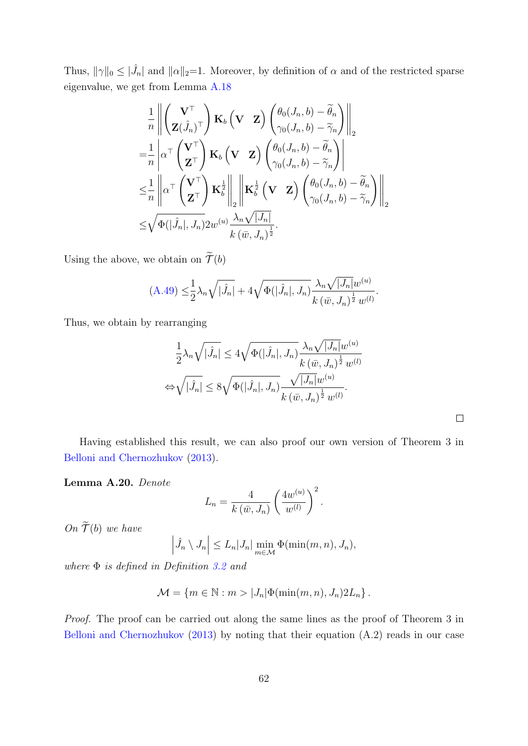Thus, $\|\gamma\|_0 \leq |\hat{J}_n|$ and $\|\alpha\|_2$=1. Moreover, by definition of $\alpha$ and of the restricted sparse eigenvalue, we get from Lemma A.18

$$
\begin{aligned}
&\frac{1}{n}\left\| \begin{pmatrix} \mathbf{V}^\top \\ \mathbf{Z}(\hat{J}_n)^\top \end{pmatrix} \mathbf{K}_b \begin{pmatrix} \mathbf{V} & \mathbf{Z} \end{pmatrix} \begin{pmatrix} \theta_0(J_n,b) - \widetilde{\theta}_n \\ \gamma_0(J_n,b) - \widetilde{\gamma}_n \end{pmatrix} \right\|_2 \\
=&\frac{1}{n}\left| \alpha^\top \begin{pmatrix} \mathbf{V}^\top \\ \mathbf{Z}^\top \end{pmatrix} \mathbf{K}_b \begin{pmatrix} \mathbf{V} & \mathbf{Z} \end{pmatrix} \begin{pmatrix} \theta_0(J_n,b) - \widetilde{\theta}_n \\ \gamma_0(J_n,b) - \widetilde{\gamma}_n \end{pmatrix} \right| \\
\leq&\frac{1}{n}\left\| \alpha^\top \begin{pmatrix} \mathbf{V}^\top \\ \mathbf{Z}^\top \end{pmatrix} \mathbf{K}_b^{\frac{1}{2}} \right\|_2 \left\| \mathbf{K}_b^{\frac{1}{2}} \begin{pmatrix} \mathbf{V} & \mathbf{Z} \end{pmatrix} \begin{pmatrix} \theta_0(J_n,b) - \widetilde{\theta}_n \\ \gamma_0(J_n,b) - \widetilde{\gamma}_n \end{pmatrix} \right\|_2 \\
\leq&\sqrt{\Phi(|\hat{J}_n|, J_n)} 2w^{(u)} \frac{\lambda_n \sqrt{|J_n|}}{k\left(\bar{w}, J_n\right)^{\frac{1}{2}}}.
\end{aligned}
$$

Using the above, we obtain on $\widetilde{\mathcal{T}}(b)$

$$
\text{(A.49)} \leq \frac{1}{2}\lambda_n \sqrt{|\hat{J}_n|} + 4\sqrt{\Phi(|\hat{J}_n|, J_n)} \frac{\lambda_n \sqrt{|J_n|} w^{(u)}}{k\left(\bar{w}, J_n\right)^{\frac{1}{2}} w^{(l)}}.
$$

Thus, we obtain by rearranging

$$
\begin{aligned}
&\frac{1}{2}\lambda_n \sqrt{|\hat{J}_n|} \leq 4\sqrt{\Phi(|\hat{J}_n|, J_n)} \frac{\lambda_n \sqrt{|J_n|} w^{(u)}}{k\left(\bar{w}, J_n\right)^{\frac{1}{2}} w^{(l)}} \\
\Leftrightarrow &\sqrt{|\hat{J}_n|} \leq 8\sqrt{\Phi(|\hat{J}_n|, J_n)} \frac{\sqrt{|J_n|} w^{(u)}}{k\left(\bar{w}, J_n\right)^{\frac{1}{2}} w^{(l)}}.
\end{aligned}
$$

□

Having established this result, we can also proof our own version of Theorem 3 in Belloni and Chernozhukov (2013).

**Lemma A.20.** *Denote*

$$
L_n = \frac{4}{k\left(\bar{w}, J_n\right)} \left(\frac{4w^{(u)}}{w^{(l)}}\right)^2.
$$

*On $\widetilde{\mathcal{T}}(b)$ we have*

$$
\left|\hat{J}_n \setminus J_n\right| \leq L_n |J_n| \min_{m \in \mathcal{M}} \Phi(\min(m,n), J_n),
$$

*where $\Phi$ is defined in Definition 3.2 and*

$$
\mathcal{M} = \left\{m \in \mathbb{N} : m > |J_n| \Phi(\min(m,n), J_n) 2L_n\right\}.
$$

*Proof.* The proof can be carried out along the same lines as the proof of Theorem 3 in Belloni and Chernozhukov (2013) by noting that their equation (A.2) reads in our case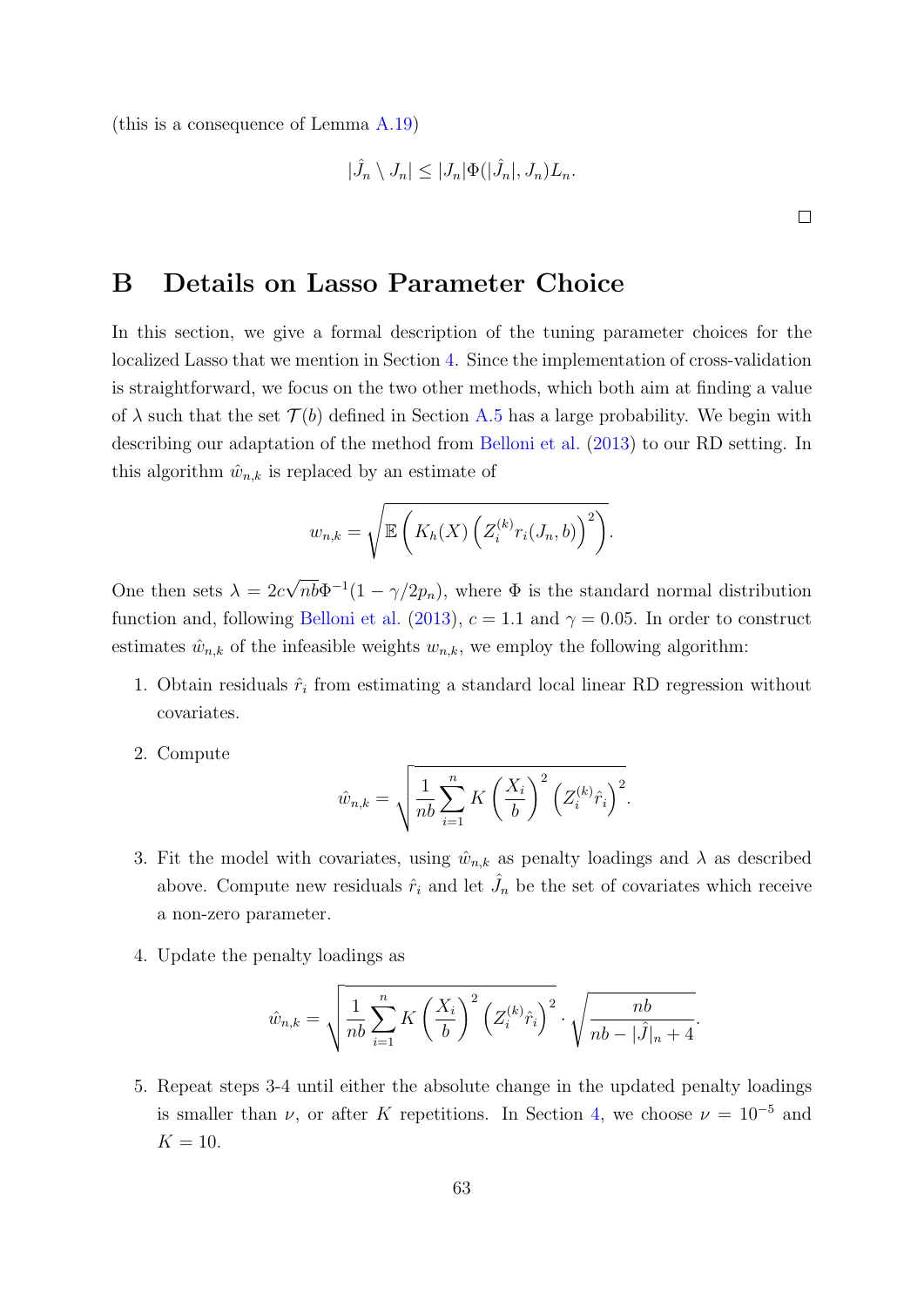(this is a consequence of Lemma A.19)

$$|\hat{J}_n \setminus J_n| \leq |J_n|\Phi(|\hat{J}_n|, J_n)L_n.$$

□

# B Details on Lasso Parameter Choice

In this section, we give a formal description of the tuning parameter choices for the localized Lasso that we mention in Section 4. Since the implementation of cross-validation is straightforward, we focus on the two other methods, which both aim at finding a value of $\lambda$ such that the set $\mathcal{T}(b)$ defined in Section A.5 has a large probability. We begin with describing our adaptation of the method from Belloni et al. (2013) to our RD setting. In this algorithm $\hat{w}_{n,k}$ is replaced by an estimate of

$$w_{n,k} = \sqrt{\mathbb{E}\left(K_h(X)\left(Z_i^{(k)} r_i(J_n, b)\right)^2\right)}.$$

One then sets $\lambda = 2c\sqrt{nb}\Phi^{-1}(1 - \gamma/2p_n)$, where $\Phi$ is the standard normal distribution function and, following Belloni et al. (2013), $c = 1.1$ and $\gamma = 0.05$. In order to construct estimates $\hat{w}_{n,k}$ of the infeasible weights $w_{n,k}$, we employ the following algorithm:

1. Obtain residuals $\hat{r}_i$ from estimating a standard local linear RD regression without covariates.
2. Compute
$$\hat{w}_{n,k} = \sqrt{\frac{1}{nb}\sum_{i=1}^{n} K\left(\frac{X_i}{b}\right)^2 \left(Z_i^{(k)}\hat{r}_i\right)^2}.$$
3. Fit the model with covariates, using $\hat{w}_{n,k}$ as penalty loadings and $\lambda$ as described above. Compute new residuals $\hat{r}_i$ and let $\hat{J}_n$ be the set of covariates which receive a non-zero parameter.
4. Update the penalty loadings as
$$\hat{w}_{n,k} = \sqrt{\frac{1}{nb}\sum_{i=1}^{n} K\left(\frac{X_i}{b}\right)^2 \left(Z_i^{(k)}\hat{r}_i\right)^2} \cdot \sqrt{\frac{nb}{nb - |\hat{J}|_n + 4}}.$$
5. Repeat steps 3-4 until either the absolute change in the updated penalty loadings is smaller than $\nu$, or after $K$ repetitions. In Section 4, we choose $\nu = 10^{-5}$ and $K = 10$.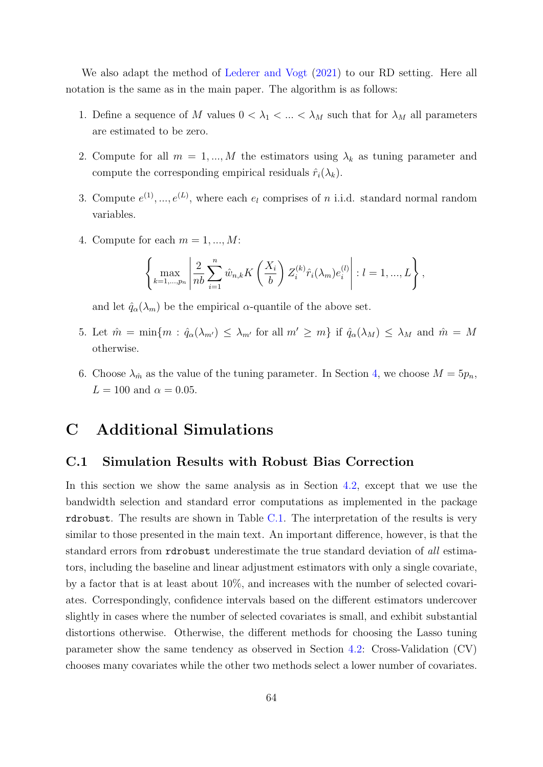We also adapt the method of Lederer and Vogt (2021) to our RD setting. Here all notation is the same as in the main paper. The algorithm is as follows:

1. Define a sequence of $M$ values $0 < \lambda_1 < ... < \lambda_M$ such that for $\lambda_M$ all parameters are estimated to be zero.
2. Compute for all $m = 1, ..., M$ the estimators using $\lambda_k$ as tuning parameter and compute the corresponding empirical residuals $\hat{r}_i(\lambda_k)$.
3. Compute $e^{(1)}, ..., e^{(L)}$, where each $e_l$ comprises of $n$ i.i.d. standard normal random variables.
4. Compute for each $m = 1, ..., M$:
$$\left\{ \max_{k=1,...,p_n} \left| \frac{2}{nb} \sum_{i=1}^{n} \hat{w}_{n,k} K\left(\frac{X_i}{b}\right) Z_i^{(k)} \hat{r}_i(\lambda_m) e_i^{(l)} \right| : l = 1, ..., L \right\},$$
and let $\hat{q}_\alpha(\lambda_m)$ be the empirical $\alpha$-quantile of the above set.
5. Let $\hat{m} = \min\{m : \hat{q}_\alpha(\lambda_{m'}) \leq \lambda_{m'} \text{ for all } m' \geq m\}$ if $\hat{q}_\alpha(\lambda_M) \leq \lambda_M$ and $\hat{m} = M$ otherwise.
6. Choose $\lambda_{\hat{m}}$ as the value of the tuning parameter. In Section 4, we choose $M = 5p_n$, $L = 100$ and $\alpha = 0.05$.

# C Additional Simulations

## C.1 Simulation Results with Robust Bias Correction

In this section we show the same analysis as in Section 4.2, except that we use the bandwidth selection and standard error computations as implemented in the package `rdrobust`. The results are shown in Table C.1. The interpretation of the results is very similar to those presented in the main text. An important difference, however, is that the standard errors from `rdrobust` underestimate the true standard deviation of *all* estimators, including the baseline and linear adjustment estimators with only a single covariate, by a factor that is at least about 10%, and increases with the number of selected covariates. Correspondingly, confidence intervals based on the different estimators undercover slightly in cases where the number of selected covariates is small, and exhibit substantial distortions otherwise. Otherwise, the different methods for choosing the Lasso tuning parameter show the same tendency as observed in Section 4.2: Cross-Validation (CV) chooses many covariates while the other two methods select a lower number of covariates.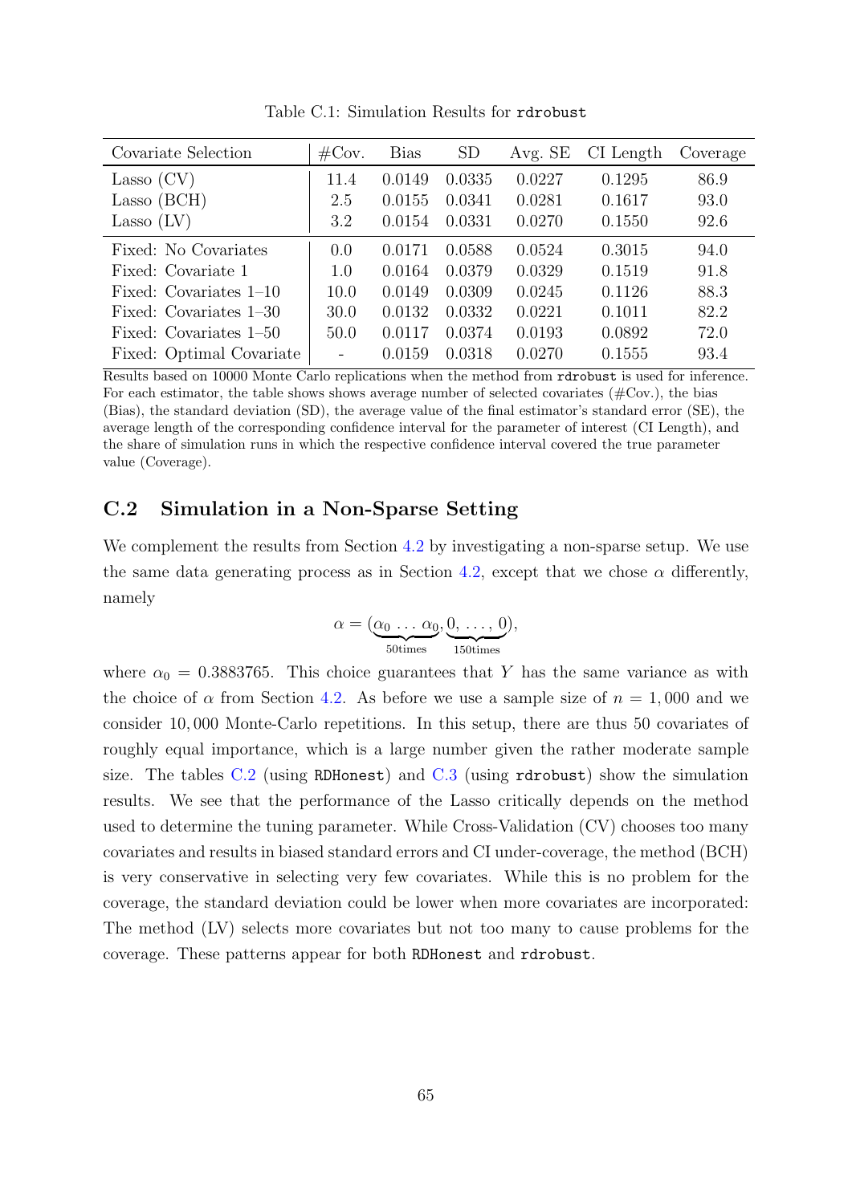Table C.1: Simulation Results for `rdrobust`

| Covariate Selection | #Cov. | Bias | SD | Avg. SE | CI Length | Coverage |
|---|---|---|---|---|---|---|
| Lasso (CV) | 11.4 | 0.0149 | 0.0335 | 0.0227 | 0.1295 | 86.9 |
| Lasso (BCH) | 2.5 | 0.0155 | 0.0341 | 0.0281 | 0.1617 | 93.0 |
| Lasso (LV) | 3.2 | 0.0154 | 0.0331 | 0.0270 | 0.1550 | 92.6 |
| Fixed: No Covariates | 0.0 | 0.0171 | 0.0588 | 0.0524 | 0.3015 | 94.0 |
| Fixed: Covariate 1 | 1.0 | 0.0164 | 0.0379 | 0.0329 | 0.1519 | 91.8 |
| Fixed: Covariates 1–10 | 10.0 | 0.0149 | 0.0309 | 0.0245 | 0.1126 | 88.3 |
| Fixed: Covariates 1–30 | 30.0 | 0.0132 | 0.0332 | 0.0221 | 0.1011 | 82.2 |
| Fixed: Covariates 1–50 | 50.0 | 0.0117 | 0.0374 | 0.0193 | 0.0892 | 72.0 |
| Fixed: Optimal Covariate | - | 0.0159 | 0.0318 | 0.0270 | 0.1555 | 93.4 |

Results based on 10000 Monte Carlo replications when the method from `rdrobust` is used for inference. For each estimator, the table shows shows average number of selected covariates (#Cov.), the bias (Bias), the standard deviation (SD), the average value of the final estimator's standard error (SE), the average length of the corresponding confidence interval for the parameter of interest (CI Length), and the share of simulation runs in which the respective confidence interval covered the true parameter value (Coverage).

## C.2 Simulation in a Non-Sparse Setting

We complement the results from Section 4.2 by investigating a non-sparse setup. We use the same data generating process as in Section 4.2, except that we chose $\alpha$ differently, namely

$$\alpha = (\underbrace{\alpha_0 \ldots \alpha_0}_{50\text{times}}, \underbrace{0, \ldots, 0}_{150\text{times}}),$$

where $\alpha_0 = 0.3883765$. This choice guarantees that $Y$ has the same variance as with the choice of $\alpha$ from Section 4.2. As before we use a sample size of $n = 1,000$ and we consider $10,000$ Monte-Carlo repetitions. In this setup, there are thus 50 covariates of roughly equal importance, which is a large number given the rather moderate sample size. The tables C.2 (using `RDHonest`) and C.3 (using `rdrobust`) show the simulation results. We see that the performance of the Lasso critically depends on the method used to determine the tuning parameter. While Cross-Validation (CV) chooses too many covariates and results in biased standard errors and CI under-coverage, the method (BCH) is very conservative in selecting very few covariates. While this is no problem for the coverage, the standard deviation could be lower when more covariates are incorporated: The method (LV) selects more covariates but not too many to cause problems for the coverage. These patterns appear for both `RDHonest` and `rdrobust`.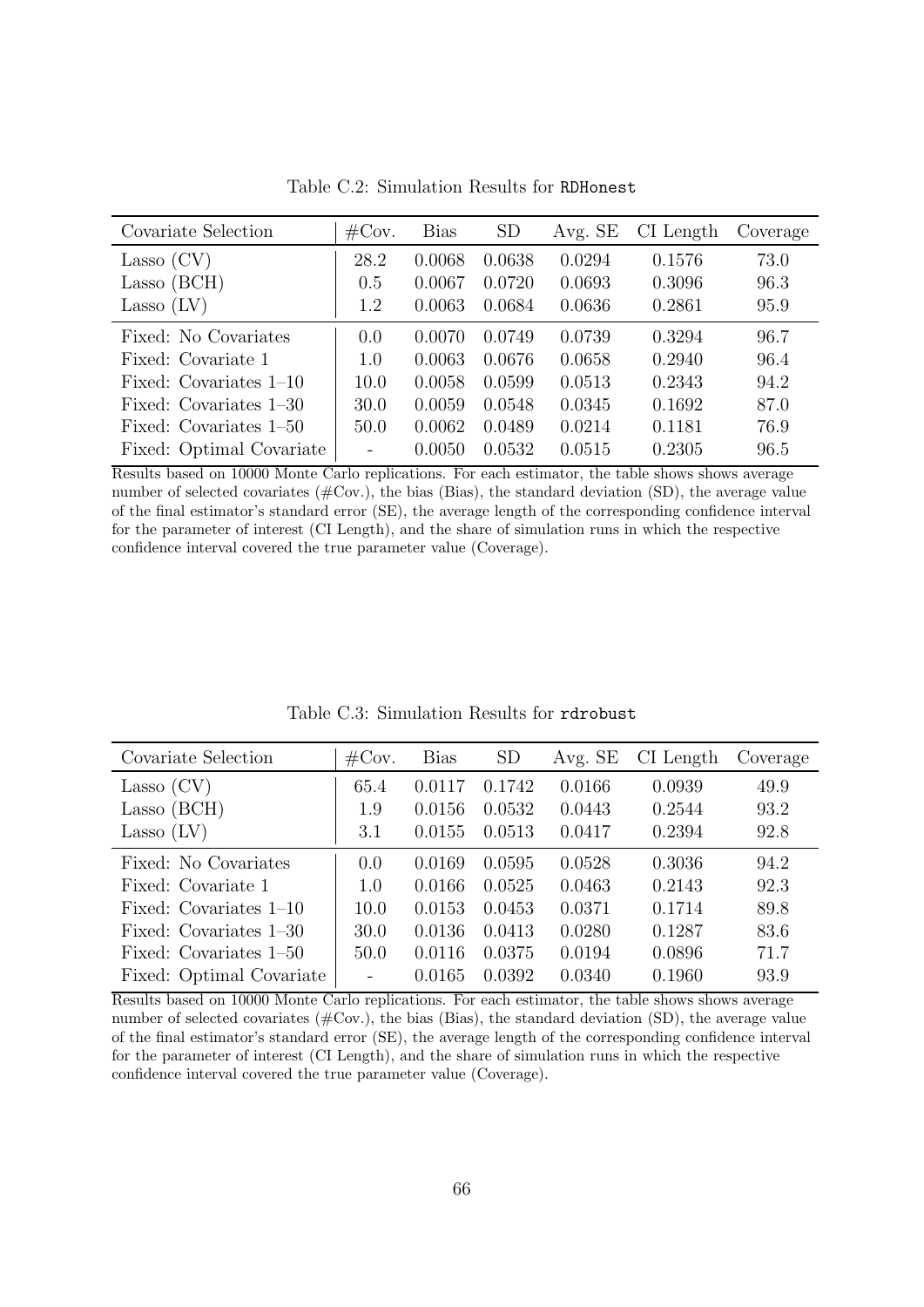Table C.2: Simulation Results for `RDHonest`

| Covariate Selection | #Cov. | Bias | SD | Avg. SE | CI Length | Coverage |
|---|---|---|---|---|---|---|
| Lasso (CV) | 28.2 | 0.0068 | 0.0638 | 0.0294 | 0.1576 | 73.0 |
| Lasso (BCH) | 0.5 | 0.0067 | 0.0720 | 0.0693 | 0.3096 | 96.3 |
| Lasso (LV) | 1.2 | 0.0063 | 0.0684 | 0.0636 | 0.2861 | 95.9 |
| Fixed: No Covariates | 0.0 | 0.0070 | 0.0749 | 0.0739 | 0.3294 | 96.7 |
| Fixed: Covariate 1 | 1.0 | 0.0063 | 0.0676 | 0.0658 | 0.2940 | 96.4 |
| Fixed: Covariates 1–10 | 10.0 | 0.0058 | 0.0599 | 0.0513 | 0.2343 | 94.2 |
| Fixed: Covariates 1–30 | 30.0 | 0.0059 | 0.0548 | 0.0345 | 0.1692 | 87.0 |
| Fixed: Covariates 1–50 | 50.0 | 0.0062 | 0.0489 | 0.0214 | 0.1181 | 76.9 |
| Fixed: Optimal Covariate | - | 0.0050 | 0.0532 | 0.0515 | 0.2305 | 96.5 |

Results based on 10000 Monte Carlo replications. For each estimator, the table shows shows average number of selected covariates (#Cov.), the bias (Bias), the standard deviation (SD), the average value of the final estimator's standard error (SE), the average length of the corresponding confidence interval for the parameter of interest (CI Length), and the share of simulation runs in which the respective confidence interval covered the true parameter value (Coverage).

Table C.3: Simulation Results for `rdrobust`

| Covariate Selection | #Cov. | Bias | SD | Avg. SE | CI Length | Coverage |
|---|---|---|---|---|---|---|
| Lasso (CV) | 65.4 | 0.0117 | 0.1742 | 0.0166 | 0.0939 | 49.9 |
| Lasso (BCH) | 1.9 | 0.0156 | 0.0532 | 0.0443 | 0.2544 | 93.2 |
| Lasso (LV) | 3.1 | 0.0155 | 0.0513 | 0.0417 | 0.2394 | 92.8 |
| Fixed: No Covariates | 0.0 | 0.0169 | 0.0595 | 0.0528 | 0.3036 | 94.2 |
| Fixed: Covariate 1 | 1.0 | 0.0166 | 0.0525 | 0.0463 | 0.2143 | 92.3 |
| Fixed: Covariates 1–10 | 10.0 | 0.0153 | 0.0453 | 0.0371 | 0.1714 | 89.8 |
| Fixed: Covariates 1–30 | 30.0 | 0.0136 | 0.0413 | 0.0280 | 0.1287 | 83.6 |
| Fixed: Covariates 1–50 | 50.0 | 0.0116 | 0.0375 | 0.0194 | 0.0896 | 71.7 |
| Fixed: Optimal Covariate | - | 0.0165 | 0.0392 | 0.0340 | 0.1960 | 93.9 |

Results based on 10000 Monte Carlo replications. For each estimator, the table shows shows average number of selected covariates (#Cov.), the bias (Bias), the standard deviation (SD), the average value of the final estimator's standard error (SE), the average length of the corresponding confidence interval for the parameter of interest (CI Length), and the share of simulation runs in which the respective confidence interval covered the true parameter value (Coverage).